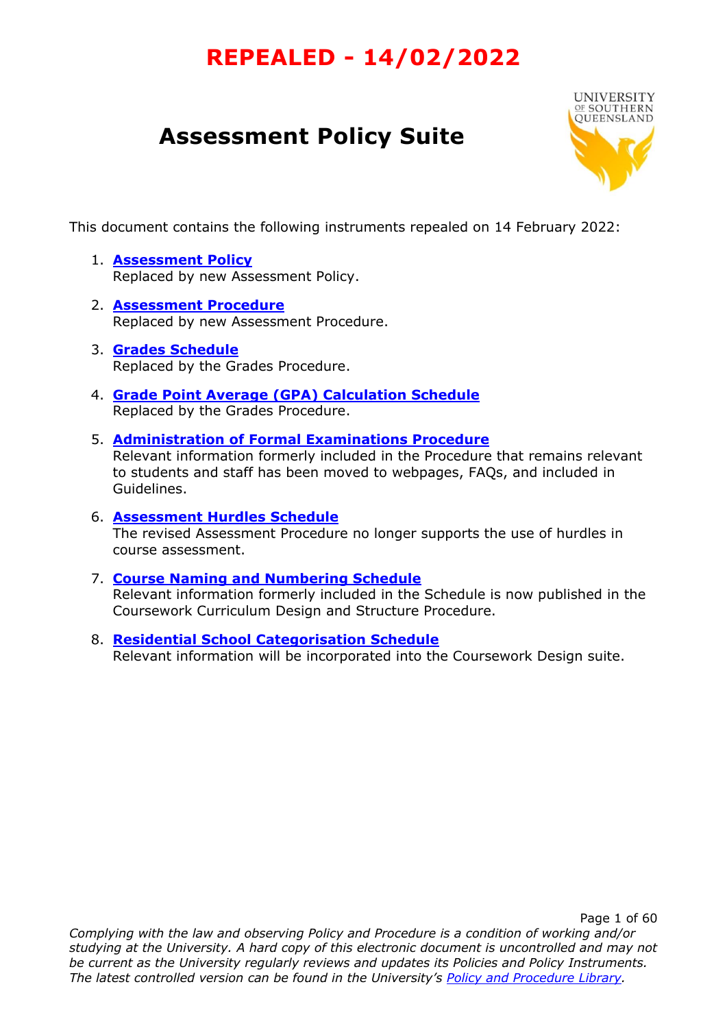# REPEALED - 14/02/2022

# Assessment Policy Suite

This document contains the following instruments repealed on 14 February 2022:

1. **Assessment Policy**
   Replaced by new Assessment Policy.

2. **Assessment Procedure**
   Replaced by new Assessment Procedure.

3. **Grades Schedule**
   Replaced by the Grades Procedure.

4. **Grade Point Average (GPA) Calculation Schedule**
   Replaced by the Grades Procedure.

5. **Administration of Formal Examinations Procedure**
   Relevant information formerly included in the Procedure that remains relevant to students and staff has been moved to webpages, FAQs, and included in Guidelines.

6. **Assessment Hurdles Schedule**
   The revised Assessment Procedure no longer supports the use of hurdles in course assessment.

7. **Course Naming and Numbering Schedule**
   Relevant information formerly included in the Schedule is now published in the Coursework Curriculum Design and Structure Procedure.

8. **Residential School Categorisation Schedule**
   Relevant information will be incorporated into the Coursework Design suite.

*Complying with the law and observing Policy and Procedure is a condition of working and/or studying at the University. A hard copy of this electronic document is uncontrolled and may not be current as the University regularly reviews and updates its Policies and Policy Instruments. The latest controlled version can be found in the University's Policy and Procedure Library.*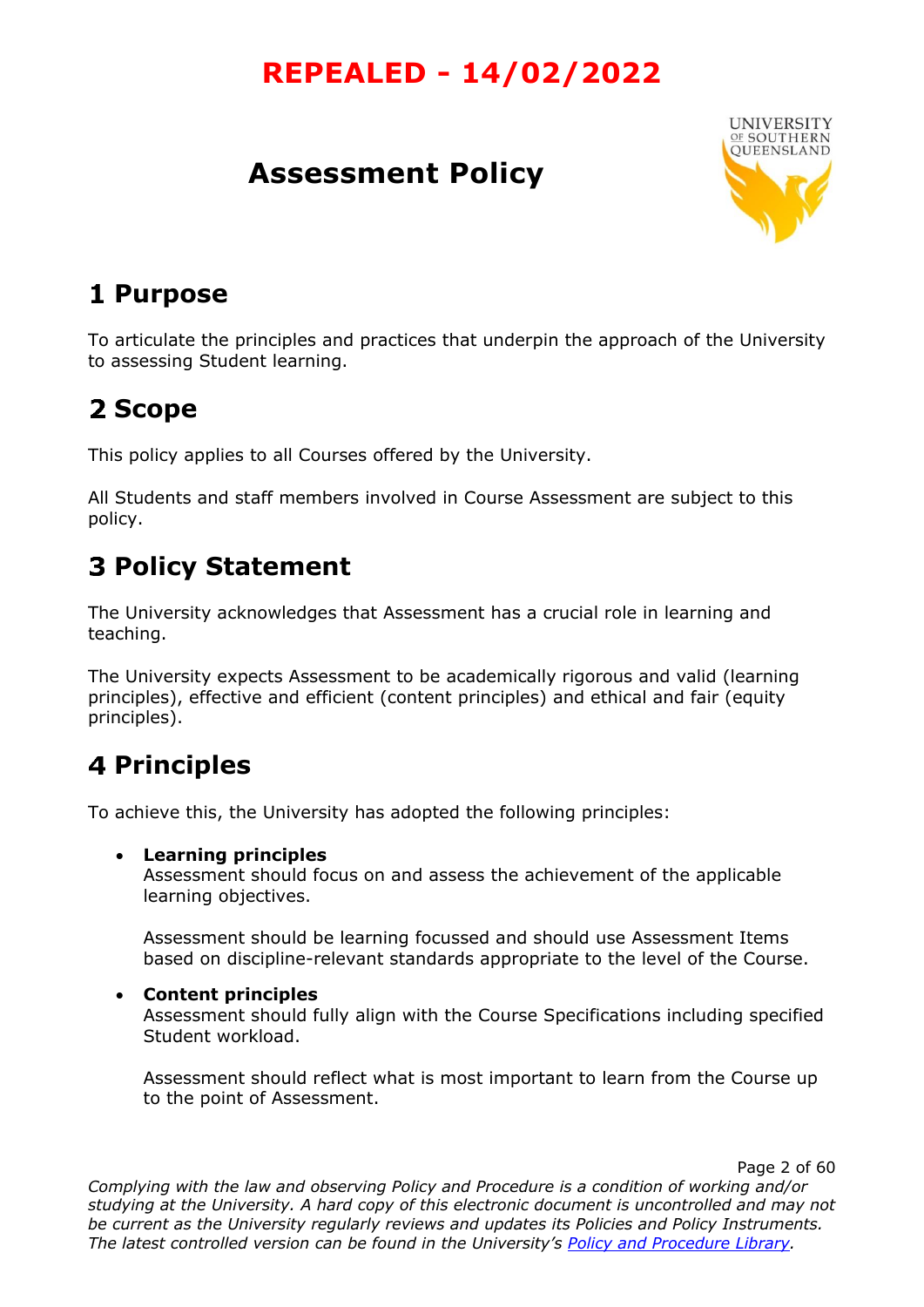**REPEALED - 14/02/2022**

# Assessment Policy

## 1 Purpose

To articulate the principles and practices that underpin the approach of the University to assessing Student learning.

## 2 Scope

This policy applies to all Courses offered by the University.

All Students and staff members involved in Course Assessment are subject to this policy.

## 3 Policy Statement

The University acknowledges that Assessment has a crucial role in learning and teaching.

The University expects Assessment to be academically rigorous and valid (learning principles), effective and efficient (content principles) and ethical and fair (equity principles).

## 4 Principles

To achieve this, the University has adopted the following principles:

- **Learning principles**
  Assessment should focus on and assess the achievement of the applicable learning objectives.

  Assessment should be learning focussed and should use Assessment Items based on discipline-relevant standards appropriate to the level of the Course.

- **Content principles**
  Assessment should fully align with the Course Specifications including specified Student workload.

  Assessment should reflect what is most important to learn from the Course up to the point of Assessment.

*Complying with the law and observing Policy and Procedure is a condition of working and/or studying at the University. A hard copy of this electronic document is uncontrolled and may not be current as the University regularly reviews and updates its Policies and Policy Instruments. The latest controlled version can be found in the University's Policy and Procedure Library.*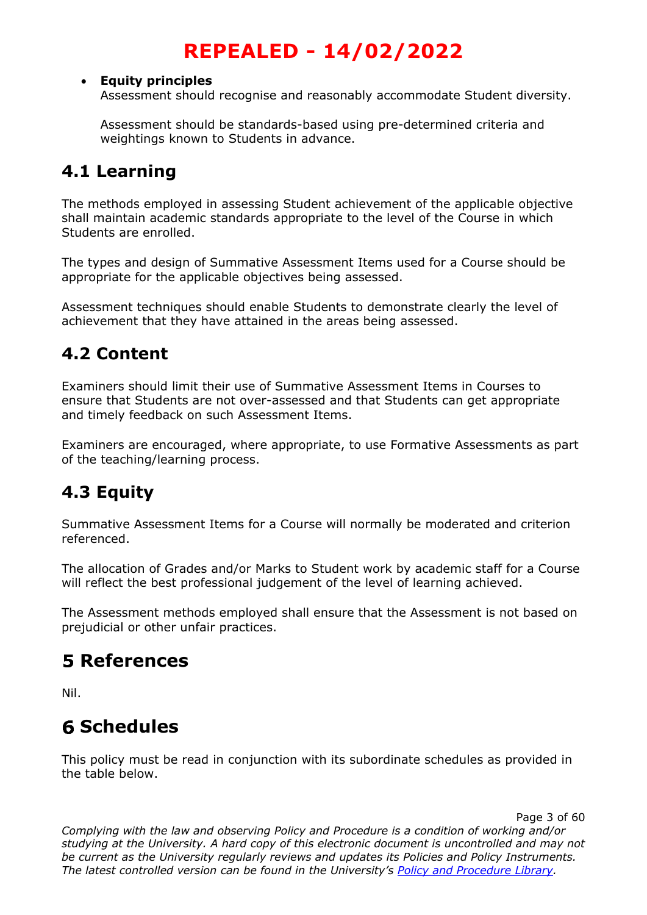# REPEALED - 14/02/2022

- **Equity principles**
  Assessment should recognise and reasonably accommodate Student diversity.

  Assessment should be standards-based using pre-determined criteria and weightings known to Students in advance.

## 4.1 Learning

The methods employed in assessing Student achievement of the applicable objective shall maintain academic standards appropriate to the level of the Course in which Students are enrolled.

The types and design of Summative Assessment Items used for a Course should be appropriate for the applicable objectives being assessed.

Assessment techniques should enable Students to demonstrate clearly the level of achievement that they have attained in the areas being assessed.

## 4.2 Content

Examiners should limit their use of Summative Assessment Items in Courses to ensure that Students are not over-assessed and that Students can get appropriate and timely feedback on such Assessment Items.

Examiners are encouraged, where appropriate, to use Formative Assessments as part of the teaching/learning process.

## 4.3 Equity

Summative Assessment Items for a Course will normally be moderated and criterion referenced.

The allocation of Grades and/or Marks to Student work by academic staff for a Course will reflect the best professional judgement of the level of learning achieved.

The Assessment methods employed shall ensure that the Assessment is not based on prejudicial or other unfair practices.

# 5 References

Nil.

# 6 Schedules

This policy must be read in conjunction with its subordinate schedules as provided in the table below.

*Complying with the law and observing Policy and Procedure is a condition of working and/or studying at the University. A hard copy of this electronic document is uncontrolled and may not be current as the University regularly reviews and updates its Policies and Policy Instruments. The latest controlled version can be found in the University's [Policy and Procedure Library](Policy and Procedure Library).*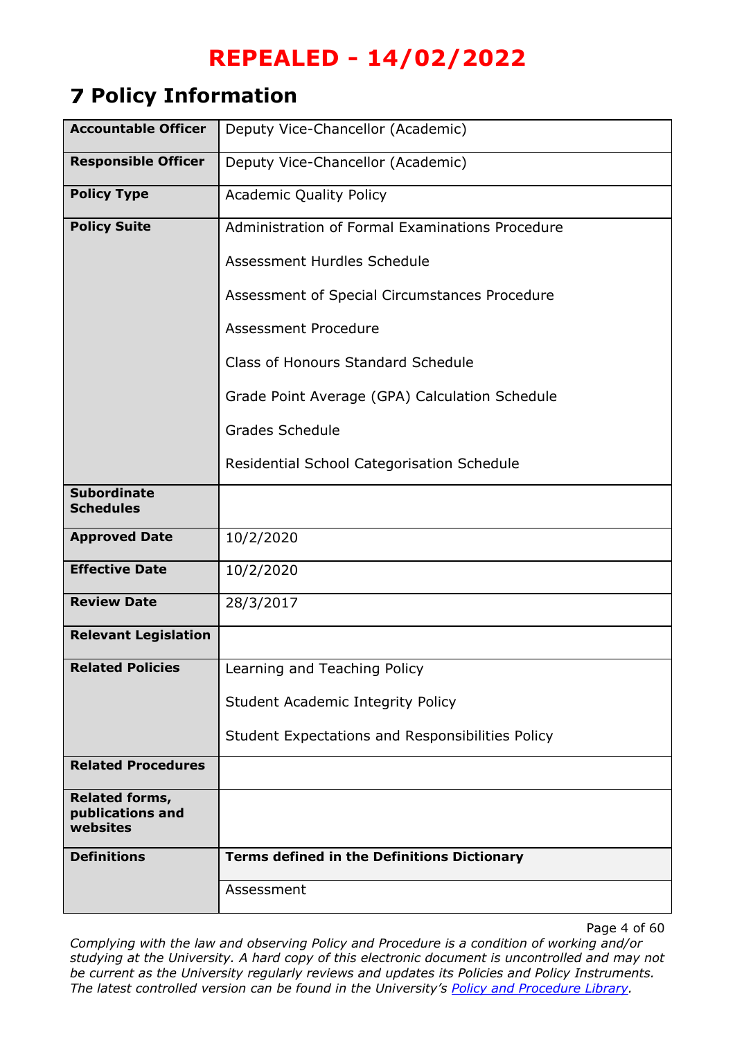# REPEALED - 14/02/2022

## 7 Policy Information

| | |
|---|---|
| **Accountable Officer** | Deputy Vice-Chancellor (Academic) |
| **Responsible Officer** | Deputy Vice-Chancellor (Academic) |
| **Policy Type** | Academic Quality Policy |
| **Policy Suite** | Administration of Formal Examinations Procedure<br><br>Assessment Hurdles Schedule<br><br>Assessment of Special Circumstances Procedure<br><br>Assessment Procedure<br><br>Class of Honours Standard Schedule<br><br>Grade Point Average (GPA) Calculation Schedule<br><br>Grades Schedule<br><br>Residential School Categorisation Schedule |
| **Subordinate Schedules** | |
| **Approved Date** | 10/2/2020 |
| **Effective Date** | 10/2/2020 |
| **Review Date** | 28/3/2017 |
| **Relevant Legislation** | |
| **Related Policies** | Learning and Teaching Policy<br><br>Student Academic Integrity Policy<br><br>Student Expectations and Responsibilities Policy |
| **Related Procedures** | |
| **Related forms, publications and websites** | |
| **Definitions** | **Terms defined in the Definitions Dictionary** |
| | Assessment |

*Complying with the law and observing Policy and Procedure is a condition of working and/or studying at the University. A hard copy of this electronic document is uncontrolled and may not be current as the University regularly reviews and updates its Policies and Policy Instruments. The latest controlled version can be found in the University's Policy and Procedure Library.*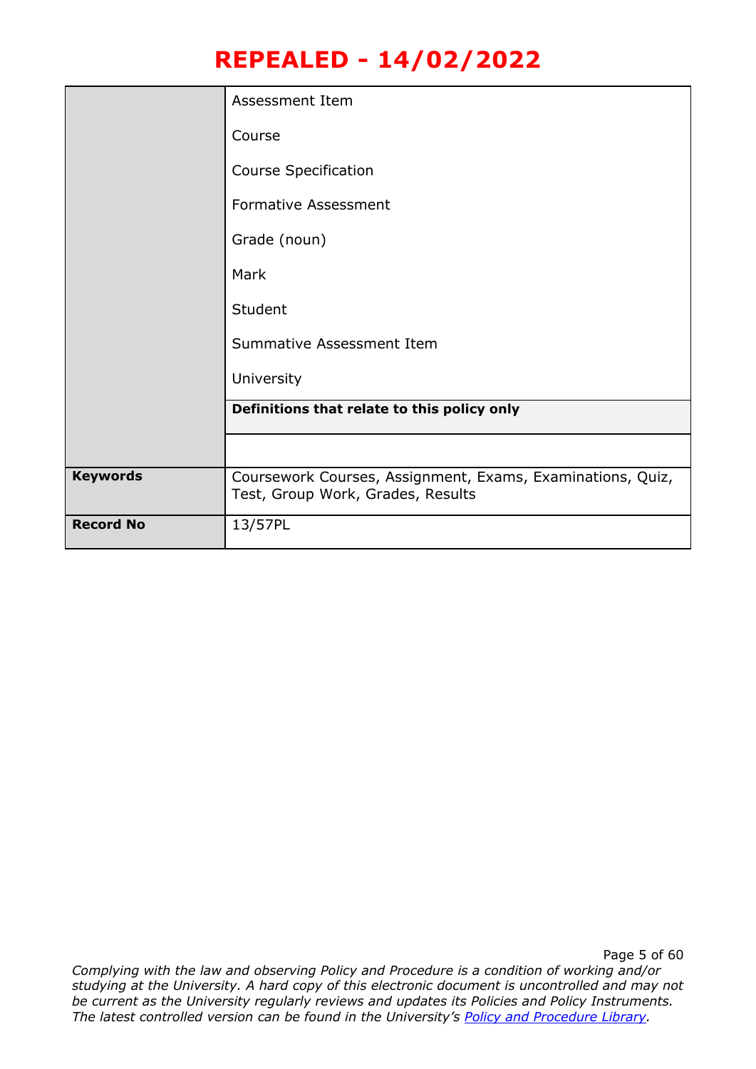# REPEALED - 14/02/2022

| | |
|---|---|
| | Assessment Item<br><br>Course<br><br>Course Specification<br><br>Formative Assessment<br><br>Grade (noun)<br><br>Mark<br><br>Student<br><br>Summative Assessment Item<br><br>University |
| | **Definitions that relate to this policy only** |
| | |
| **Keywords** | Coursework Courses, Assignment, Exams, Examinations, Quiz, Test, Group Work, Grades, Results |
| **Record No** | 13/57PL |

*Complying with the law and observing Policy and Procedure is a condition of working and/or studying at the University. A hard copy of this electronic document is uncontrolled and may not be current as the University regularly reviews and updates its Policies and Policy Instruments. The latest controlled version can be found in the University's Policy and Procedure Library.*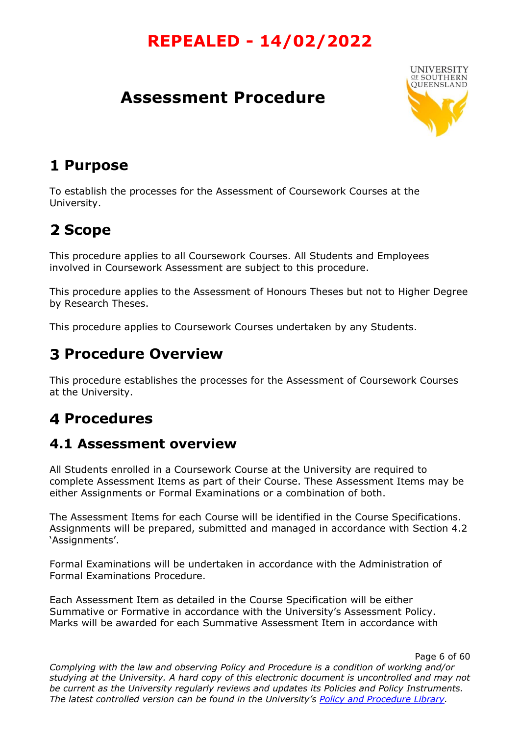# REPEALED - 14/02/2022

# Assessment Procedure

## 1 Purpose

To establish the processes for the Assessment of Coursework Courses at the University.

## 2 Scope

This procedure applies to all Coursework Courses. All Students and Employees involved in Coursework Assessment are subject to this procedure.

This procedure applies to the Assessment of Honours Theses but not to Higher Degree by Research Theses.

This procedure applies to Coursework Courses undertaken by any Students.

## 3 Procedure Overview

This procedure establishes the processes for the Assessment of Coursework Courses at the University.

## 4 Procedures

### 4.1 Assessment overview

All Students enrolled in a Coursework Course at the University are required to complete Assessment Items as part of their Course. These Assessment Items may be either Assignments or Formal Examinations or a combination of both.

The Assessment Items for each Course will be identified in the Course Specifications. Assignments will be prepared, submitted and managed in accordance with Section 4.2 'Assignments'.

Formal Examinations will be undertaken in accordance with the Administration of Formal Examinations Procedure.

Each Assessment Item as detailed in the Course Specification will be either Summative or Formative in accordance with the University's Assessment Policy. Marks will be awarded for each Summative Assessment Item in accordance with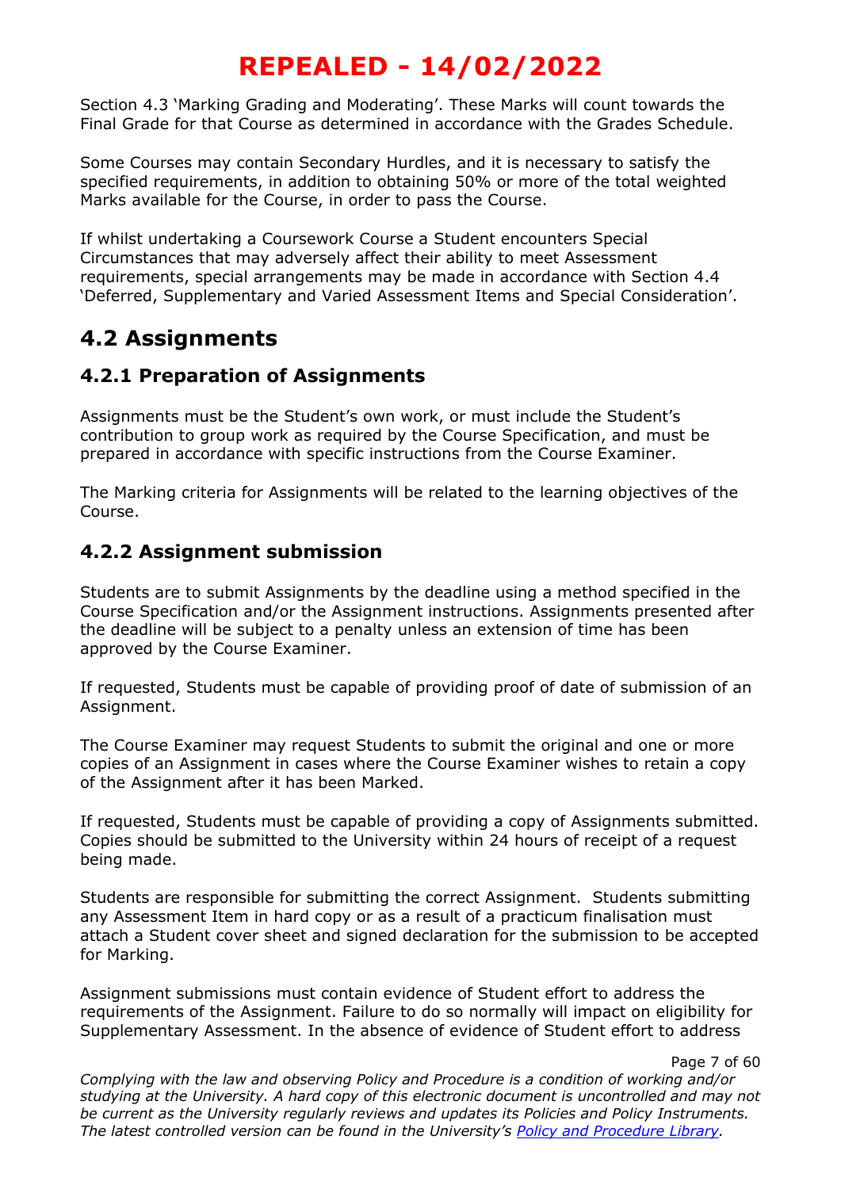# REPEALED - 14/02/2022

Section 4.3 'Marking Grading and Moderating'. These Marks will count towards the Final Grade for that Course as determined in accordance with the Grades Schedule.

Some Courses may contain Secondary Hurdles, and it is necessary to satisfy the specified requirements, in addition to obtaining 50% or more of the total weighted Marks available for the Course, in order to pass the Course.

If whilst undertaking a Coursework Course a Student encounters Special Circumstances that may adversely affect their ability to meet Assessment requirements, special arrangements may be made in accordance with Section 4.4 'Deferred, Supplementary and Varied Assessment Items and Special Consideration'.

## 4.2 Assignments

### 4.2.1 Preparation of Assignments

Assignments must be the Student's own work, or must include the Student's contribution to group work as required by the Course Specification, and must be prepared in accordance with specific instructions from the Course Examiner.

The Marking criteria for Assignments will be related to the learning objectives of the Course.

### 4.2.2 Assignment submission

Students are to submit Assignments by the deadline using a method specified in the Course Specification and/or the Assignment instructions. Assignments presented after the deadline will be subject to a penalty unless an extension of time has been approved by the Course Examiner.

If requested, Students must be capable of providing proof of date of submission of an Assignment.

The Course Examiner may request Students to submit the original and one or more copies of an Assignment in cases where the Course Examiner wishes to retain a copy of the Assignment after it has been Marked.

If requested, Students must be capable of providing a copy of Assignments submitted. Copies should be submitted to the University within 24 hours of receipt of a request being made.

Students are responsible for submitting the correct Assignment. Students submitting any Assessment Item in hard copy or as a result of a practicum finalisation must attach a Student cover sheet and signed declaration for the submission to be accepted for Marking.

Assignment submissions must contain evidence of Student effort to address the requirements of the Assignment. Failure to do so normally will impact on eligibility for Supplementary Assessment. In the absence of evidence of Student effort to address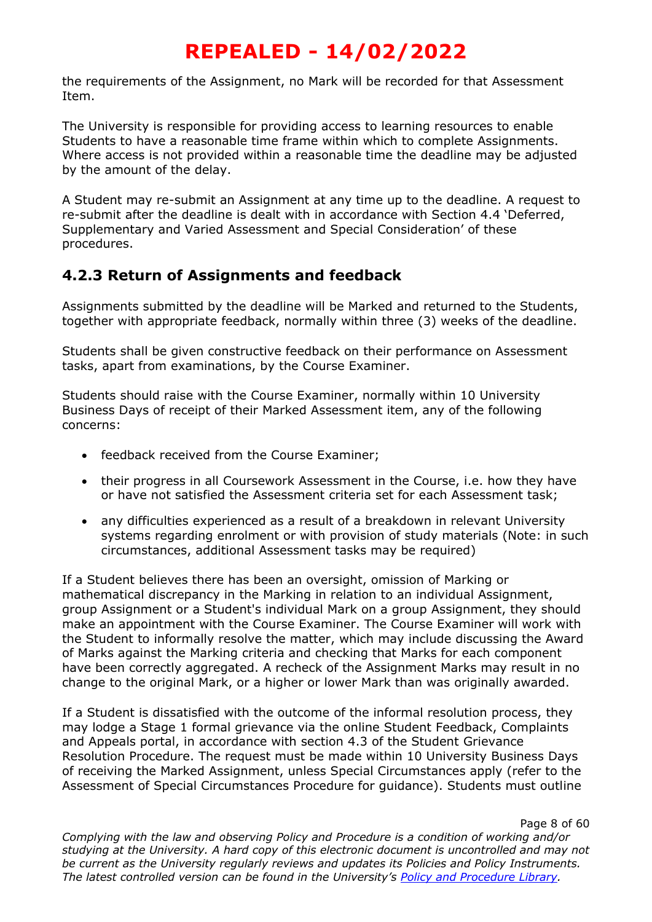# REPEALED - 14/02/2022

the requirements of the Assignment, no Mark will be recorded for that Assessment Item.

The University is responsible for providing access to learning resources to enable Students to have a reasonable time frame within which to complete Assignments. Where access is not provided within a reasonable time the deadline may be adjusted by the amount of the delay.

A Student may re-submit an Assignment at any time up to the deadline. A request to re-submit after the deadline is dealt with in accordance with Section 4.4 'Deferred, Supplementary and Varied Assessment and Special Consideration' of these procedures.

### 4.2.3 Return of Assignments and feedback

Assignments submitted by the deadline will be Marked and returned to the Students, together with appropriate feedback, normally within three (3) weeks of the deadline.

Students shall be given constructive feedback on their performance on Assessment tasks, apart from examinations, by the Course Examiner.

Students should raise with the Course Examiner, normally within 10 University Business Days of receipt of their Marked Assessment item, any of the following concerns:

- feedback received from the Course Examiner;
- their progress in all Coursework Assessment in the Course, i.e. how they have or have not satisfied the Assessment criteria set for each Assessment task;
- any difficulties experienced as a result of a breakdown in relevant University systems regarding enrolment or with provision of study materials (Note: in such circumstances, additional Assessment tasks may be required)

If a Student believes there has been an oversight, omission of Marking or mathematical discrepancy in the Marking in relation to an individual Assignment, group Assignment or a Student's individual Mark on a group Assignment, they should make an appointment with the Course Examiner. The Course Examiner will work with the Student to informally resolve the matter, which may include discussing the Award of Marks against the Marking criteria and checking that Marks for each component have been correctly aggregated. A recheck of the Assignment Marks may result in no change to the original Mark, or a higher or lower Mark than was originally awarded.

If a Student is dissatisfied with the outcome of the informal resolution process, they may lodge a Stage 1 formal grievance via the online Student Feedback, Complaints and Appeals portal, in accordance with section 4.3 of the Student Grievance Resolution Procedure. The request must be made within 10 University Business Days of receiving the Marked Assignment, unless Special Circumstances apply (refer to the Assessment of Special Circumstances Procedure for guidance). Students must outline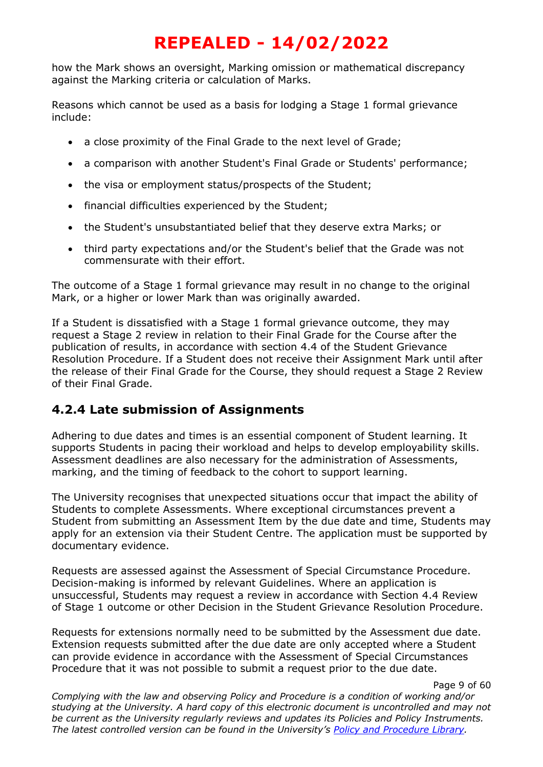# REPEALED - 14/02/2022

how the Mark shows an oversight, Marking omission or mathematical discrepancy against the Marking criteria or calculation of Marks.

Reasons which cannot be used as a basis for lodging a Stage 1 formal grievance include:

- a close proximity of the Final Grade to the next level of Grade;
- a comparison with another Student's Final Grade or Students' performance;
- the visa or employment status/prospects of the Student;
- financial difficulties experienced by the Student;
- the Student's unsubstantiated belief that they deserve extra Marks; or
- third party expectations and/or the Student's belief that the Grade was not commensurate with their effort.

The outcome of a Stage 1 formal grievance may result in no change to the original Mark, or a higher or lower Mark than was originally awarded.

If a Student is dissatisfied with a Stage 1 formal grievance outcome, they may request a Stage 2 review in relation to their Final Grade for the Course after the publication of results, in accordance with section 4.4 of the Student Grievance Resolution Procedure. If a Student does not receive their Assignment Mark until after the release of their Final Grade for the Course, they should request a Stage 2 Review of their Final Grade.

## 4.2.4 Late submission of Assignments

Adhering to due dates and times is an essential component of Student learning. It supports Students in pacing their workload and helps to develop employability skills. Assessment deadlines are also necessary for the administration of Assessments, marking, and the timing of feedback to the cohort to support learning.

The University recognises that unexpected situations occur that impact the ability of Students to complete Assessments. Where exceptional circumstances prevent a Student from submitting an Assessment Item by the due date and time, Students may apply for an extension via their Student Centre. The application must be supported by documentary evidence.

Requests are assessed against the Assessment of Special Circumstance Procedure. Decision-making is informed by relevant Guidelines. Where an application is unsuccessful, Students may request a review in accordance with Section 4.4 Review of Stage 1 outcome or other Decision in the Student Grievance Resolution Procedure.

Requests for extensions normally need to be submitted by the Assessment due date. Extension requests submitted after the due date are only accepted where a Student can provide evidence in accordance with the Assessment of Special Circumstances Procedure that it was not possible to submit a request prior to the due date.

*Complying with the law and observing Policy and Procedure is a condition of working and/or studying at the University. A hard copy of this electronic document is uncontrolled and may not be current as the University regularly reviews and updates its Policies and Policy Instruments. The latest controlled version can be found in the University's [Policy and Procedure Library](Policy and Procedure Library).*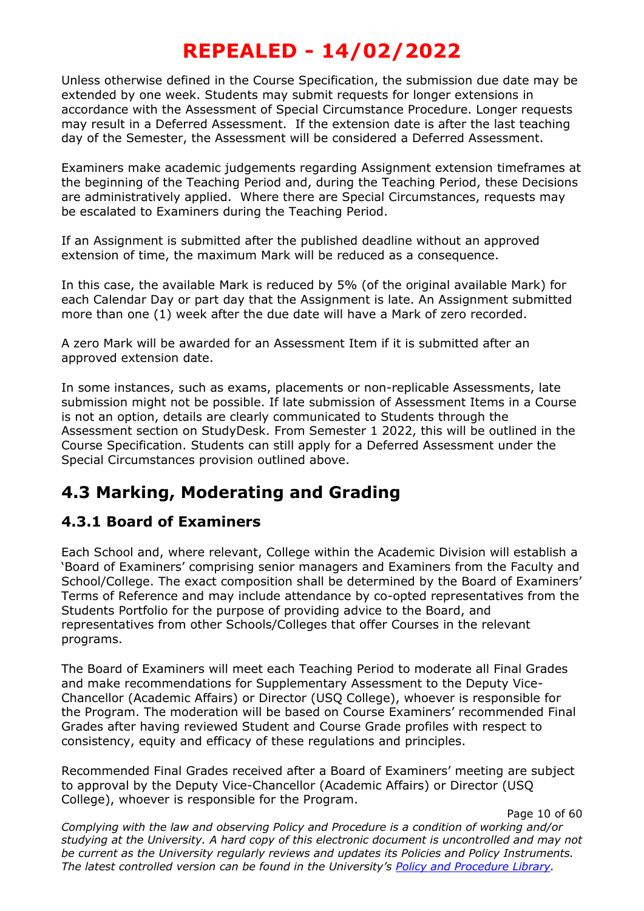# REPEALED - 14/02/2022

Unless otherwise defined in the Course Specification, the submission due date may be extended by one week. Students may submit requests for longer extensions in accordance with the Assessment of Special Circumstance Procedure. Longer requests may result in a Deferred Assessment. If the extension date is after the last teaching day of the Semester, the Assessment will be considered a Deferred Assessment.

Examiners make academic judgements regarding Assignment extension timeframes at the beginning of the Teaching Period and, during the Teaching Period, these Decisions are administratively applied. Where there are Special Circumstances, requests may be escalated to Examiners during the Teaching Period.

If an Assignment is submitted after the published deadline without an approved extension of time, the maximum Mark will be reduced as a consequence.

In this case, the available Mark is reduced by 5% (of the original available Mark) for each Calendar Day or part day that the Assignment is late. An Assignment submitted more than one (1) week after the due date will have a Mark of zero recorded.

A zero Mark will be awarded for an Assessment Item if it is submitted after an approved extension date.

In some instances, such as exams, placements or non-replicable Assessments, late submission might not be possible. If late submission of Assessment Items in a Course is not an option, details are clearly communicated to Students through the Assessment section on StudyDesk. From Semester 1 2022, this will be outlined in the Course Specification. Students can still apply for a Deferred Assessment under the Special Circumstances provision outlined above.

## 4.3 Marking, Moderating and Grading

### 4.3.1 Board of Examiners

Each School and, where relevant, College within the Academic Division will establish a 'Board of Examiners' comprising senior managers and Examiners from the Faculty and School/College. The exact composition shall be determined by the Board of Examiners' Terms of Reference and may include attendance by co-opted representatives from the Students Portfolio for the purpose of providing advice to the Board, and representatives from other Schools/Colleges that offer Courses in the relevant programs.

The Board of Examiners will meet each Teaching Period to moderate all Final Grades and make recommendations for Supplementary Assessment to the Deputy Vice-Chancellor (Academic Affairs) or Director (USQ College), whoever is responsible for the Program. The moderation will be based on Course Examiners' recommended Final Grades after having reviewed Student and Course Grade profiles with respect to consistency, equity and efficacy of these regulations and principles.

Recommended Final Grades received after a Board of Examiners' meeting are subject to approval by the Deputy Vice-Chancellor (Academic Affairs) or Director (USQ College), whoever is responsible for the Program.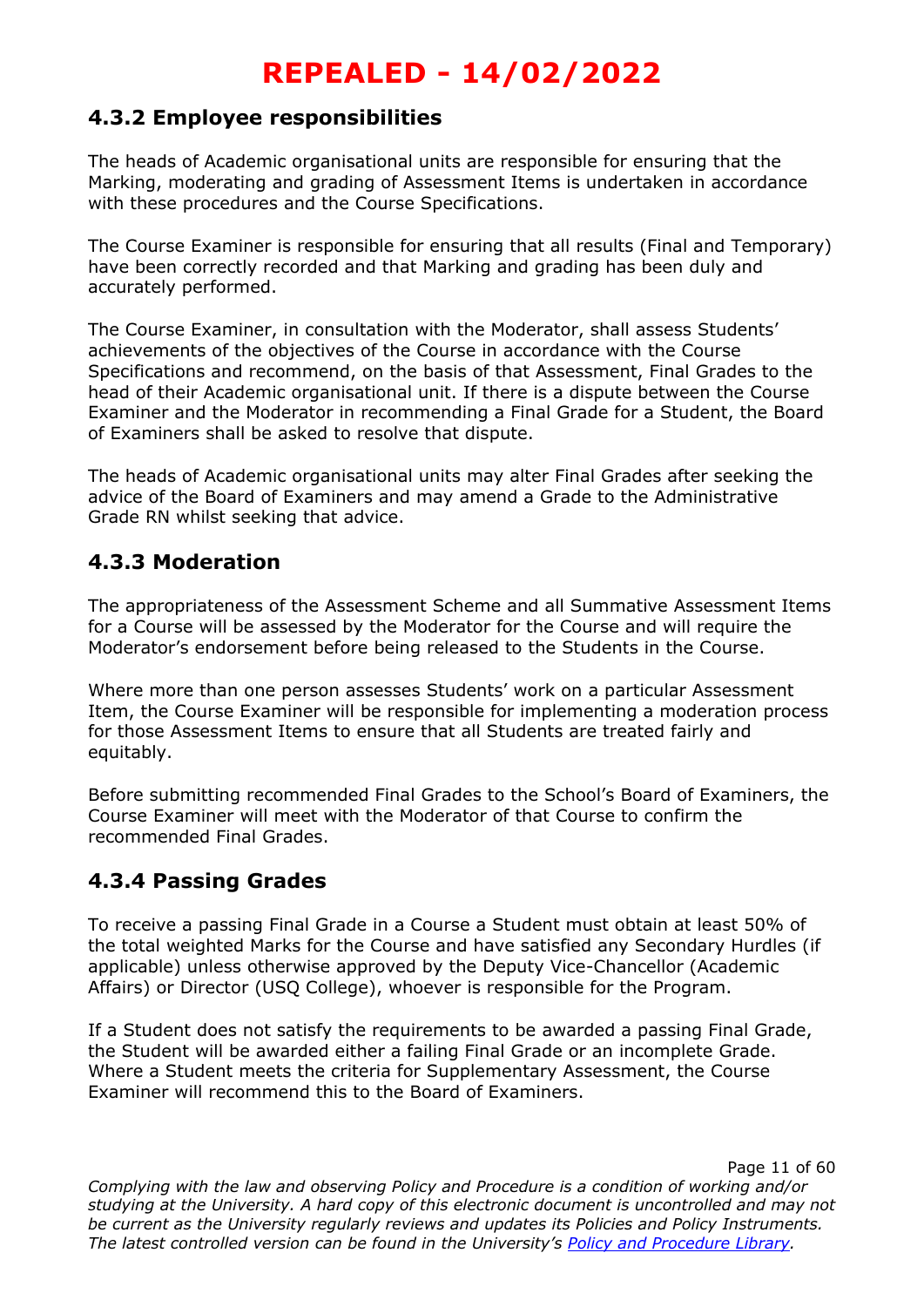# REPEALED - 14/02/2022

### 4.3.2 Employee responsibilities

The heads of Academic organisational units are responsible for ensuring that the Marking, moderating and grading of Assessment Items is undertaken in accordance with these procedures and the Course Specifications.

The Course Examiner is responsible for ensuring that all results (Final and Temporary) have been correctly recorded and that Marking and grading has been duly and accurately performed.

The Course Examiner, in consultation with the Moderator, shall assess Students' achievements of the objectives of the Course in accordance with the Course Specifications and recommend, on the basis of that Assessment, Final Grades to the head of their Academic organisational unit. If there is a dispute between the Course Examiner and the Moderator in recommending a Final Grade for a Student, the Board of Examiners shall be asked to resolve that dispute.

The heads of Academic organisational units may alter Final Grades after seeking the advice of the Board of Examiners and may amend a Grade to the Administrative Grade RN whilst seeking that advice.

### 4.3.3 Moderation

The appropriateness of the Assessment Scheme and all Summative Assessment Items for a Course will be assessed by the Moderator for the Course and will require the Moderator's endorsement before being released to the Students in the Course.

Where more than one person assesses Students' work on a particular Assessment Item, the Course Examiner will be responsible for implementing a moderation process for those Assessment Items to ensure that all Students are treated fairly and equitably.

Before submitting recommended Final Grades to the School's Board of Examiners, the Course Examiner will meet with the Moderator of that Course to confirm the recommended Final Grades.

### 4.3.4 Passing Grades

To receive a passing Final Grade in a Course a Student must obtain at least 50% of the total weighted Marks for the Course and have satisfied any Secondary Hurdles (if applicable) unless otherwise approved by the Deputy Vice-Chancellor (Academic Affairs) or Director (USQ College), whoever is responsible for the Program.

If a Student does not satisfy the requirements to be awarded a passing Final Grade, the Student will be awarded either a failing Final Grade or an incomplete Grade. Where a Student meets the criteria for Supplementary Assessment, the Course Examiner will recommend this to the Board of Examiners.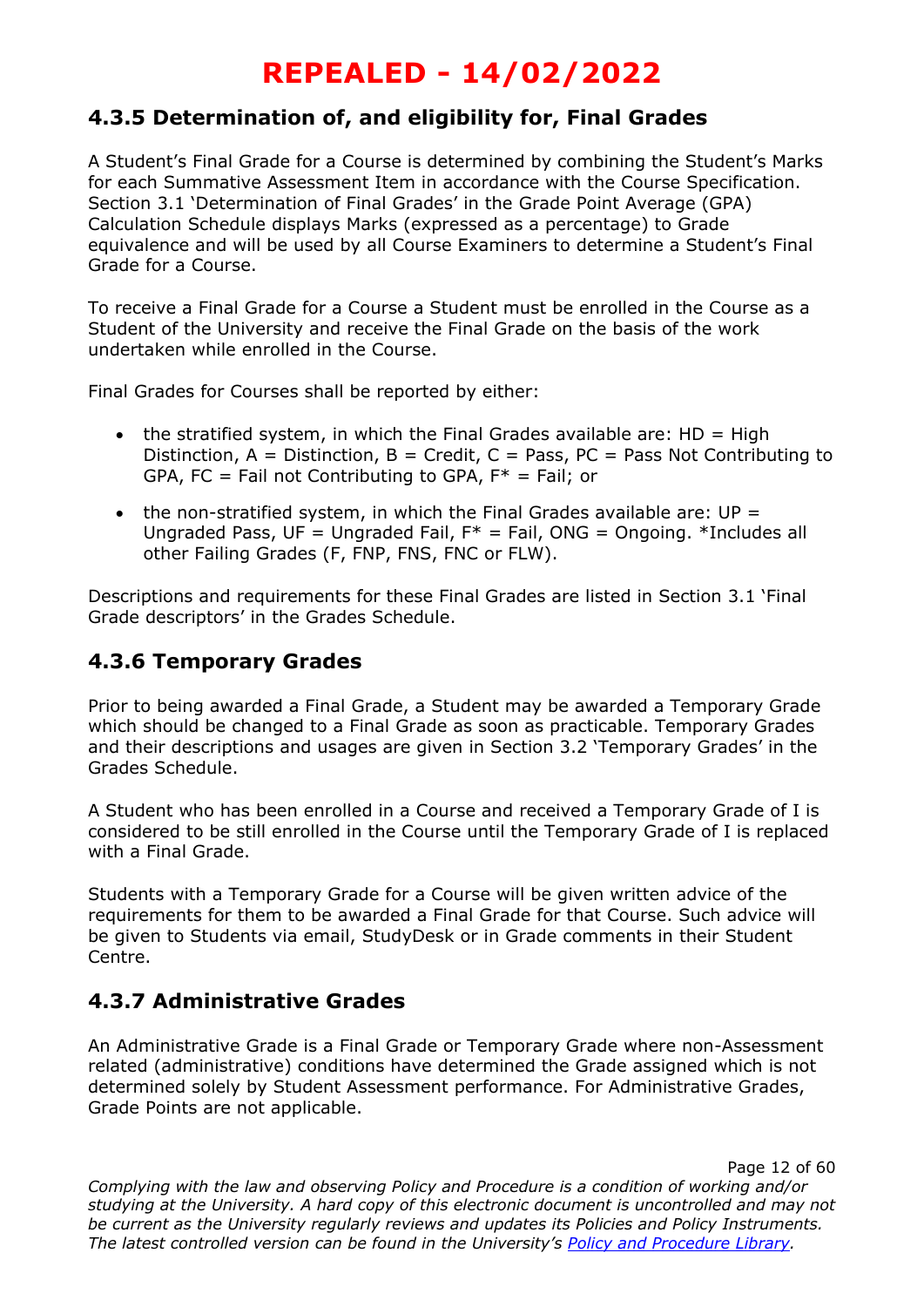# REPEALED - 14/02/2022

## 4.3.5 Determination of, and eligibility for, Final Grades

A Student's Final Grade for a Course is determined by combining the Student's Marks for each Summative Assessment Item in accordance with the Course Specification. Section 3.1 'Determination of Final Grades' in the Grade Point Average (GPA) Calculation Schedule displays Marks (expressed as a percentage) to Grade equivalence and will be used by all Course Examiners to determine a Student's Final Grade for a Course.

To receive a Final Grade for a Course a Student must be enrolled in the Course as a Student of the University and receive the Final Grade on the basis of the work undertaken while enrolled in the Course.

Final Grades for Courses shall be reported by either:

- the stratified system, in which the Final Grades available are: HD = High Distinction, A = Distinction, B = Credit, C = Pass, PC = Pass Not Contributing to GPA, FC = Fail not Contributing to GPA, F* = Fail; or
- the non-stratified system, in which the Final Grades available are: UP = Ungraded Pass, UF = Ungraded Fail, F* = Fail, ONG = Ongoing. *Includes all other Failing Grades (F, FNP, FNS, FNC or FLW).

Descriptions and requirements for these Final Grades are listed in Section 3.1 'Final Grade descriptors' in the Grades Schedule.

## 4.3.6 Temporary Grades

Prior to being awarded a Final Grade, a Student may be awarded a Temporary Grade which should be changed to a Final Grade as soon as practicable. Temporary Grades and their descriptions and usages are given in Section 3.2 'Temporary Grades' in the Grades Schedule.

A Student who has been enrolled in a Course and received a Temporary Grade of I is considered to be still enrolled in the Course until the Temporary Grade of I is replaced with a Final Grade.

Students with a Temporary Grade for a Course will be given written advice of the requirements for them to be awarded a Final Grade for that Course. Such advice will be given to Students via email, StudyDesk or in Grade comments in their Student Centre.

## 4.3.7 Administrative Grades

An Administrative Grade is a Final Grade or Temporary Grade where non-Assessment related (administrative) conditions have determined the Grade assigned which is not determined solely by Student Assessment performance. For Administrative Grades, Grade Points are not applicable.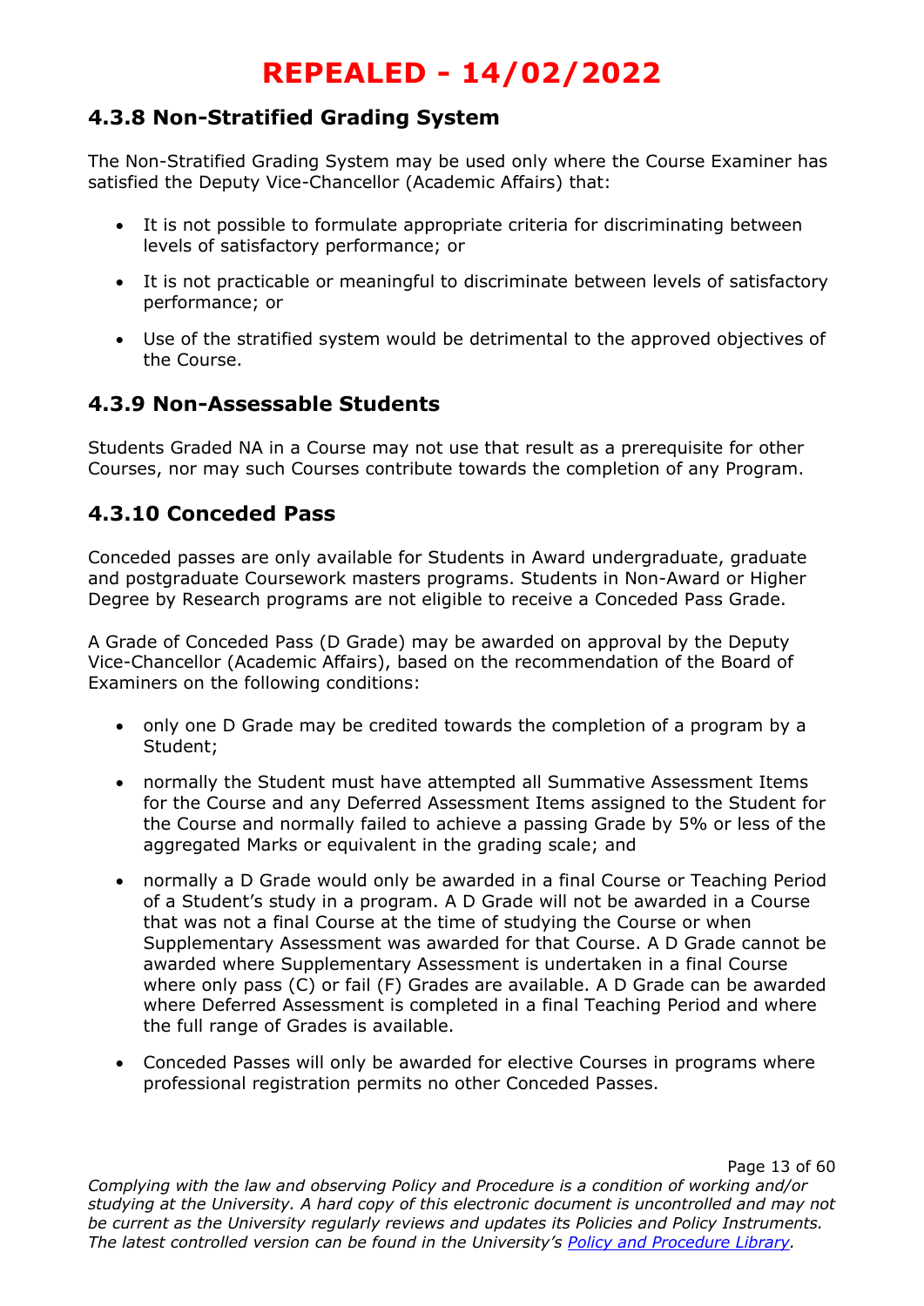# REPEALED - 14/02/2022

### 4.3.8 Non-Stratified Grading System

The Non-Stratified Grading System may be used only where the Course Examiner has satisfied the Deputy Vice-Chancellor (Academic Affairs) that:

- It is not possible to formulate appropriate criteria for discriminating between levels of satisfactory performance; or
- It is not practicable or meaningful to discriminate between levels of satisfactory performance; or
- Use of the stratified system would be detrimental to the approved objectives of the Course.

### 4.3.9 Non-Assessable Students

Students Graded NA in a Course may not use that result as a prerequisite for other Courses, nor may such Courses contribute towards the completion of any Program.

### 4.3.10 Conceded Pass

Conceded passes are only available for Students in Award undergraduate, graduate and postgraduate Coursework masters programs. Students in Non-Award or Higher Degree by Research programs are not eligible to receive a Conceded Pass Grade.

A Grade of Conceded Pass (D Grade) may be awarded on approval by the Deputy Vice-Chancellor (Academic Affairs), based on the recommendation of the Board of Examiners on the following conditions:

- only one D Grade may be credited towards the completion of a program by a Student;
- normally the Student must have attempted all Summative Assessment Items for the Course and any Deferred Assessment Items assigned to the Student for the Course and normally failed to achieve a passing Grade by 5% or less of the aggregated Marks or equivalent in the grading scale; and
- normally a D Grade would only be awarded in a final Course or Teaching Period of a Student's study in a program. A D Grade will not be awarded in a Course that was not a final Course at the time of studying the Course or when Supplementary Assessment was awarded for that Course. A D Grade cannot be awarded where Supplementary Assessment is undertaken in a final Course where only pass (C) or fail (F) Grades are available. A D Grade can be awarded where Deferred Assessment is completed in a final Teaching Period and where the full range of Grades is available.
- Conceded Passes will only be awarded for elective Courses in programs where professional registration permits no other Conceded Passes.

*Complying with the law and observing Policy and Procedure is a condition of working and/or studying at the University. A hard copy of this electronic document is uncontrolled and may not be current as the University regularly reviews and updates its Policies and Policy Instruments. The latest controlled version can be found in the University's Policy and Procedure Library.*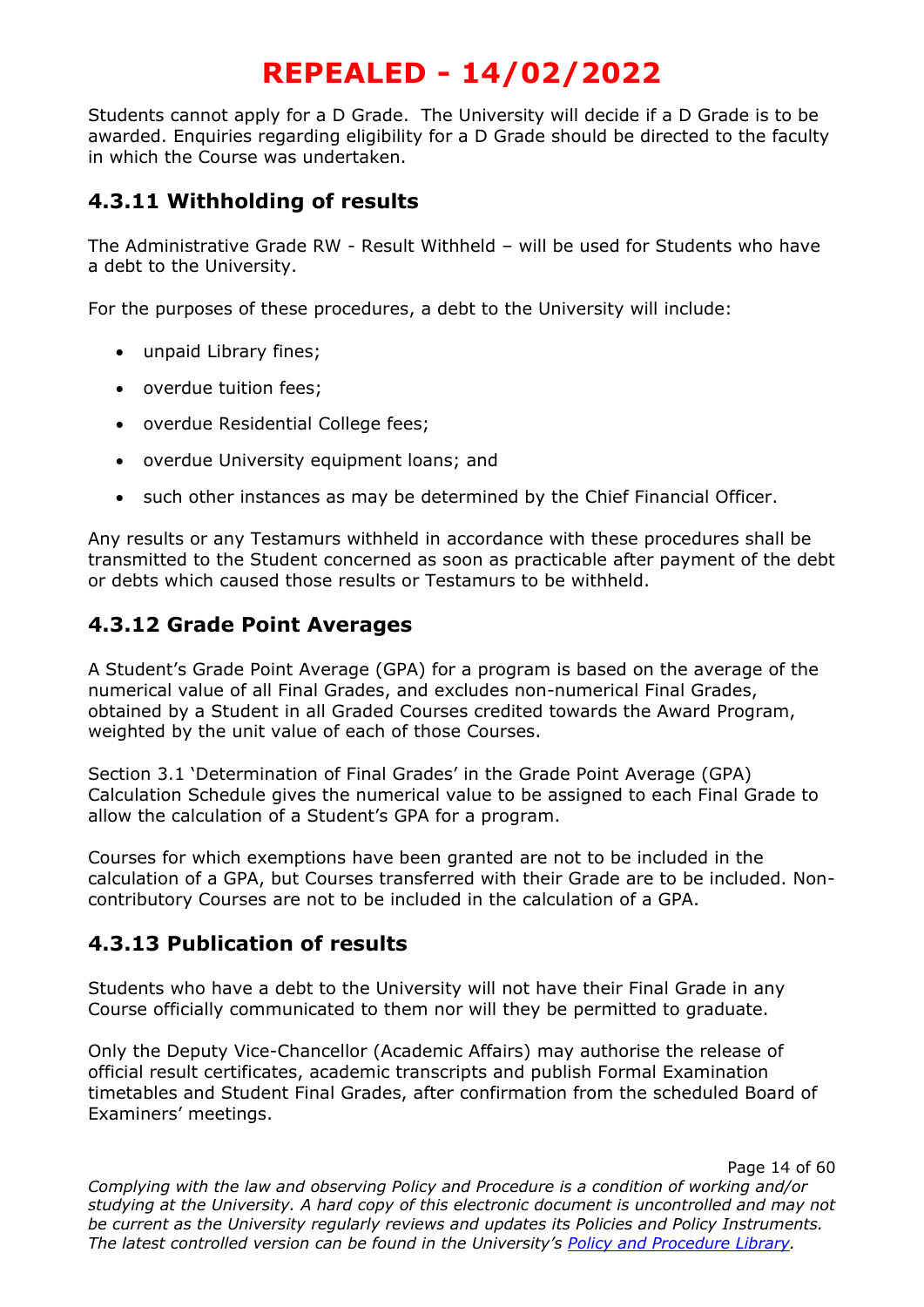# REPEALED - 14/02/2022

Students cannot apply for a D Grade. The University will decide if a D Grade is to be awarded. Enquiries regarding eligibility for a D Grade should be directed to the faculty in which the Course was undertaken.

### 4.3.11 Withholding of results

The Administrative Grade RW - Result Withheld – will be used for Students who have a debt to the University.

For the purposes of these procedures, a debt to the University will include:

- unpaid Library fines;
- overdue tuition fees;
- overdue Residential College fees;
- overdue University equipment loans; and
- such other instances as may be determined by the Chief Financial Officer.

Any results or any Testamurs withheld in accordance with these procedures shall be transmitted to the Student concerned as soon as practicable after payment of the debt or debts which caused those results or Testamurs to be withheld.

### 4.3.12 Grade Point Averages

A Student's Grade Point Average (GPA) for a program is based on the average of the numerical value of all Final Grades, and excludes non-numerical Final Grades, obtained by a Student in all Graded Courses credited towards the Award Program, weighted by the unit value of each of those Courses.

Section 3.1 'Determination of Final Grades' in the Grade Point Average (GPA) Calculation Schedule gives the numerical value to be assigned to each Final Grade to allow the calculation of a Student's GPA for a program.

Courses for which exemptions have been granted are not to be included in the calculation of a GPA, but Courses transferred with their Grade are to be included. Non-contributory Courses are not to be included in the calculation of a GPA.

### 4.3.13 Publication of results

Students who have a debt to the University will not have their Final Grade in any Course officially communicated to them nor will they be permitted to graduate.

Only the Deputy Vice-Chancellor (Academic Affairs) may authorise the release of official result certificates, academic transcripts and publish Formal Examination timetables and Student Final Grades, after confirmation from the scheduled Board of Examiners' meetings.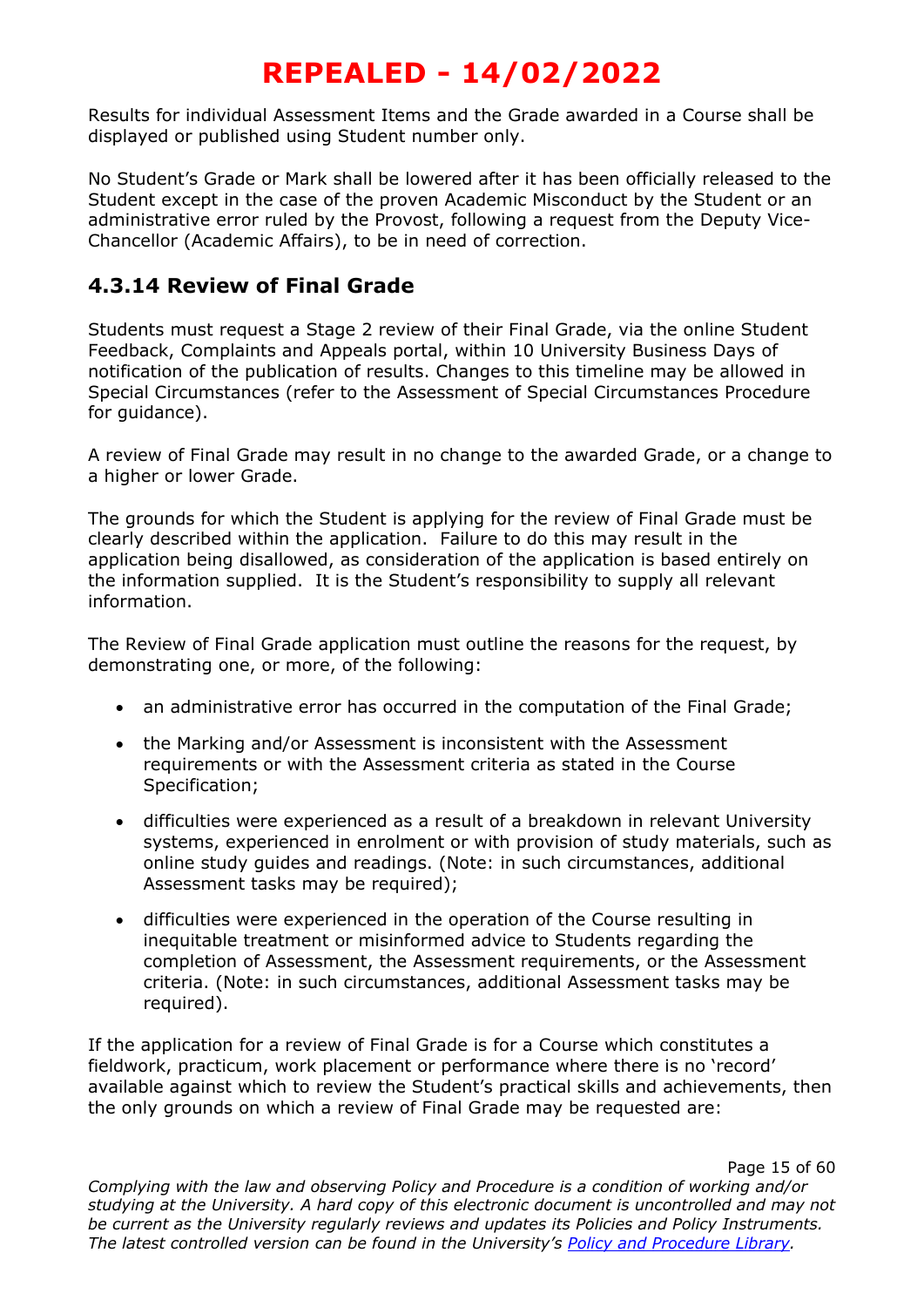# REPEALED - 14/02/2022

Results for individual Assessment Items and the Grade awarded in a Course shall be displayed or published using Student number only.

No Student's Grade or Mark shall be lowered after it has been officially released to the Student except in the case of the proven Academic Misconduct by the Student or an administrative error ruled by the Provost, following a request from the Deputy Vice-Chancellor (Academic Affairs), to be in need of correction.

### 4.3.14 Review of Final Grade

Students must request a Stage 2 review of their Final Grade, via the online Student Feedback, Complaints and Appeals portal, within 10 University Business Days of notification of the publication of results. Changes to this timeline may be allowed in Special Circumstances (refer to the Assessment of Special Circumstances Procedure for guidance).

A review of Final Grade may result in no change to the awarded Grade, or a change to a higher or lower Grade.

The grounds for which the Student is applying for the review of Final Grade must be clearly described within the application. Failure to do this may result in the application being disallowed, as consideration of the application is based entirely on the information supplied. It is the Student's responsibility to supply all relevant information.

The Review of Final Grade application must outline the reasons for the request, by demonstrating one, or more, of the following:

- an administrative error has occurred in the computation of the Final Grade;
- the Marking and/or Assessment is inconsistent with the Assessment requirements or with the Assessment criteria as stated in the Course Specification;
- difficulties were experienced as a result of a breakdown in relevant University systems, experienced in enrolment or with provision of study materials, such as online study guides and readings. (Note: in such circumstances, additional Assessment tasks may be required);
- difficulties were experienced in the operation of the Course resulting in inequitable treatment or misinformed advice to Students regarding the completion of Assessment, the Assessment requirements, or the Assessment criteria. (Note: in such circumstances, additional Assessment tasks may be required).

If the application for a review of Final Grade is for a Course which constitutes a fieldwork, practicum, work placement or performance where there is no 'record' available against which to review the Student's practical skills and achievements, then the only grounds on which a review of Final Grade may be requested are: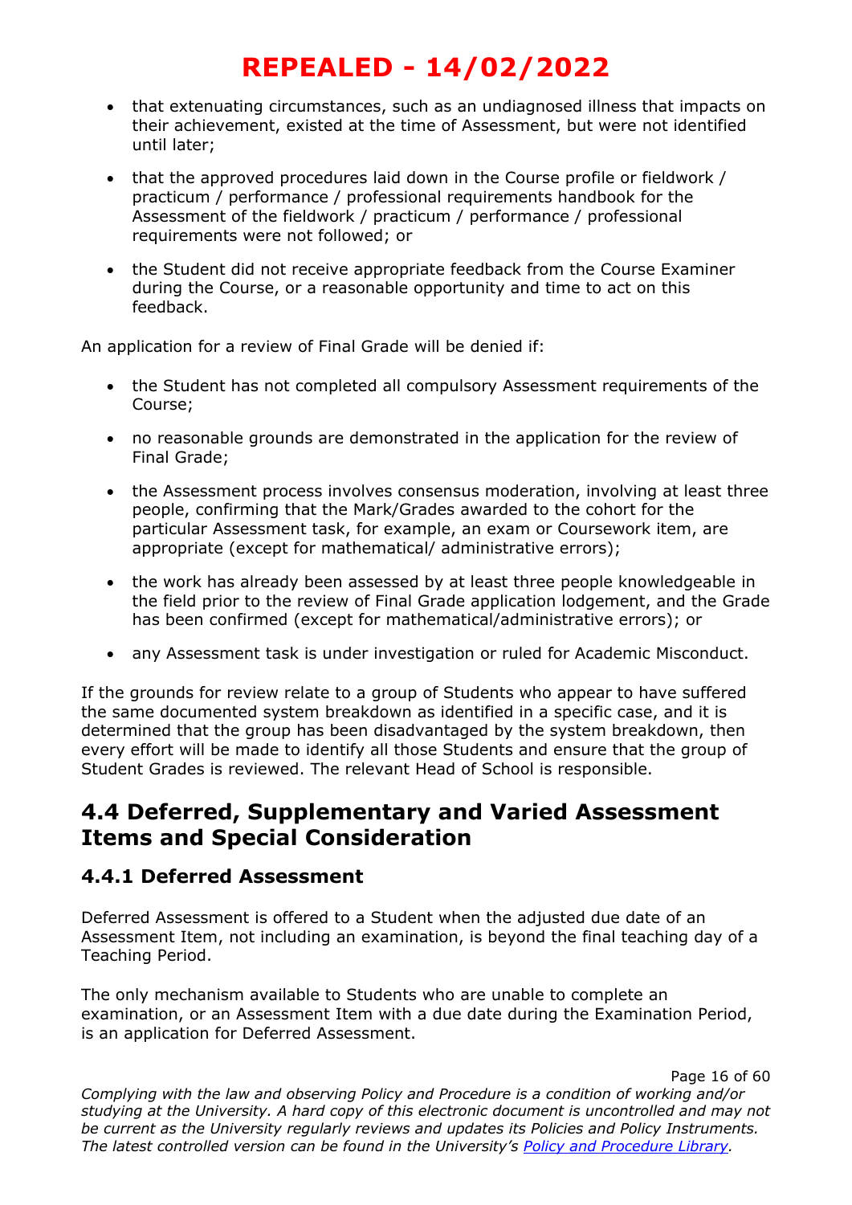# REPEALED - 14/02/2022

- that extenuating circumstances, such as an undiagnosed illness that impacts on their achievement, existed at the time of Assessment, but were not identified until later;
- that the approved procedures laid down in the Course profile or fieldwork / practicum / performance / professional requirements handbook for the Assessment of the fieldwork / practicum / performance / professional requirements were not followed; or
- the Student did not receive appropriate feedback from the Course Examiner during the Course, or a reasonable opportunity and time to act on this feedback.

An application for a review of Final Grade will be denied if:

- the Student has not completed all compulsory Assessment requirements of the Course;
- no reasonable grounds are demonstrated in the application for the review of Final Grade;
- the Assessment process involves consensus moderation, involving at least three people, confirming that the Mark/Grades awarded to the cohort for the particular Assessment task, for example, an exam or Coursework item, are appropriate (except for mathematical/ administrative errors);
- the work has already been assessed by at least three people knowledgeable in the field prior to the review of Final Grade application lodgement, and the Grade has been confirmed (except for mathematical/administrative errors); or
- any Assessment task is under investigation or ruled for Academic Misconduct.

If the grounds for review relate to a group of Students who appear to have suffered the same documented system breakdown as identified in a specific case, and it is determined that the group has been disadvantaged by the system breakdown, then every effort will be made to identify all those Students and ensure that the group of Student Grades is reviewed. The relevant Head of School is responsible.

## 4.4 Deferred, Supplementary and Varied Assessment Items and Special Consideration

### 4.4.1 Deferred Assessment

Deferred Assessment is offered to a Student when the adjusted due date of an Assessment Item, not including an examination, is beyond the final teaching day of a Teaching Period.

The only mechanism available to Students who are unable to complete an examination, or an Assessment Item with a due date during the Examination Period, is an application for Deferred Assessment.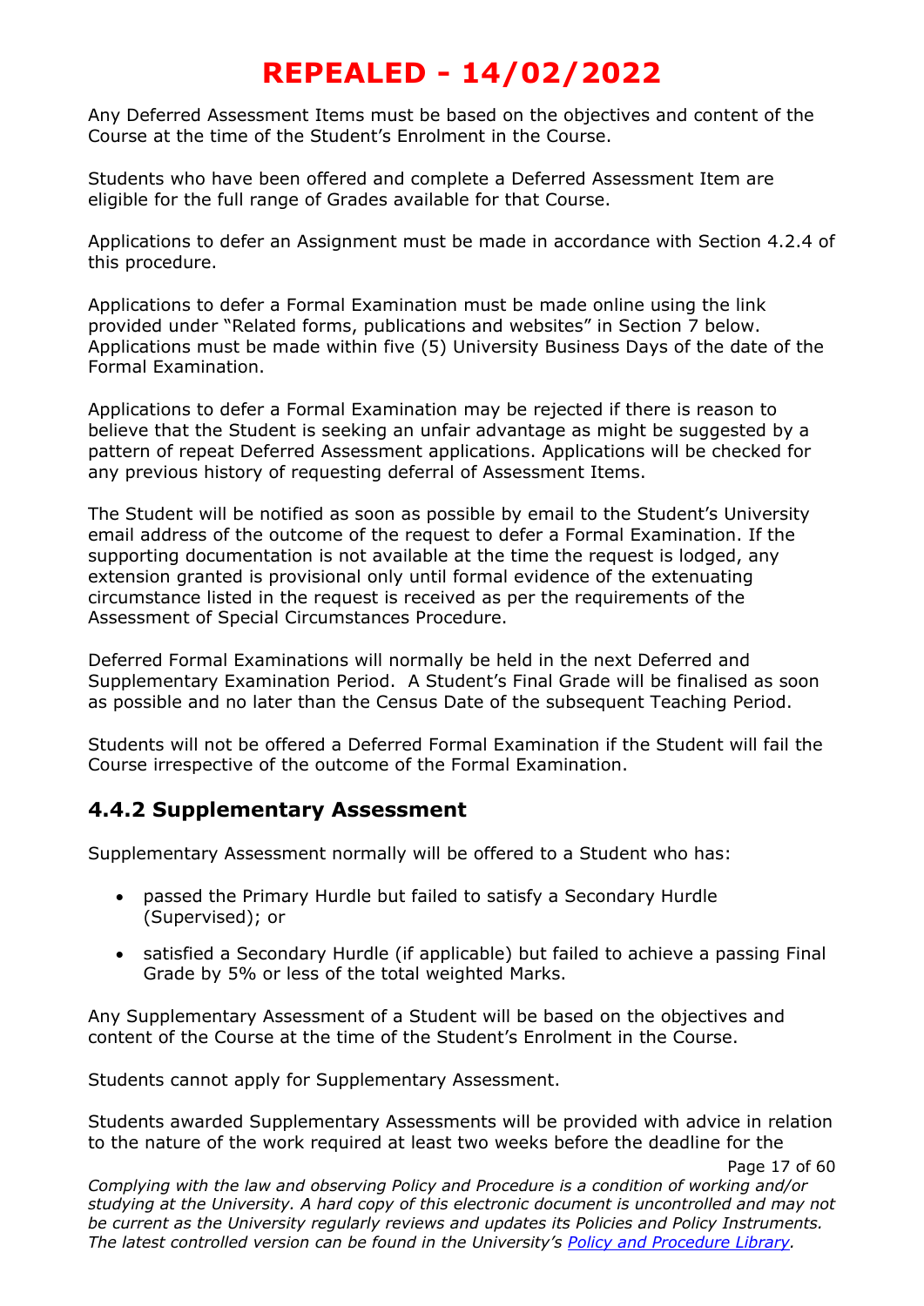# REPEALED - 14/02/2022

Any Deferred Assessment Items must be based on the objectives and content of the Course at the time of the Student's Enrolment in the Course.

Students who have been offered and complete a Deferred Assessment Item are eligible for the full range of Grades available for that Course.

Applications to defer an Assignment must be made in accordance with Section 4.2.4 of this procedure.

Applications to defer a Formal Examination must be made online using the link provided under "Related forms, publications and websites" in Section 7 below. Applications must be made within five (5) University Business Days of the date of the Formal Examination.

Applications to defer a Formal Examination may be rejected if there is reason to believe that the Student is seeking an unfair advantage as might be suggested by a pattern of repeat Deferred Assessment applications. Applications will be checked for any previous history of requesting deferral of Assessment Items.

The Student will be notified as soon as possible by email to the Student's University email address of the outcome of the request to defer a Formal Examination. If the supporting documentation is not available at the time the request is lodged, any extension granted is provisional only until formal evidence of the extenuating circumstance listed in the request is received as per the requirements of the Assessment of Special Circumstances Procedure.

Deferred Formal Examinations will normally be held in the next Deferred and Supplementary Examination Period. A Student's Final Grade will be finalised as soon as possible and no later than the Census Date of the subsequent Teaching Period.

Students will not be offered a Deferred Formal Examination if the Student will fail the Course irrespective of the outcome of the Formal Examination.

### 4.4.2 Supplementary Assessment

Supplementary Assessment normally will be offered to a Student who has:

- passed the Primary Hurdle but failed to satisfy a Secondary Hurdle (Supervised); or
- satisfied a Secondary Hurdle (if applicable) but failed to achieve a passing Final Grade by 5% or less of the total weighted Marks.

Any Supplementary Assessment of a Student will be based on the objectives and content of the Course at the time of the Student's Enrolment in the Course.

Students cannot apply for Supplementary Assessment.

Students awarded Supplementary Assessments will be provided with advice in relation to the nature of the work required at least two weeks before the deadline for the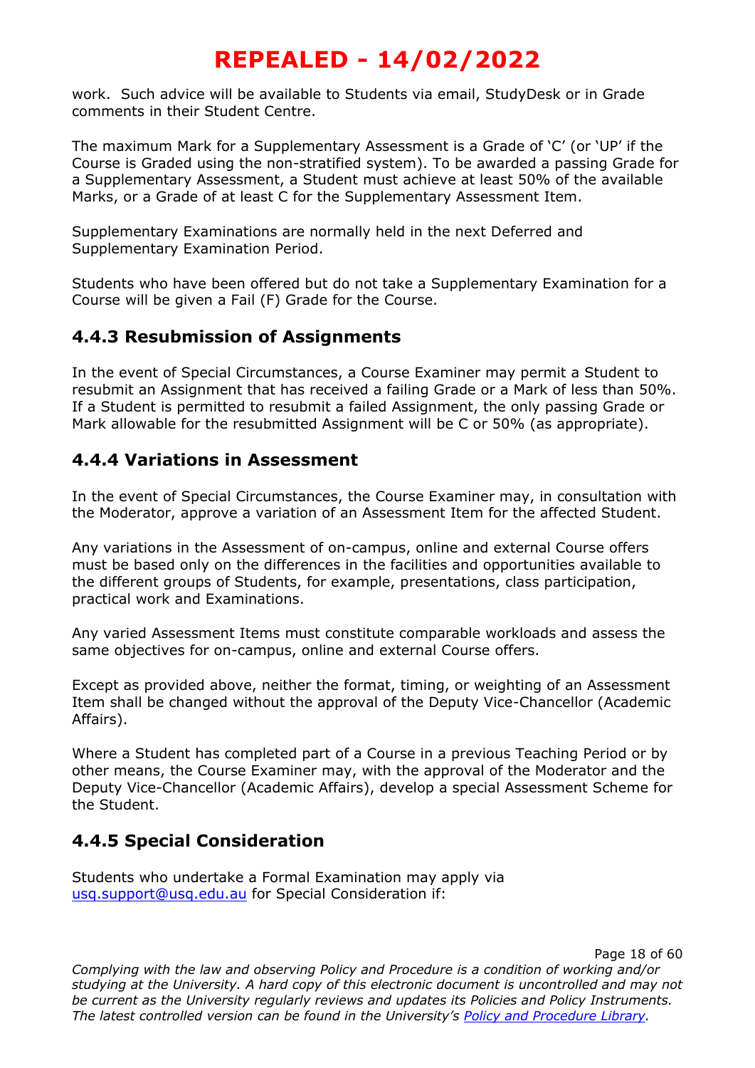work. Such advice will be available to Students via email, StudyDesk or in Grade comments in their Student Centre.

The maximum Mark for a Supplementary Assessment is a Grade of 'C' (or 'UP' if the Course is Graded using the non-stratified system). To be awarded a passing Grade for a Supplementary Assessment, a Student must achieve at least 50% of the available Marks, or a Grade of at least C for the Supplementary Assessment Item.

Supplementary Examinations are normally held in the next Deferred and Supplementary Examination Period.

Students who have been offered but do not take a Supplementary Examination for a Course will be given a Fail (F) Grade for the Course.

### 4.4.3 Resubmission of Assignments

In the event of Special Circumstances, a Course Examiner may permit a Student to resubmit an Assignment that has received a failing Grade or a Mark of less than 50%. If a Student is permitted to resubmit a failed Assignment, the only passing Grade or Mark allowable for the resubmitted Assignment will be C or 50% (as appropriate).

### 4.4.4 Variations in Assessment

In the event of Special Circumstances, the Course Examiner may, in consultation with the Moderator, approve a variation of an Assessment Item for the affected Student.

Any variations in the Assessment of on-campus, online and external Course offers must be based only on the differences in the facilities and opportunities available to the different groups of Students, for example, presentations, class participation, practical work and Examinations.

Any varied Assessment Items must constitute comparable workloads and assess the same objectives for on-campus, online and external Course offers.

Except as provided above, neither the format, timing, or weighting of an Assessment Item shall be changed without the approval of the Deputy Vice-Chancellor (Academic Affairs).

Where a Student has completed part of a Course in a previous Teaching Period or by other means, the Course Examiner may, with the approval of the Moderator and the Deputy Vice-Chancellor (Academic Affairs), develop a special Assessment Scheme for the Student.

### 4.4.5 Special Consideration

Students who undertake a Formal Examination may apply via [usq.support@usq.edu.au](mailto:usq.support@usq.edu.au) for Special Consideration if: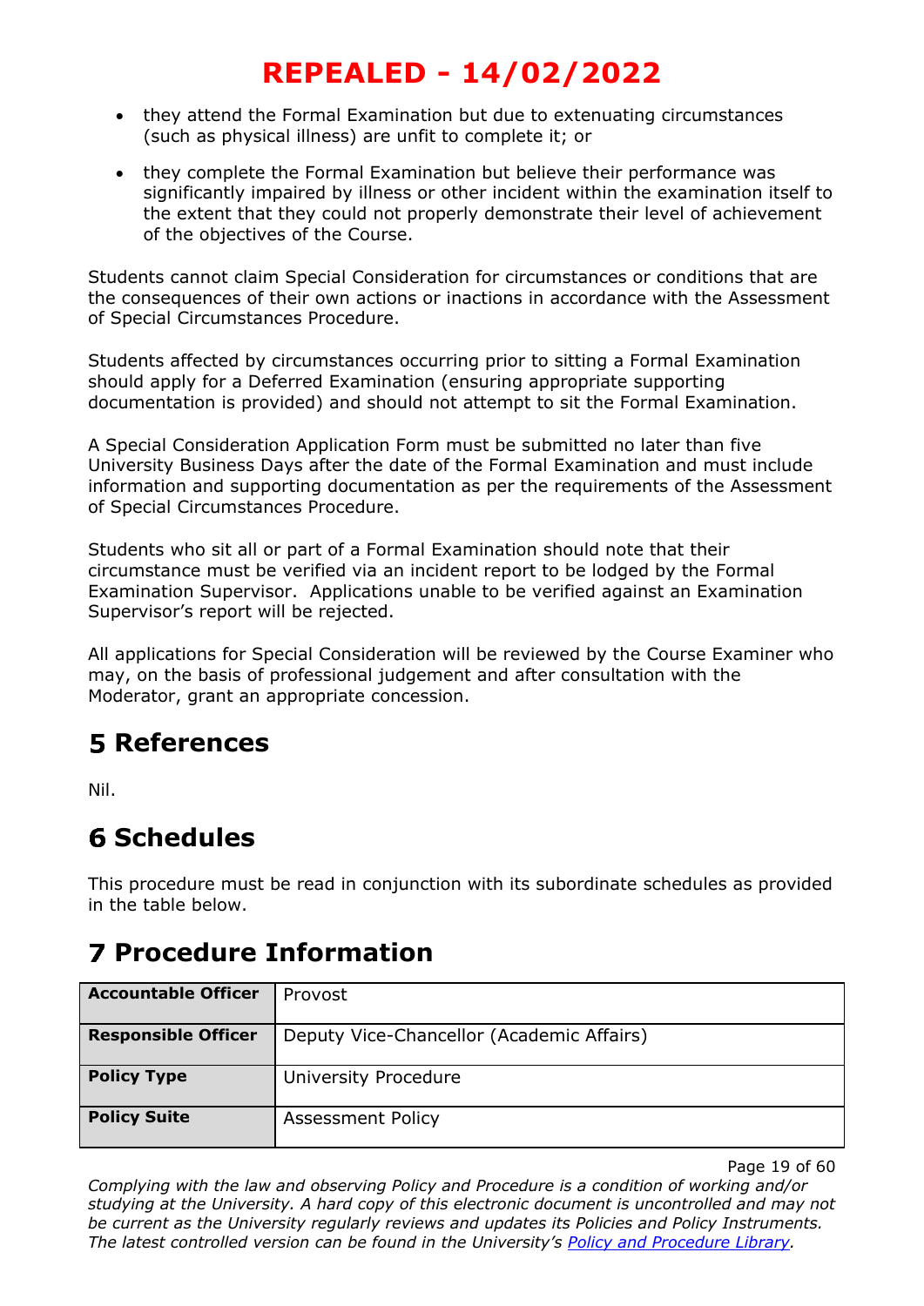# REPEALED - 14/02/2022

- they attend the Formal Examination but due to extenuating circumstances (such as physical illness) are unfit to complete it; or
- they complete the Formal Examination but believe their performance was significantly impaired by illness or other incident within the examination itself to the extent that they could not properly demonstrate their level of achievement of the objectives of the Course.

Students cannot claim Special Consideration for circumstances or conditions that are the consequences of their own actions or inactions in accordance with the Assessment of Special Circumstances Procedure.

Students affected by circumstances occurring prior to sitting a Formal Examination should apply for a Deferred Examination (ensuring appropriate supporting documentation is provided) and should not attempt to sit the Formal Examination.

A Special Consideration Application Form must be submitted no later than five University Business Days after the date of the Formal Examination and must include information and supporting documentation as per the requirements of the Assessment of Special Circumstances Procedure.

Students who sit all or part of a Formal Examination should note that their circumstance must be verified via an incident report to be lodged by the Formal Examination Supervisor. Applications unable to be verified against an Examination Supervisor's report will be rejected.

All applications for Special Consideration will be reviewed by the Course Examiner who may, on the basis of professional judgement and after consultation with the Moderator, grant an appropriate concession.

## 5 References

Nil.

## 6 Schedules

This procedure must be read in conjunction with its subordinate schedules as provided in the table below.

## 7 Procedure Information

| | |
|---|---|
| **Accountable Officer** | Provost |
| **Responsible Officer** | Deputy Vice-Chancellor (Academic Affairs) |
| **Policy Type** | University Procedure |
| **Policy Suite** | Assessment Policy |

*Complying with the law and observing Policy and Procedure is a condition of working and/or studying at the University. A hard copy of this electronic document is uncontrolled and may not be current as the University regularly reviews and updates its Policies and Policy Instruments. The latest controlled version can be found in the University's Policy and Procedure Library.*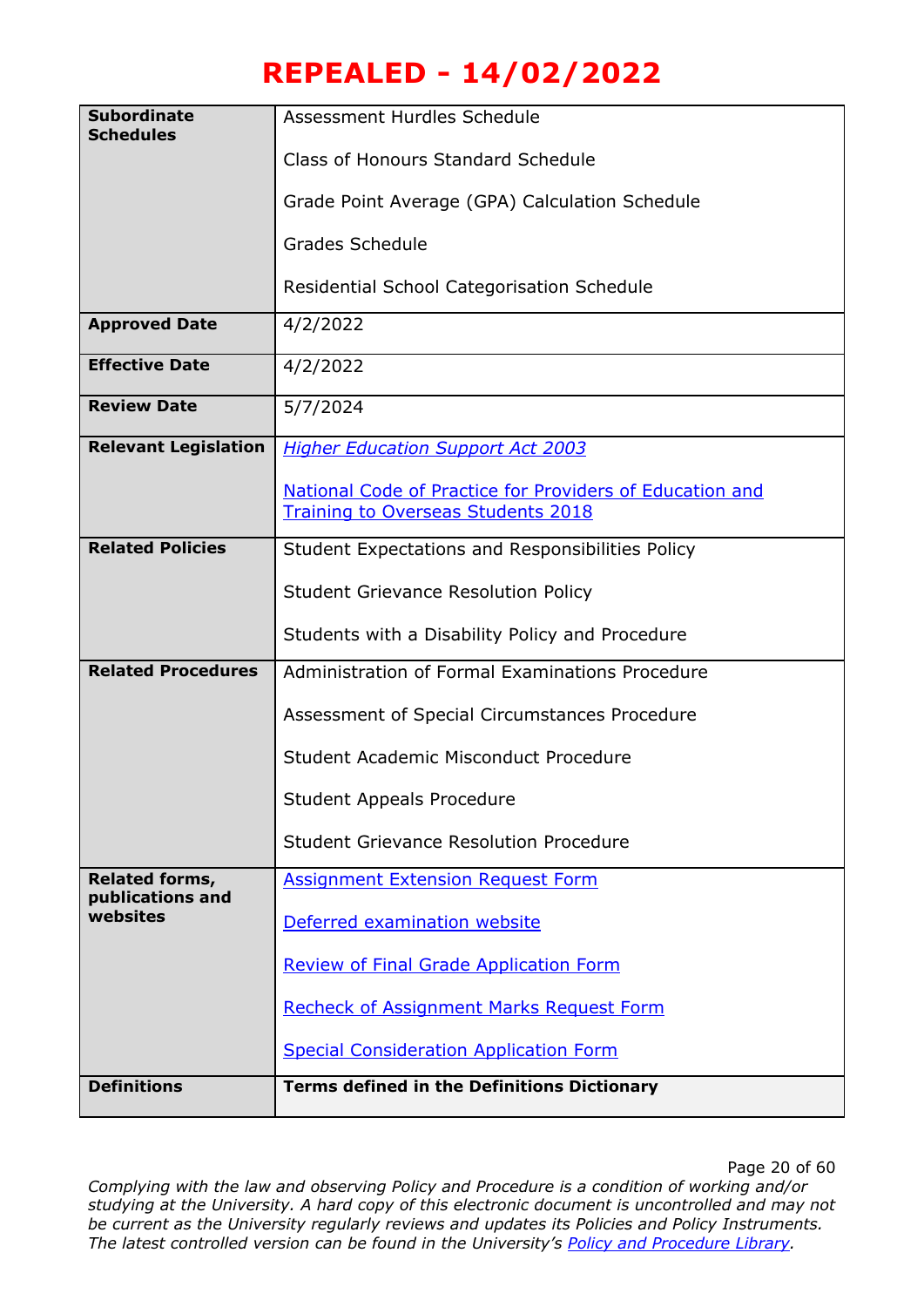# REPEALED - 14/02/2022

| | |
|---|---|
| **Subordinate Schedules** | Assessment Hurdles Schedule<br><br>Class of Honours Standard Schedule<br><br>Grade Point Average (GPA) Calculation Schedule<br><br>Grades Schedule<br><br>Residential School Categorisation Schedule |
| **Approved Date** | 4/2/2022 |
| **Effective Date** | 4/2/2022 |
| **Review Date** | 5/7/2024 |
| **Relevant Legislation** | *Higher Education Support Act 2003*<br><br>National Code of Practice for Providers of Education and Training to Overseas Students 2018 |
| **Related Policies** | Student Expectations and Responsibilities Policy<br><br>Student Grievance Resolution Policy<br><br>Students with a Disability Policy and Procedure |
| **Related Procedures** | Administration of Formal Examinations Procedure<br><br>Assessment of Special Circumstances Procedure<br><br>Student Academic Misconduct Procedure<br><br>Student Appeals Procedure<br><br>Student Grievance Resolution Procedure |
| **Related forms, publications and websites** | Assignment Extension Request Form<br><br>Deferred examination website<br><br>Review of Final Grade Application Form<br><br>Recheck of Assignment Marks Request Form<br><br>Special Consideration Application Form |
| **Definitions** | **Terms defined in the Definitions Dictionary** |

*Complying with the law and observing Policy and Procedure is a condition of working and/or studying at the University. A hard copy of this electronic document is uncontrolled and may not be current as the University regularly reviews and updates its Policies and Policy Instruments. The latest controlled version can be found in the University's Policy and Procedure Library.*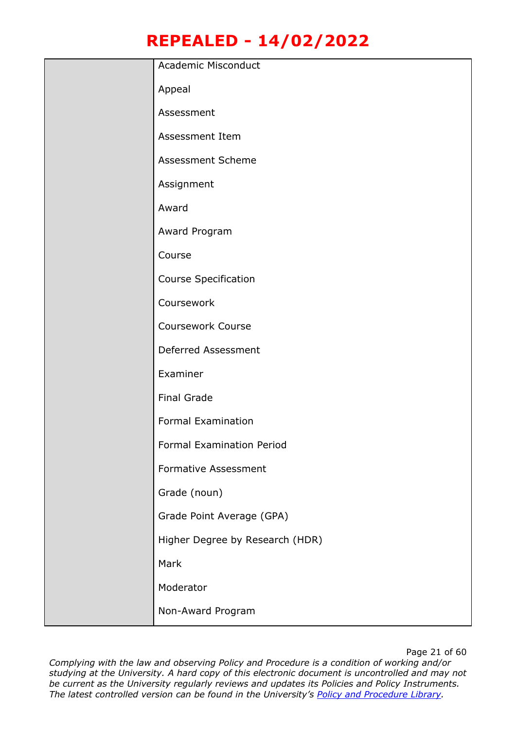# REPEALED - 14/02/2022

| | |
|---|---|
| | Academic Misconduct<br><br>Appeal<br><br>Assessment<br><br>Assessment Item<br><br>Assessment Scheme<br><br>Assignment<br><br>Award<br><br>Award Program<br><br>Course<br><br>Course Specification<br><br>Coursework<br><br>Coursework Course<br><br>Deferred Assessment<br><br>Examiner<br><br>Final Grade<br><br>Formal Examination<br><br>Formal Examination Period<br><br>Formative Assessment<br><br>Grade (noun)<br><br>Grade Point Average (GPA)<br><br>Higher Degree by Research (HDR)<br><br>Mark<br><br>Moderator<br><br>Non-Award Program |

*Complying with the law and observing Policy and Procedure is a condition of working and/or studying at the University. A hard copy of this electronic document is uncontrolled and may not be current as the University regularly reviews and updates its Policies and Policy Instruments. The latest controlled version can be found in the University's Policy and Procedure Library.*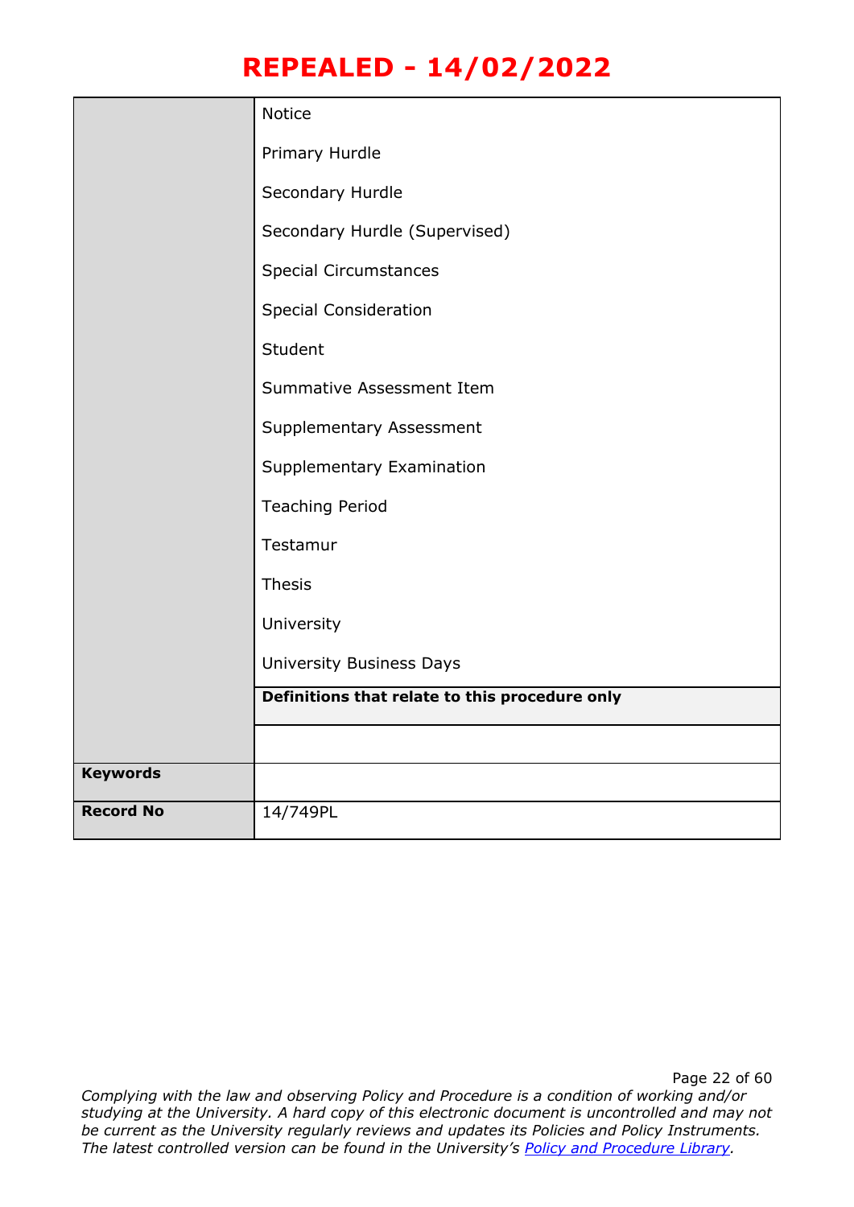# REPEALED - 14/02/2022

| | |
|---|---|
| | Notice<br><br>Primary Hurdle<br><br>Secondary Hurdle<br><br>Secondary Hurdle (Supervised)<br><br>Special Circumstances<br><br>Special Consideration<br><br>Student<br><br>Summative Assessment Item<br><br>Supplementary Assessment<br><br>Supplementary Examination<br><br>Teaching Period<br><br>Testamur<br><br>Thesis<br><br>University<br><br>University Business Days |
| | **Definitions that relate to this procedure only** |
| | |
| **Keywords** | |
| **Record No** | 14/749PL |

*Complying with the law and observing Policy and Procedure is a condition of working and/or studying at the University. A hard copy of this electronic document is uncontrolled and may not be current as the University regularly reviews and updates its Policies and Policy Instruments. The latest controlled version can be found in the University's Policy and Procedure Library.*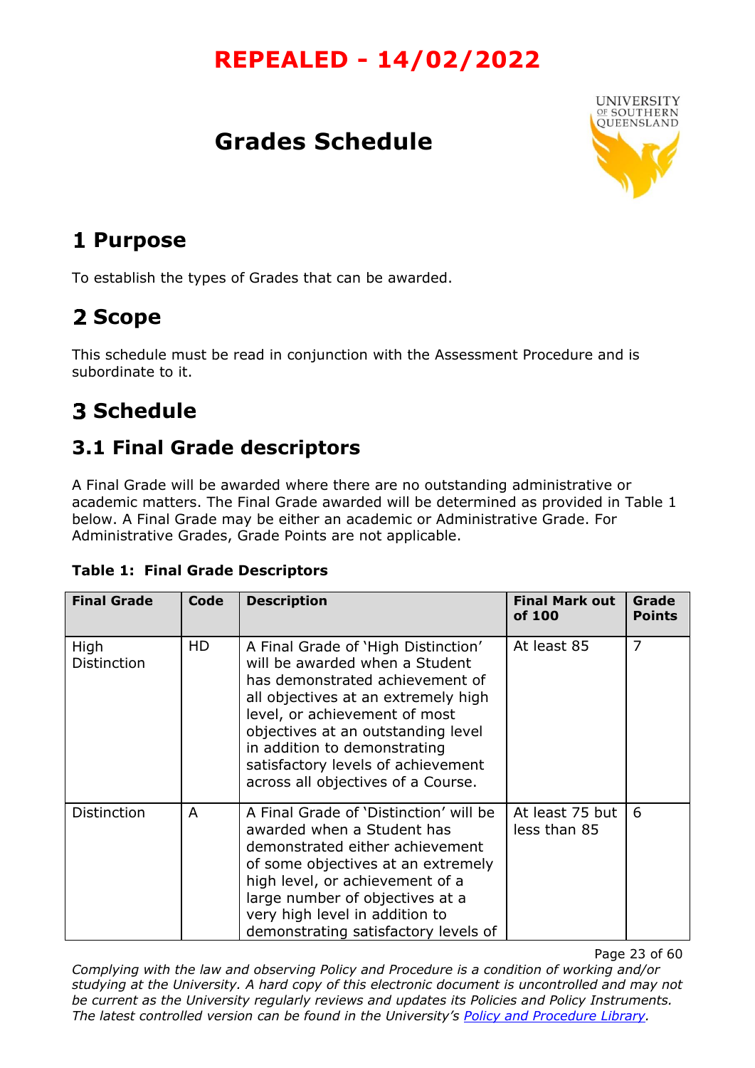**REPEALED - 14/02/2022**

# Grades Schedule

## 1 Purpose

To establish the types of Grades that can be awarded.

## 2 Scope

This schedule must be read in conjunction with the Assessment Procedure and is subordinate to it.

## 3 Schedule

### 3.1 Final Grade descriptors

A Final Grade will be awarded where there are no outstanding administrative or academic matters. The Final Grade awarded will be determined as provided in Table 1 below. A Final Grade may be either an academic or Administrative Grade. For Administrative Grades, Grade Points are not applicable.

**Table 1: Final Grade Descriptors**

| Final Grade | Code | Description | Final Mark out of 100 | Grade Points |
|---|---|---|---|---|
| High Distinction | HD | A Final Grade of 'High Distinction' will be awarded when a Student has demonstrated achievement of all objectives at an extremely high level, or achievement of most objectives at an outstanding level in addition to demonstrating satisfactory levels of achievement across all objectives of a Course. | At least 85 | 7 |
| Distinction | A | A Final Grade of 'Distinction' will be awarded when a Student has demonstrated either achievement of some objectives at an extremely high level, or achievement of a large number of objectives at a very high level in addition to demonstrating satisfactory levels of | At least 75 but less than 85 | 6 |

*Complying with the law and observing Policy and Procedure is a condition of working and/or studying at the University. A hard copy of this electronic document is uncontrolled and may not be current as the University regularly reviews and updates its Policies and Policy Instruments. The latest controlled version can be found in the University's Policy and Procedure Library.*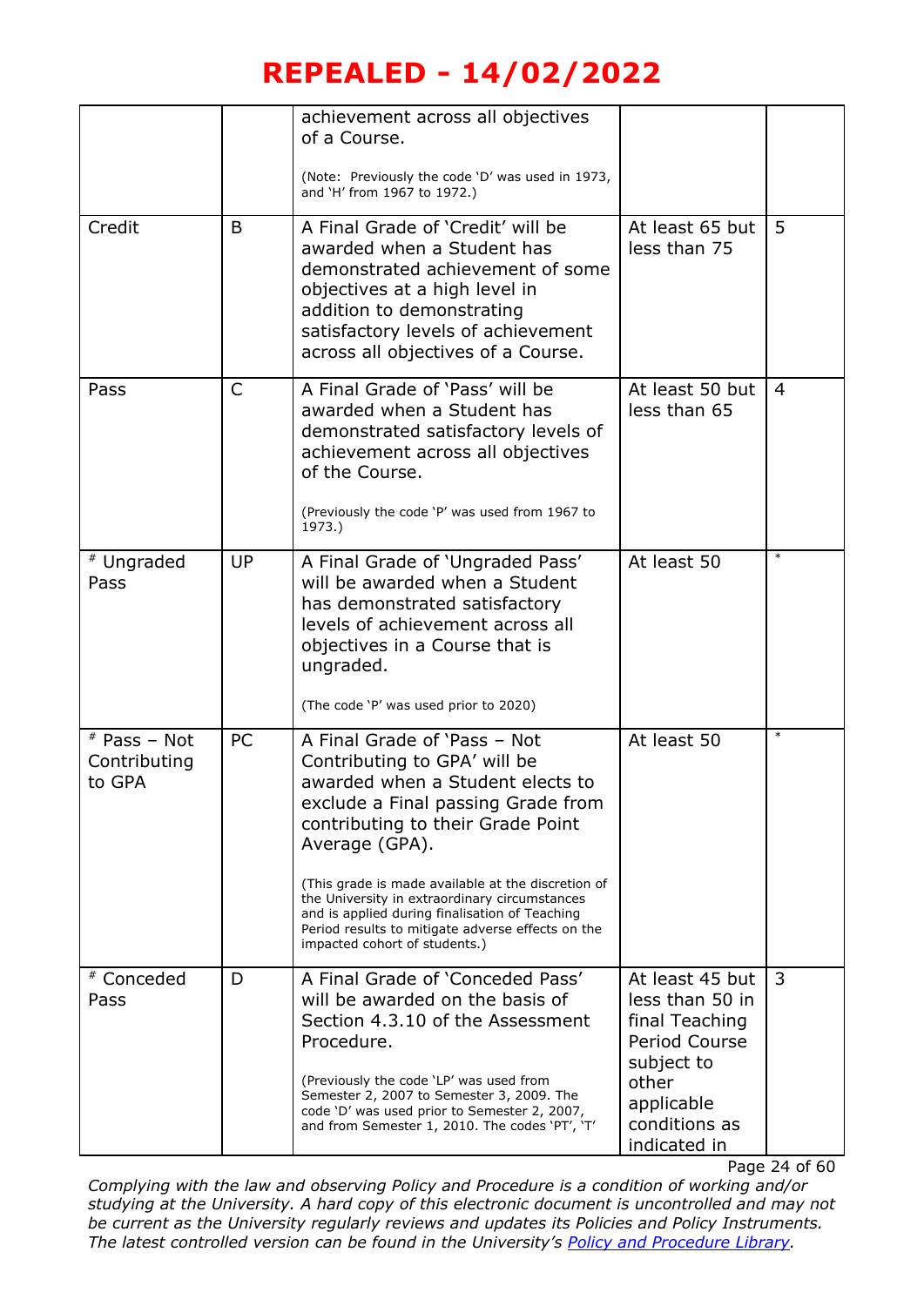# REPEALED - 14/02/2022

| | | | | |
|---|---|---|---|---|
| | | achievement across all objectives of a Course.<br><br>(Note: Previously the code 'D' was used in 1973, and 'H' from 1967 to 1972.) | | |
| Credit | B | A Final Grade of 'Credit' will be awarded when a Student has demonstrated achievement of some objectives at a high level in addition to demonstrating satisfactory levels of achievement across all objectives of a Course. | At least 65 but less than 75 | 5 |
| Pass | C | A Final Grade of 'Pass' will be awarded when a Student has demonstrated satisfactory levels of achievement across all objectives of the Course.<br><br>(Previously the code 'P' was used from 1967 to 1973.) | At least 50 but less than 65 | 4 |
| # Ungraded Pass | UP | A Final Grade of 'Ungraded Pass' will be awarded when a Student has demonstrated satisfactory levels of achievement across all objectives in a Course that is ungraded.<br><br>(The code 'P' was used prior to 2020) | At least 50 | * |
| # Pass – Not Contributing to GPA | PC | A Final Grade of 'Pass – Not Contributing to GPA' will be awarded when a Student elects to exclude a Final passing Grade from contributing to their Grade Point Average (GPA).<br><br>(This grade is made available at the discretion of the University in extraordinary circumstances and is applied during finalisation of Teaching Period results to mitigate adverse effects on the impacted cohort of students.) | At least 50 | * |
| # Conceded Pass | D | A Final Grade of 'Conceded Pass' will be awarded on the basis of Section 4.3.10 of the Assessment Procedure.<br><br>(Previously the code 'LP' was used from Semester 2, 2007 to Semester 3, 2009. The code 'D' was used prior to Semester 2, 2007, and from Semester 1, 2010. The codes 'PT', 'T' | At least 45 but less than 50 in final Teaching Period Course subject to other applicable conditions as indicated in | 3 |

*Complying with the law and observing Policy and Procedure is a condition of working and/or studying at the University. A hard copy of this electronic document is uncontrolled and may not be current as the University regularly reviews and updates its Policies and Policy Instruments. The latest controlled version can be found in the University's [Policy and Procedure Library](Policy and Procedure Library).*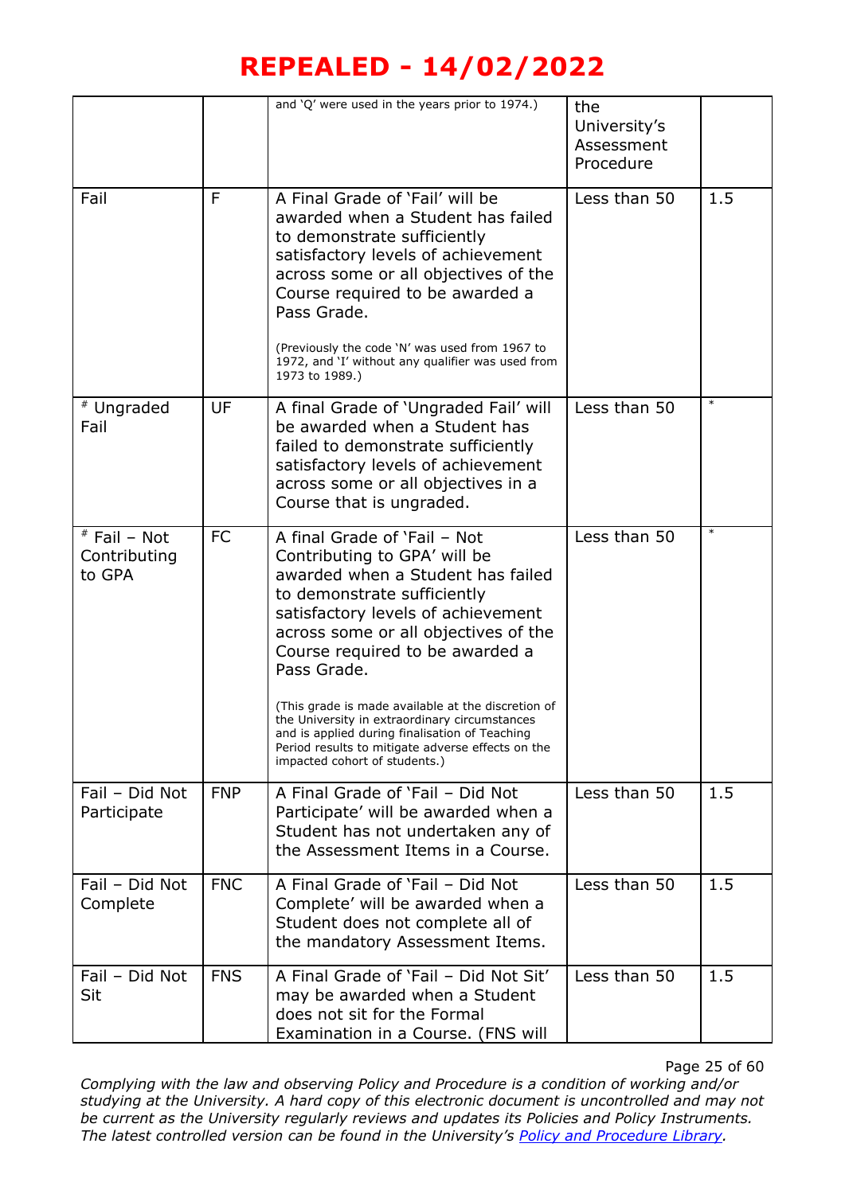# REPEALED - 14/02/2022

| | | | | |
|---|---|---|---|---|
| | | and 'Q' were used in the years prior to 1974.) | the University's Assessment Procedure | |
| Fail | F | A Final Grade of 'Fail' will be awarded when a Student has failed to demonstrate sufficiently satisfactory levels of achievement across some or all objectives of the Course required to be awarded a Pass Grade. (Previously the code 'N' was used from 1967 to 1972, and 'I' without any qualifier was used from 1973 to 1989.) | Less than 50 | 1.5 |
| # Ungraded Fail | UF | A final Grade of 'Ungraded Fail' will be awarded when a Student has failed to demonstrate sufficiently satisfactory levels of achievement across some or all objectives in a Course that is ungraded. | Less than 50 | * |
| # Fail – Not Contributing to GPA | FC | A final Grade of 'Fail – Not Contributing to GPA' will be awarded when a Student has failed to demonstrate sufficiently satisfactory levels of achievement across some or all objectives of the Course required to be awarded a Pass Grade. (This grade is made available at the discretion of the University in extraordinary circumstances and is applied during finalisation of Teaching Period results to mitigate adverse effects on the impacted cohort of students.) | Less than 50 | * |
| Fail – Did Not Participate | FNP | A Final Grade of 'Fail – Did Not Participate' will be awarded when a Student has not undertaken any of the Assessment Items in a Course. | Less than 50 | 1.5 |
| Fail – Did Not Complete | FNC | A Final Grade of 'Fail – Did Not Complete' will be awarded when a Student does not complete all of the mandatory Assessment Items. | Less than 50 | 1.5 |
| Fail – Did Not Sit | FNS | A Final Grade of 'Fail – Did Not Sit' may be awarded when a Student does not sit for the Formal Examination in a Course. (FNS will | Less than 50 | 1.5 |

*Complying with the law and observing Policy and Procedure is a condition of working and/or studying at the University. A hard copy of this electronic document is uncontrolled and may not be current as the University regularly reviews and updates its Policies and Policy Instruments. The latest controlled version can be found in the University's Policy and Procedure Library.*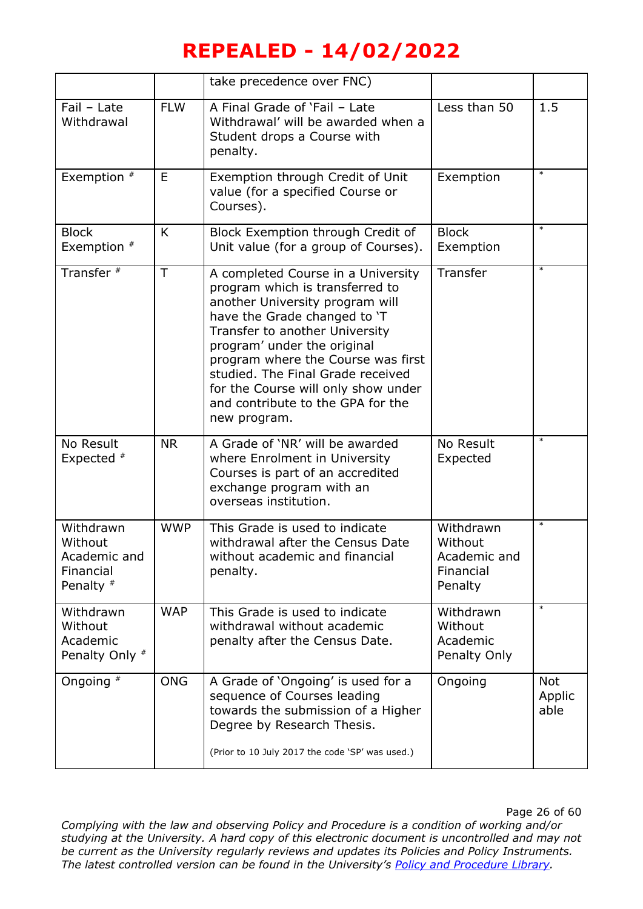# REPEALED - 14/02/2022

| | | | | |
|---|---|---|---|---|
| | | take precedence over FNC) | | |
| Fail – Late Withdrawal | FLW | A Final Grade of 'Fail – Late Withdrawal' will be awarded when a Student drops a Course with penalty. | Less than 50 | 1.5 |
| Exemption # | E | Exemption through Credit of Unit value (for a specified Course or Courses). | Exemption | * |
| Block Exemption # | K | Block Exemption through Credit of Unit value (for a group of Courses). | Block Exemption | * |
| Transfer # | T | A completed Course in a University program which is transferred to another University program will have the Grade changed to 'T Transfer to another University program' under the original program where the Course was first studied. The Final Grade received for the Course will only show under and contribute to the GPA for the new program. | Transfer | * |
| No Result Expected # | NR | A Grade of 'NR' will be awarded where Enrolment in University Courses is part of an accredited exchange program with an overseas institution. | No Result Expected | * |
| Withdrawn Without Academic and Financial Penalty # | WWP | This Grade is used to indicate withdrawal after the Census Date without academic and financial penalty. | Withdrawn Without Academic and Financial Penalty | * |
| Withdrawn Without Academic Penalty Only # | WAP | This Grade is used to indicate withdrawal without academic penalty after the Census Date. | Withdrawn Without Academic Penalty Only | * |
| Ongoing # | ONG | A Grade of 'Ongoing' is used for a sequence of Courses leading towards the submission of a Higher Degree by Research Thesis. (Prior to 10 July 2017 the code 'SP' was used.) | Ongoing | Not Applicable |

*Complying with the law and observing Policy and Procedure is a condition of working and/or studying at the University. A hard copy of this electronic document is uncontrolled and may not be current as the University regularly reviews and updates its Policies and Policy Instruments. The latest controlled version can be found in the University's Policy and Procedure Library.*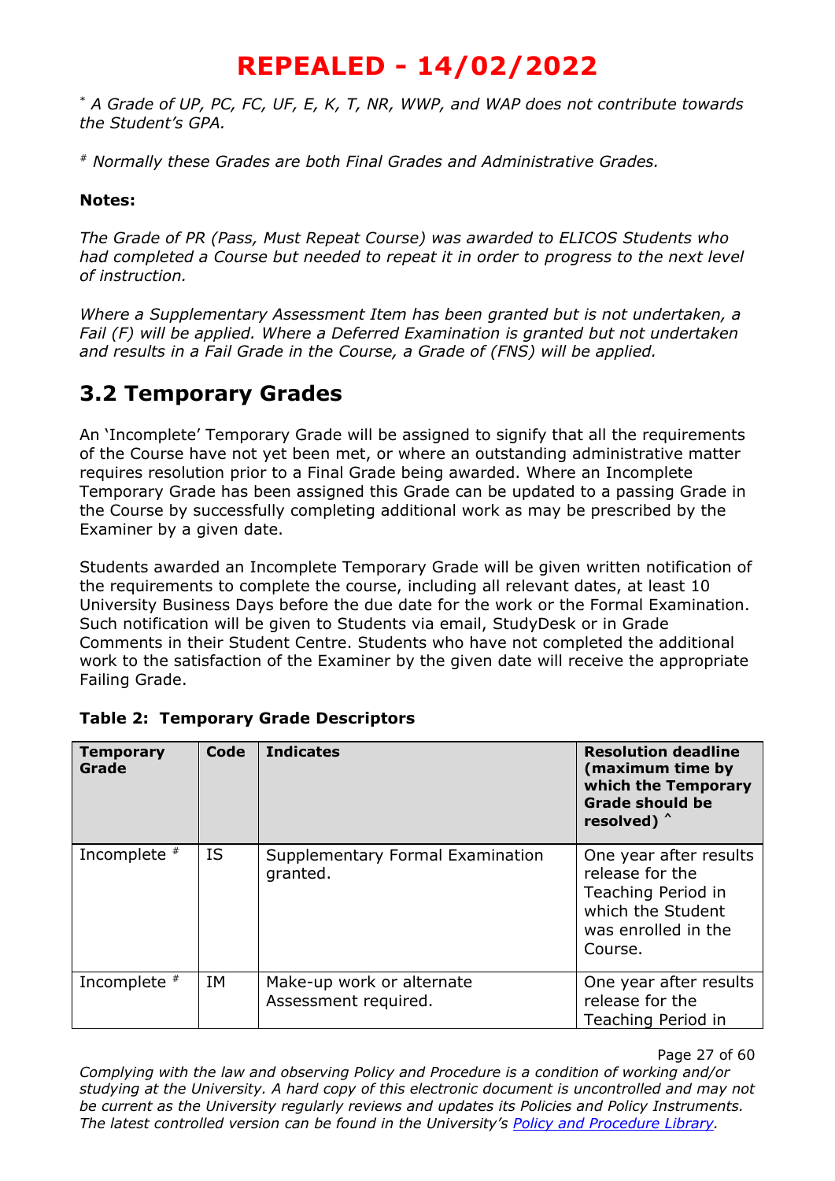# REPEALED - 14/02/2022

\* *A Grade of UP, PC, FC, UF, E, K, T, NR, WWP, and WAP does not contribute towards the Student's GPA.*

\# *Normally these Grades are both Final Grades and Administrative Grades.*

**Notes:**

*The Grade of PR (Pass, Must Repeat Course) was awarded to ELICOS Students who had completed a Course but needed to repeat it in order to progress to the next level of instruction.*

*Where a Supplementary Assessment Item has been granted but is not undertaken, a Fail (F) will be applied. Where a Deferred Examination is granted but not undertaken and results in a Fail Grade in the Course, a Grade of (FNS) will be applied.*

## 3.2 Temporary Grades

An 'Incomplete' Temporary Grade will be assigned to signify that all the requirements of the Course have not yet been met, or where an outstanding administrative matter requires resolution prior to a Final Grade being awarded. Where an Incomplete Temporary Grade has been assigned this Grade can be updated to a passing Grade in the Course by successfully completing additional work as may be prescribed by the Examiner by a given date.

Students awarded an Incomplete Temporary Grade will be given written notification of the requirements to complete the course, including all relevant dates, at least 10 University Business Days before the due date for the work or the Formal Examination. Such notification will be given to Students via email, StudyDesk or in Grade Comments in their Student Centre. Students who have not completed the additional work to the satisfaction of the Examiner by the given date will receive the appropriate Failing Grade.

**Table 2: Temporary Grade Descriptors**

| Temporary Grade | Code | Indicates | Resolution deadline (maximum time by which the Temporary Grade should be resolved) ^ |
|---|---|---|---|
| Incomplete # | IS | Supplementary Formal Examination granted. | One year after results release for the Teaching Period in which the Student was enrolled in the Course. |
| Incomplete # | IM | Make-up work or alternate Assessment required. | One year after results release for the Teaching Period in |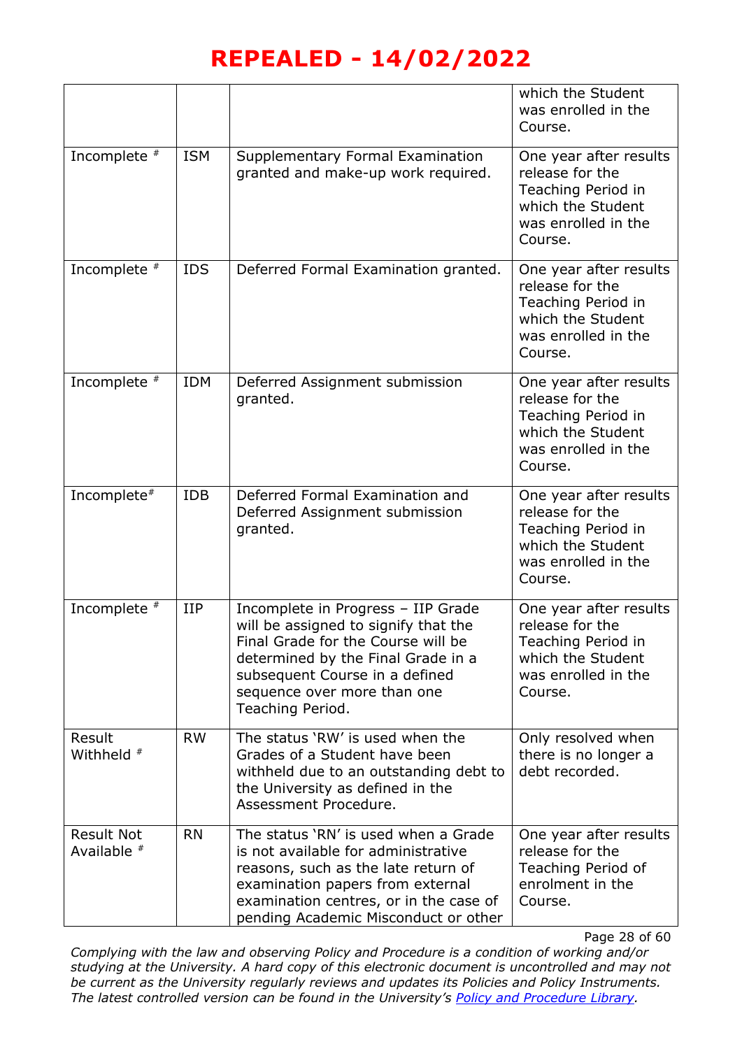# REPEALED - 14/02/2022

| | | | |
|---|---|---|---|
| | | | which the Student was enrolled in the Course. |
| Incomplete # | ISM | Supplementary Formal Examination granted and make-up work required. | One year after results release for the Teaching Period in which the Student was enrolled in the Course. |
| Incomplete # | IDS | Deferred Formal Examination granted. | One year after results release for the Teaching Period in which the Student was enrolled in the Course. |
| Incomplete # | IDM | Deferred Assignment submission granted. | One year after results release for the Teaching Period in which the Student was enrolled in the Course. |
| Incomplete# | IDB | Deferred Formal Examination and Deferred Assignment submission granted. | One year after results release for the Teaching Period in which the Student was enrolled in the Course. |
| Incomplete # | IIP | Incomplete in Progress – IIP Grade will be assigned to signify that the Final Grade for the Course will be determined by the Final Grade in a subsequent Course in a defined sequence over more than one Teaching Period. | One year after results release for the Teaching Period in which the Student was enrolled in the Course. |
| Result Withheld # | RW | The status 'RW' is used when the Grades of a Student have been withheld due to an outstanding debt to the University as defined in the Assessment Procedure. | Only resolved when there is no longer a debt recorded. |
| Result Not Available # | RN | The status 'RN' is used when a Grade is not available for administrative reasons, such as the late return of examination papers from external examination centres, or in the case of pending Academic Misconduct or other | One year after results release for the Teaching Period of enrolment in the Course. |

*Complying with the law and observing Policy and Procedure is a condition of working and/or studying at the University. A hard copy of this electronic document is uncontrolled and may not be current as the University regularly reviews and updates its Policies and Policy Instruments. The latest controlled version can be found in the University's Policy and Procedure Library.*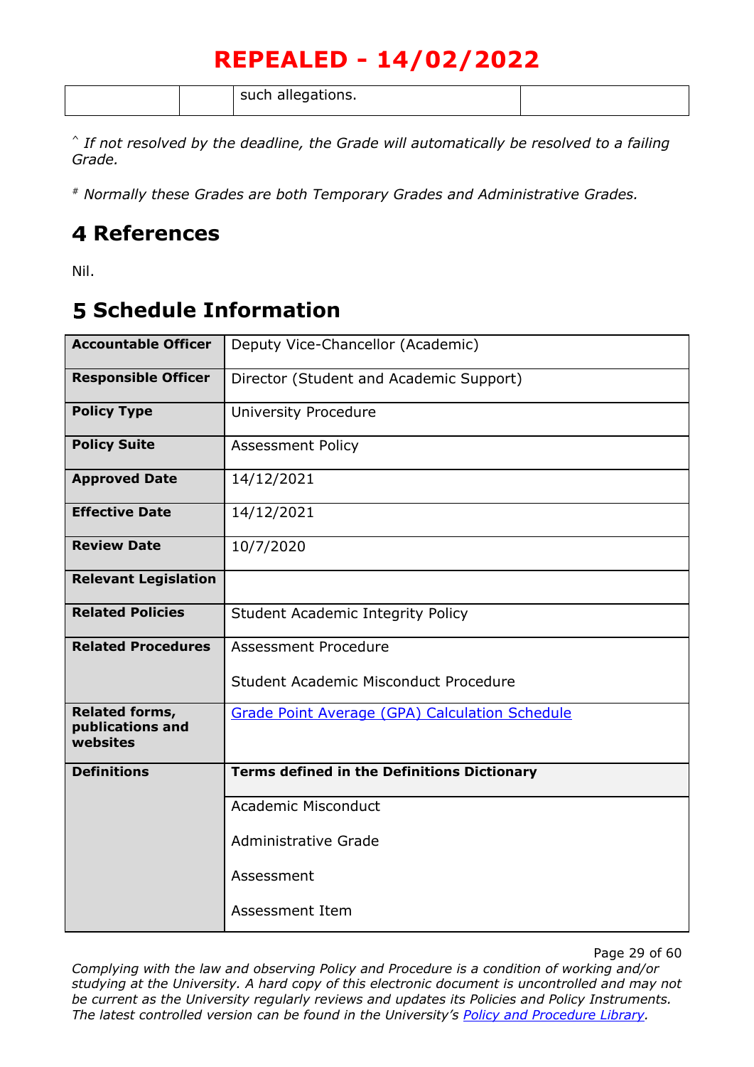# REPEALED - 14/02/2022

| | | such allegations. | |
|---|---|---|---|

*^ If not resolved by the deadline, the Grade will automatically be resolved to a failing Grade.*

*# Normally these Grades are both Temporary Grades and Administrative Grades.*

## 4 References

Nil.

## 5 Schedule Information

| | |
|---|---|
| **Accountable Officer** | Deputy Vice-Chancellor (Academic) |
| **Responsible Officer** | Director (Student and Academic Support) |
| **Policy Type** | University Procedure |
| **Policy Suite** | Assessment Policy |
| **Approved Date** | 14/12/2021 |
| **Effective Date** | 14/12/2021 |
| **Review Date** | 10/7/2020 |
| **Relevant Legislation** | |
| **Related Policies** | Student Academic Integrity Policy |
| **Related Procedures** | Assessment Procedure<br><br>Student Academic Misconduct Procedure |
| **Related forms, publications and websites** | Grade Point Average (GPA) Calculation Schedule |
| **Definitions** | **Terms defined in the Definitions Dictionary** |
| | Academic Misconduct<br><br>Administrative Grade<br><br>Assessment<br><br>Assessment Item |

*Complying with the law and observing Policy and Procedure is a condition of working and/or studying at the University. A hard copy of this electronic document is uncontrolled and may not be current as the University regularly reviews and updates its Policies and Policy Instruments. The latest controlled version can be found in the University's Policy and Procedure Library.*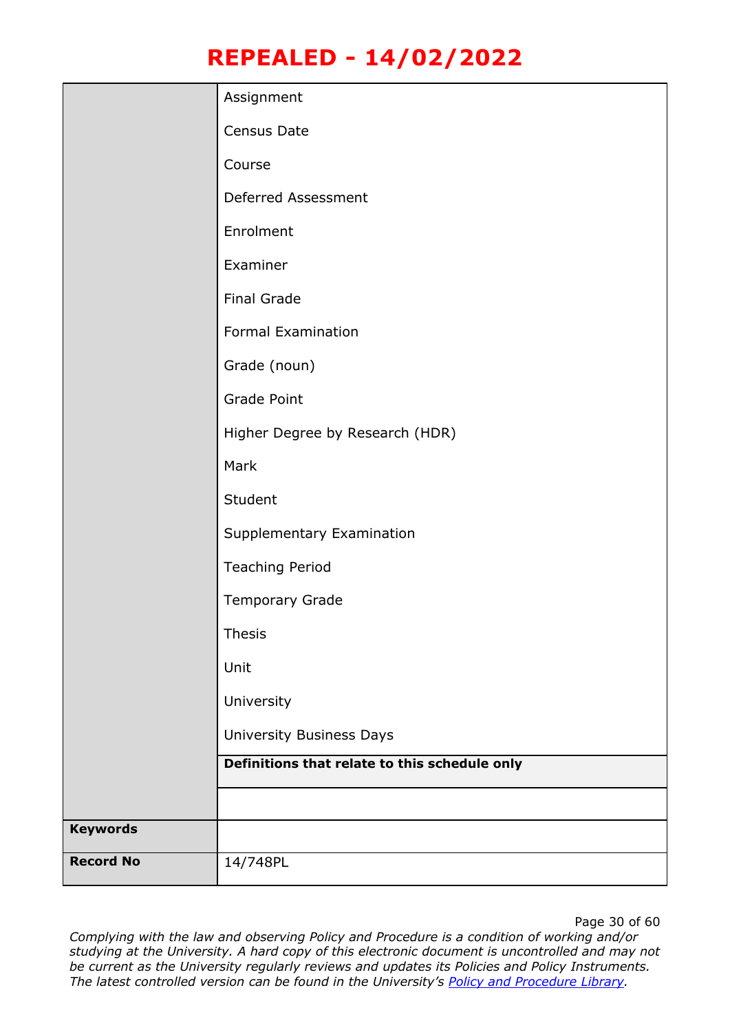# REPEALED - 14/02/2022

| | |
|---|---|
| | Assignment<br><br>Census Date<br><br>Course<br><br>Deferred Assessment<br><br>Enrolment<br><br>Examiner<br><br>Final Grade<br><br>Formal Examination<br><br>Grade (noun)<br><br>Grade Point<br><br>Higher Degree by Research (HDR)<br><br>Mark<br><br>Student<br><br>Supplementary Examination<br><br>Teaching Period<br><br>Temporary Grade<br><br>Thesis<br><br>Unit<br><br>University<br><br>University Business Days |
| | **Definitions that relate to this schedule only** |
| | |
| **Keywords** | |
| **Record No** | 14/748PL |

*Complying with the law and observing Policy and Procedure is a condition of working and/or studying at the University. A hard copy of this electronic document is uncontrolled and may not be current as the University regularly reviews and updates its Policies and Policy Instruments. The latest controlled version can be found in the University's Policy and Procedure Library.*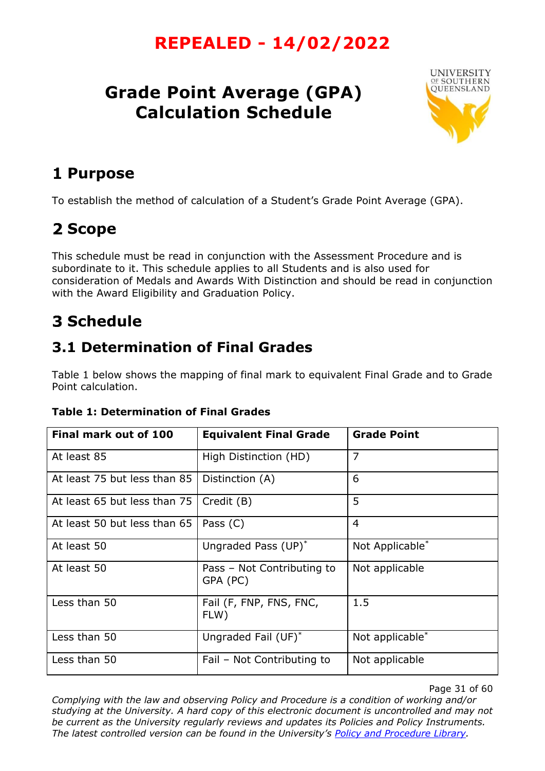**REPEALED - 14/02/2022**

# Grade Point Average (GPA) Calculation Schedule

## 1 Purpose

To establish the method of calculation of a Student's Grade Point Average (GPA).

## 2 Scope

This schedule must be read in conjunction with the Assessment Procedure and is subordinate to it. This schedule applies to all Students and is also used for consideration of Medals and Awards With Distinction and should be read in conjunction with the Award Eligibility and Graduation Policy.

## 3 Schedule

### 3.1 Determination of Final Grades

Table 1 below shows the mapping of final mark to equivalent Final Grade and to Grade Point calculation.

**Table 1: Determination of Final Grades**

| Final mark out of 100 | Equivalent Final Grade | Grade Point |
|---|---|---|
| At least 85 | High Distinction (HD) | 7 |
| At least 75 but less than 85 | Distinction (A) | 6 |
| At least 65 but less than 75 | Credit (B) | 5 |
| At least 50 but less than 65 | Pass (C) | 4 |
| At least 50 | Ungraded Pass (UP)* | Not Applicable* |
| At least 50 | Pass – Not Contributing to GPA (PC) | Not applicable |
| Less than 50 | Fail (F, FNP, FNS, FNC, FLW) | 1.5 |
| Less than 50 | Ungraded Fail (UF)* | Not applicable* |
| Less than 50 | Fail – Not Contributing to | Not applicable |

*Complying with the law and observing Policy and Procedure is a condition of working and/or studying at the University. A hard copy of this electronic document is uncontrolled and may not be current as the University regularly reviews and updates its Policies and Policy Instruments. The latest controlled version can be found in the University's Policy and Procedure Library.*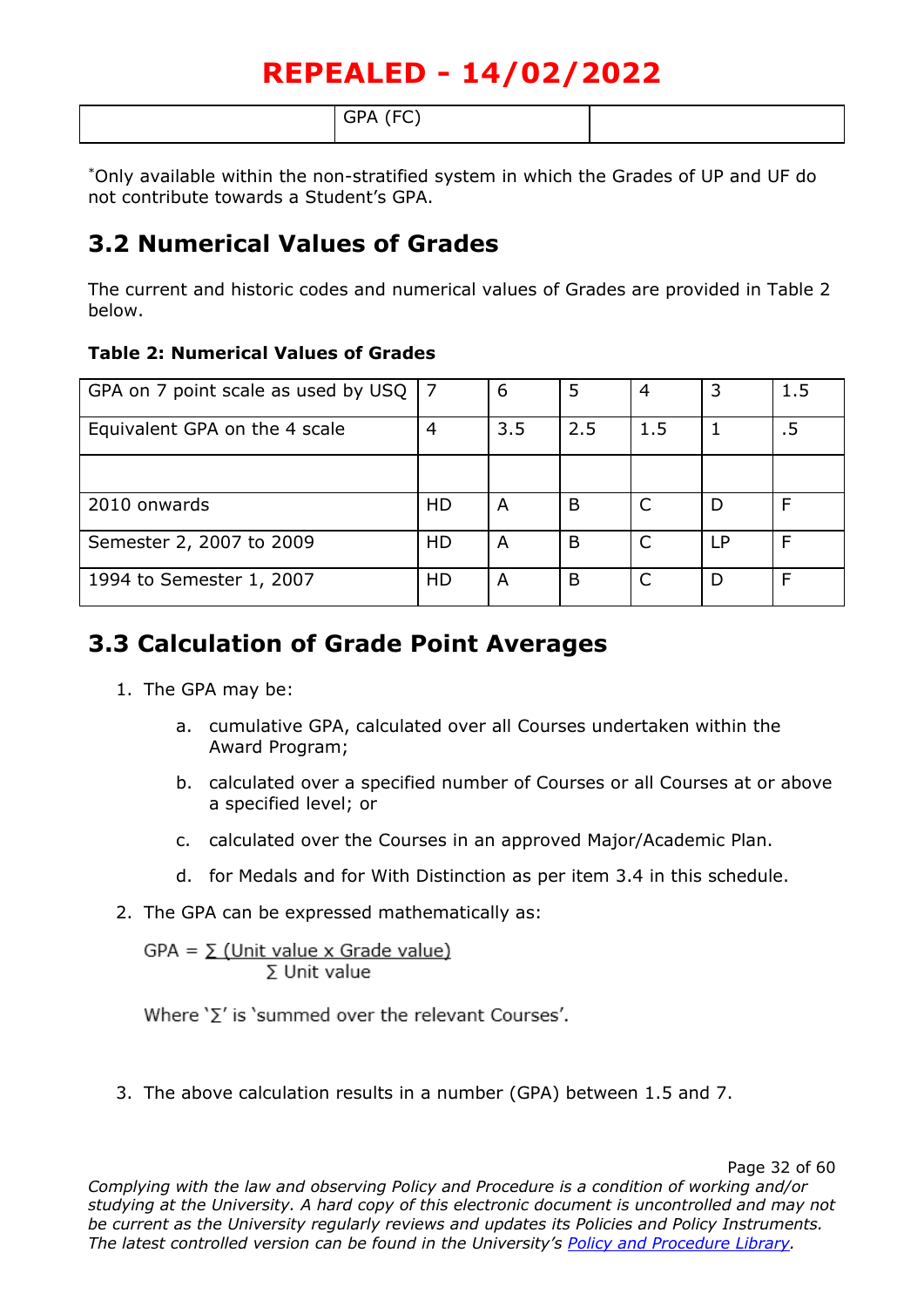# REPEALED - 14/02/2022

| | | |
|---|---|---|
| | GPA (FC) | |

*Only available within the non-stratified system in which the Grades of UP and UF do not contribute towards a Student's GPA.

## 3.2 Numerical Values of Grades

The current and historic codes and numerical values of Grades are provided in Table 2 below.

**Table 2: Numerical Values of Grades**

| | | | | | | |
|---|---|---|---|---|---|---|
| GPA on 7 point scale as used by USQ | 7 | 6 | 5 | 4 | 3 | 1.5 |
| Equivalent GPA on the 4 scale | 4 | 3.5 | 2.5 | 1.5 | 1 | .5 |
| | | | | | | |
| 2010 onwards | HD | A | B | C | D | F |
| Semester 2, 2007 to 2009 | HD | A | B | C | LP | F |
| 1994 to Semester 1, 2007 | HD | A | B | C | D | F |

## 3.3 Calculation of Grade Point Averages

1. The GPA may be:

    a. cumulative GPA, calculated over all Courses undertaken within the Award Program;

    b. calculated over a specified number of Courses or all Courses at or above a specified level; or

    c. calculated over the Courses in an approved Major/Academic Plan.

    d. for Medals and for With Distinction as per item 3.4 in this schedule.

2. The GPA can be expressed mathematically as:

$$\text{GPA} = \frac{\sum (\text{Unit value} \times \text{Grade value})}{\sum \text{Unit value}}$$

Where '∑' is 'summed over the relevant Courses'.

3. The above calculation results in a number (GPA) between 1.5 and 7.

*Complying with the law and observing Policy and Procedure is a condition of working and/or studying at the University. A hard copy of this electronic document is uncontrolled and may not be current as the University regularly reviews and updates its Policies and Policy Instruments. The latest controlled version can be found in the University's Policy and Procedure Library.*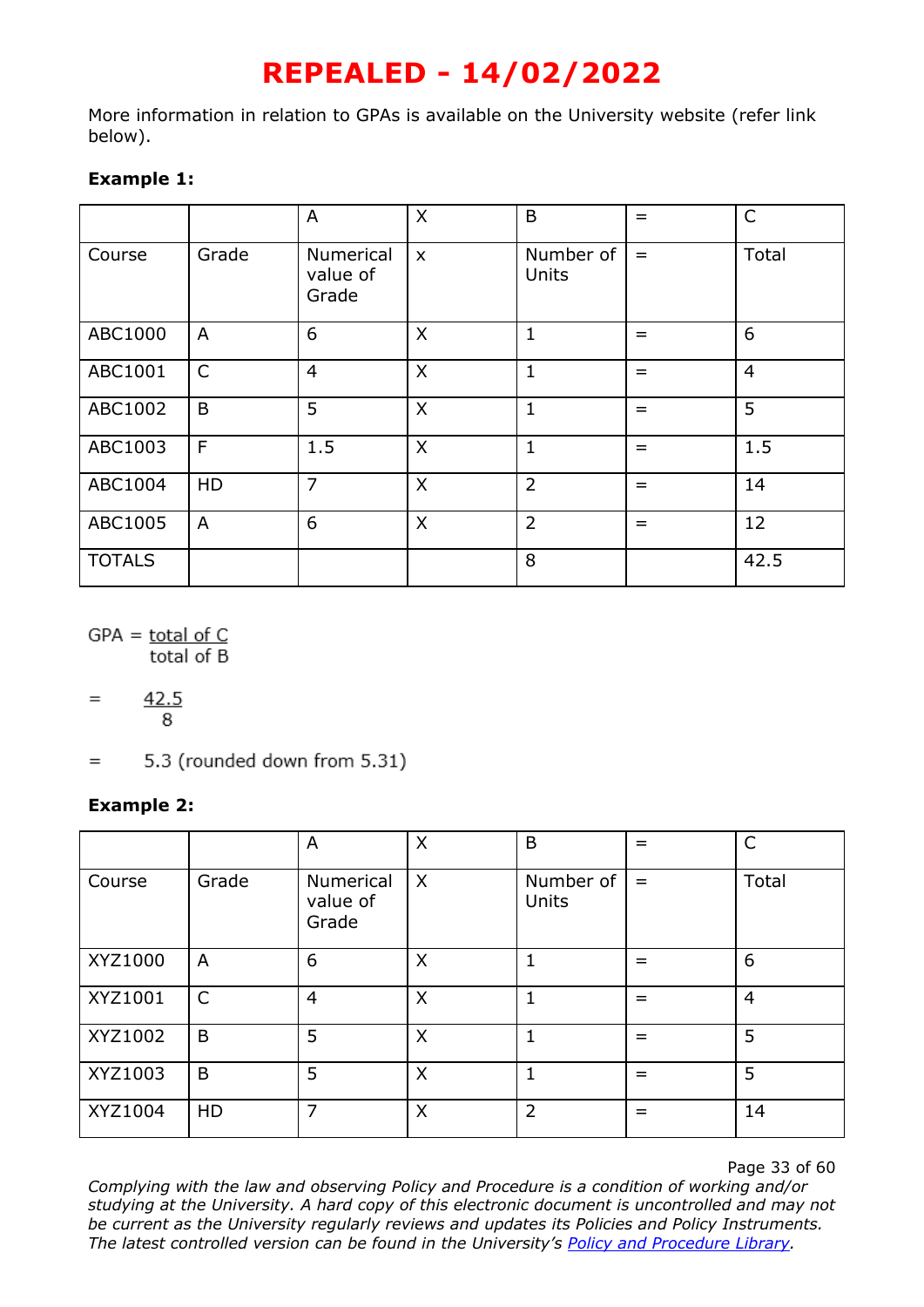# REPEALED - 14/02/2022

More information in relation to GPAs is available on the University website (refer link below).

**Example 1:**

| | | A | X | B | = | C |
|---|---|---|---|---|---|---|
| Course | Grade | Numerical value of Grade | x | Number of Units | = | Total |
| ABC1000 | A | 6 | X | 1 | = | 6 |
| ABC1001 | C | 4 | X | 1 | = | 4 |
| ABC1002 | B | 5 | X | 1 | = | 5 |
| ABC1003 | F | 1.5 | X | 1 | = | 1.5 |
| ABC1004 | HD | 7 | X | 2 | = | 14 |
| ABC1005 | A | 6 | X | 2 | = | 12 |
| TOTALS | | | | 8 | | 42.5 |

$$\text{GPA} = \frac{\text{total of C}}{\text{total of B}}$$

$$= \frac{42.5}{8}$$

= 5.3 (rounded down from 5.31)

**Example 2:**

| | | A | X | B | = | C |
|---|---|---|---|---|---|---|
| Course | Grade | Numerical value of Grade | X | Number of Units | = | Total |
| XYZ1000 | A | 6 | X | 1 | = | 6 |
| XYZ1001 | C | 4 | X | 1 | = | 4 |
| XYZ1002 | B | 5 | X | 1 | = | 5 |
| XYZ1003 | B | 5 | X | 1 | = | 5 |
| XYZ1004 | HD | 7 | X | 2 | = | 14 |

*Complying with the law and observing Policy and Procedure is a condition of working and/or studying at the University. A hard copy of this electronic document is uncontrolled and may not be current as the University regularly reviews and updates its Policies and Policy Instruments. The latest controlled version can be found in the University's Policy and Procedure Library.*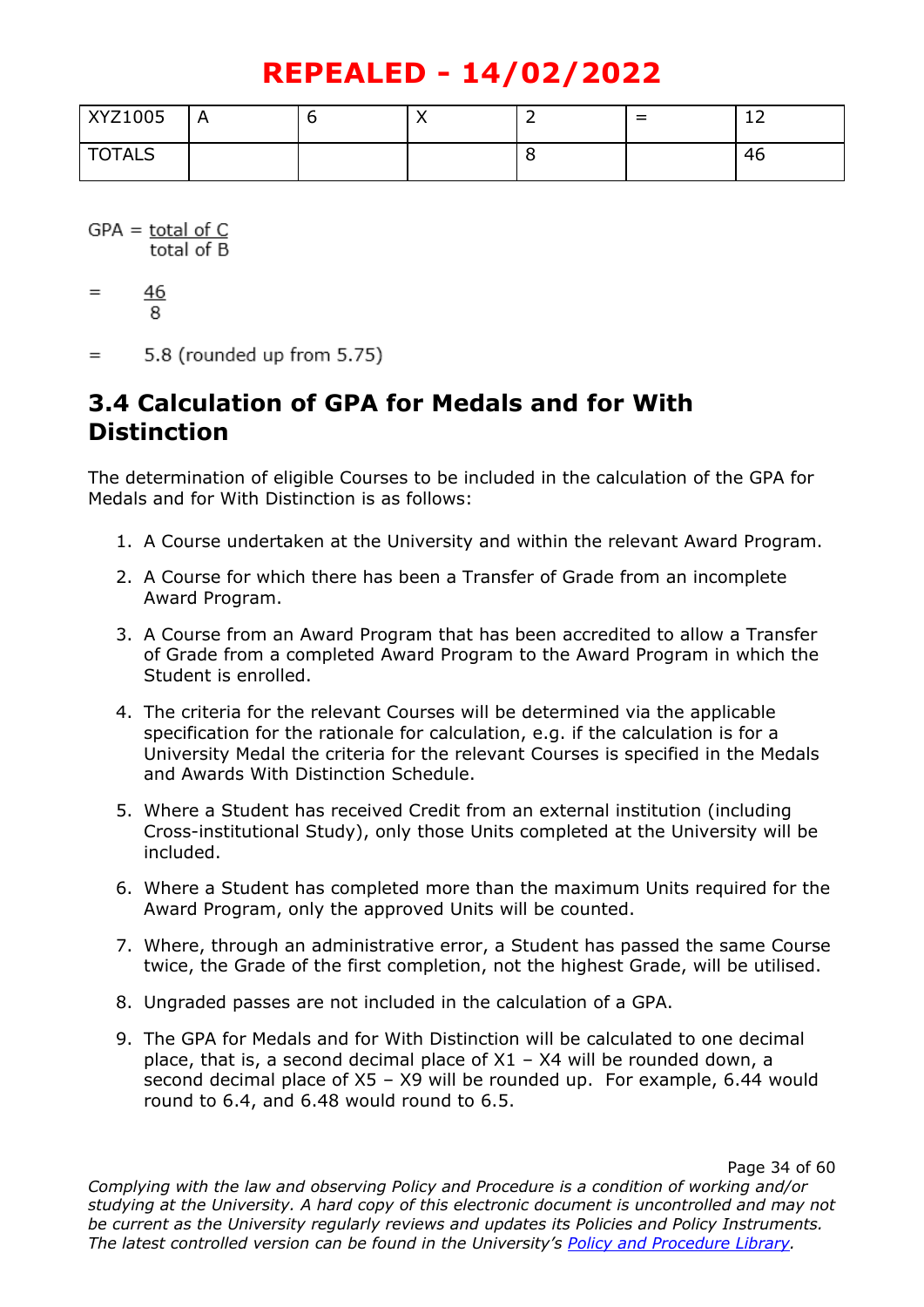# REPEALED - 14/02/2022

| | | | | | | |
|---|---|---|---|---|---|---|
| XYZ1005 | A | 6 | X | 2 | = | 12 |
| TOTALS | | | | 8 | | 46 |

GPA = $\frac{\text{total of C}}{\text{total of B}}$

= $\frac{46}{8}$

= 5.8 (rounded up from 5.75)

## 3.4 Calculation of GPA for Medals and for With Distinction

The determination of eligible Courses to be included in the calculation of the GPA for Medals and for With Distinction is as follows:

1. A Course undertaken at the University and within the relevant Award Program.
2. A Course for which there has been a Transfer of Grade from an incomplete Award Program.
3. A Course from an Award Program that has been accredited to allow a Transfer of Grade from a completed Award Program to the Award Program in which the Student is enrolled.
4. The criteria for the relevant Courses will be determined via the applicable specification for the rationale for calculation, e.g. if the calculation is for a University Medal the criteria for the relevant Courses is specified in the Medals and Awards With Distinction Schedule.
5. Where a Student has received Credit from an external institution (including Cross-institutional Study), only those Units completed at the University will be included.
6. Where a Student has completed more than the maximum Units required for the Award Program, only the approved Units will be counted.
7. Where, through an administrative error, a Student has passed the same Course twice, the Grade of the first completion, not the highest Grade, will be utilised.
8. Ungraded passes are not included in the calculation of a GPA.
9. The GPA for Medals and for With Distinction will be calculated to one decimal place, that is, a second decimal place of X1 – X4 will be rounded down, a second decimal place of X5 – X9 will be rounded up. For example, 6.44 would round to 6.4, and 6.48 would round to 6.5.

*Complying with the law and observing Policy and Procedure is a condition of working and/or studying at the University. A hard copy of this electronic document is uncontrolled and may not be current as the University regularly reviews and updates its Policies and Policy Instruments. The latest controlled version can be found in the University's Policy and Procedure Library.*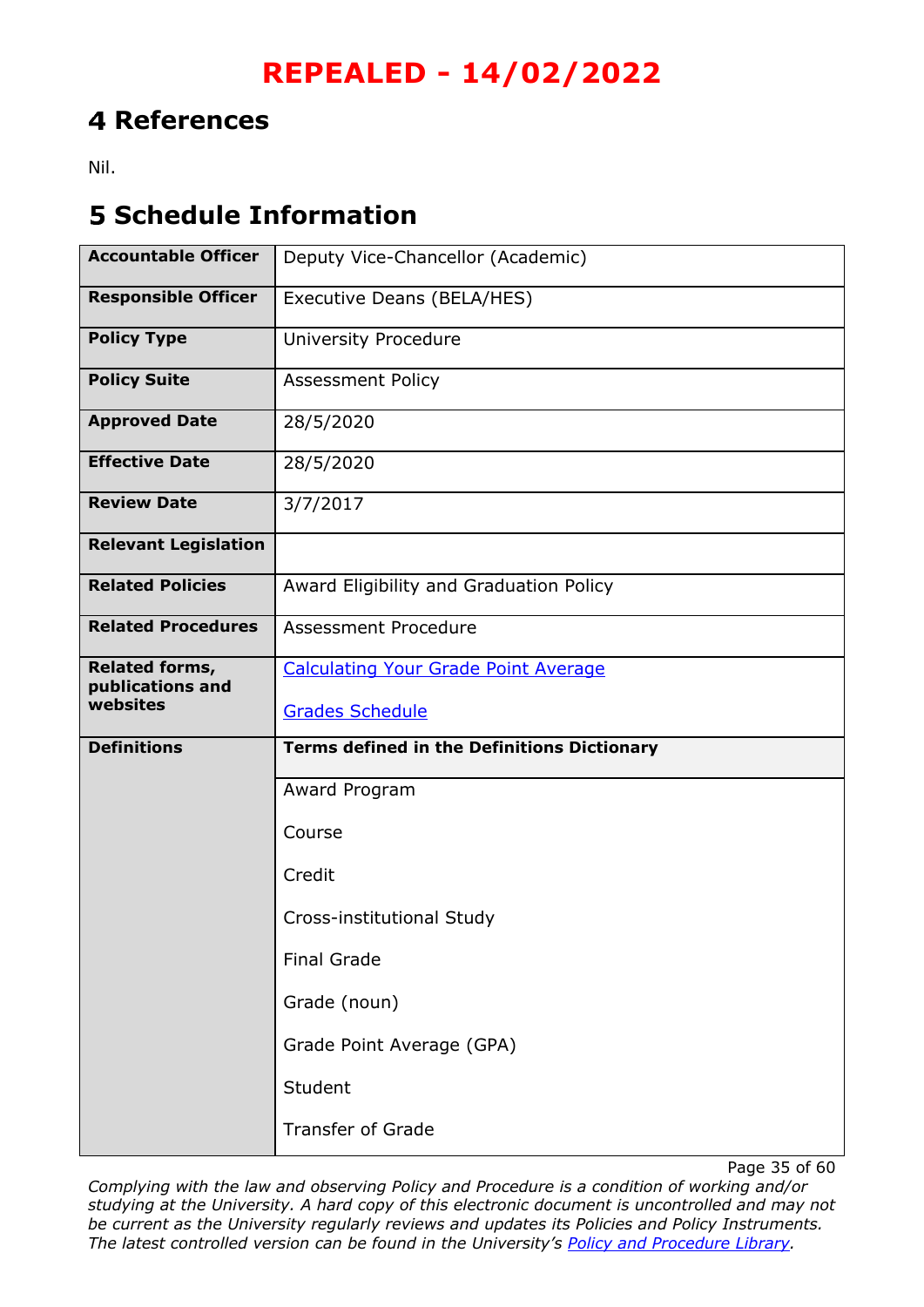# REPEALED - 14/02/2022

## 4 References

Nil.

## 5 Schedule Information

| | |
|---|---|
| **Accountable Officer** | Deputy Vice-Chancellor (Academic) |
| **Responsible Officer** | Executive Deans (BELA/HES) |
| **Policy Type** | University Procedure |
| **Policy Suite** | Assessment Policy |
| **Approved Date** | 28/5/2020 |
| **Effective Date** | 28/5/2020 |
| **Review Date** | 3/7/2017 |
| **Relevant Legislation** | |
| **Related Policies** | Award Eligibility and Graduation Policy |
| **Related Procedures** | Assessment Procedure |
| **Related forms, publications and websites** | Calculating Your Grade Point Average<br><br>Grades Schedule |
| **Definitions** | **Terms defined in the Definitions Dictionary** |
| | Award Program<br><br>Course<br><br>Credit<br><br>Cross-institutional Study<br><br>Final Grade<br><br>Grade (noun)<br><br>Grade Point Average (GPA)<br><br>Student<br><br>Transfer of Grade |

*Complying with the law and observing Policy and Procedure is a condition of working and/or studying at the University. A hard copy of this electronic document is uncontrolled and may not be current as the University regularly reviews and updates its Policies and Policy Instruments. The latest controlled version can be found in the University's Policy and Procedure Library.*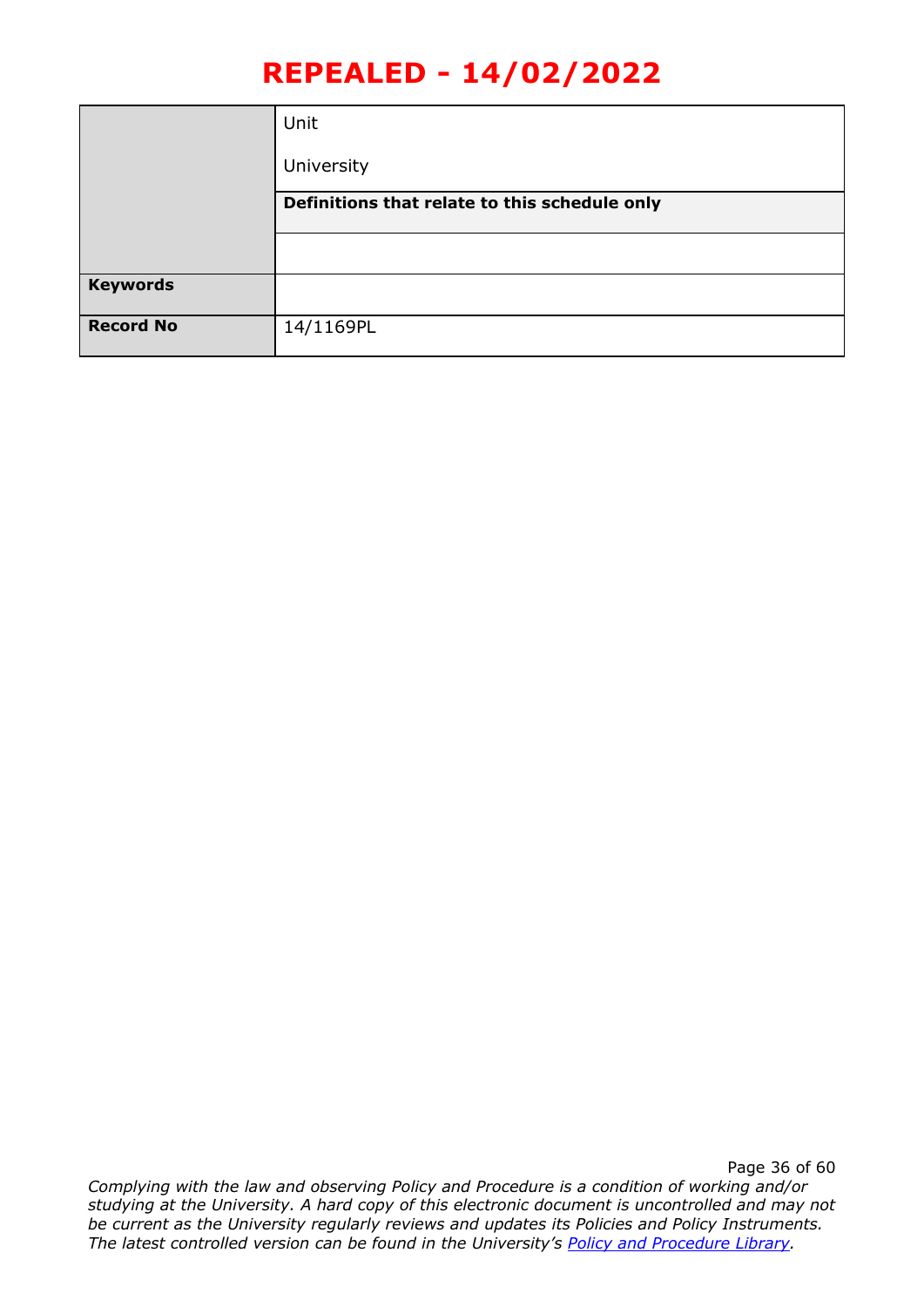# REPEALED - 14/02/2022

| | |
|---|---|
| | Unit<br><br>University |
| | **Definitions that relate to this schedule only** |
| | |
| **Keywords** | |
| **Record No** | 14/1169PL |

*Complying with the law and observing Policy and Procedure is a condition of working and/or studying at the University. A hard copy of this electronic document is uncontrolled and may not be current as the University regularly reviews and updates its Policies and Policy Instruments. The latest controlled version can be found in the University's Policy and Procedure Library.*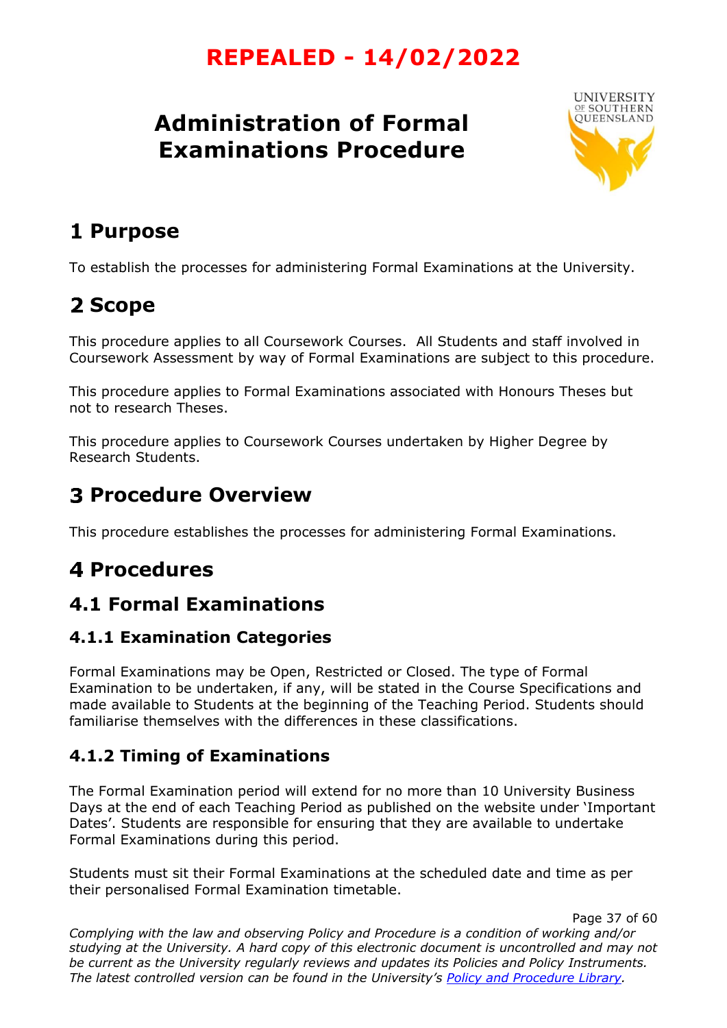# REPEALED - 14/02/2022

# Administration of Formal Examinations Procedure

## 1 Purpose

To establish the processes for administering Formal Examinations at the University.

## 2 Scope

This procedure applies to all Coursework Courses. All Students and staff involved in Coursework Assessment by way of Formal Examinations are subject to this procedure.

This procedure applies to Formal Examinations associated with Honours Theses but not to research Theses.

This procedure applies to Coursework Courses undertaken by Higher Degree by Research Students.

## 3 Procedure Overview

This procedure establishes the processes for administering Formal Examinations.

## 4 Procedures

### 4.1 Formal Examinations

#### 4.1.1 Examination Categories

Formal Examinations may be Open, Restricted or Closed. The type of Formal Examination to be undertaken, if any, will be stated in the Course Specifications and made available to Students at the beginning of the Teaching Period. Students should familiarise themselves with the differences in these classifications.

#### 4.1.2 Timing of Examinations

The Formal Examination period will extend for no more than 10 University Business Days at the end of each Teaching Period as published on the website under 'Important Dates'. Students are responsible for ensuring that they are available to undertake Formal Examinations during this period.

Students must sit their Formal Examinations at the scheduled date and time as per their personalised Formal Examination timetable.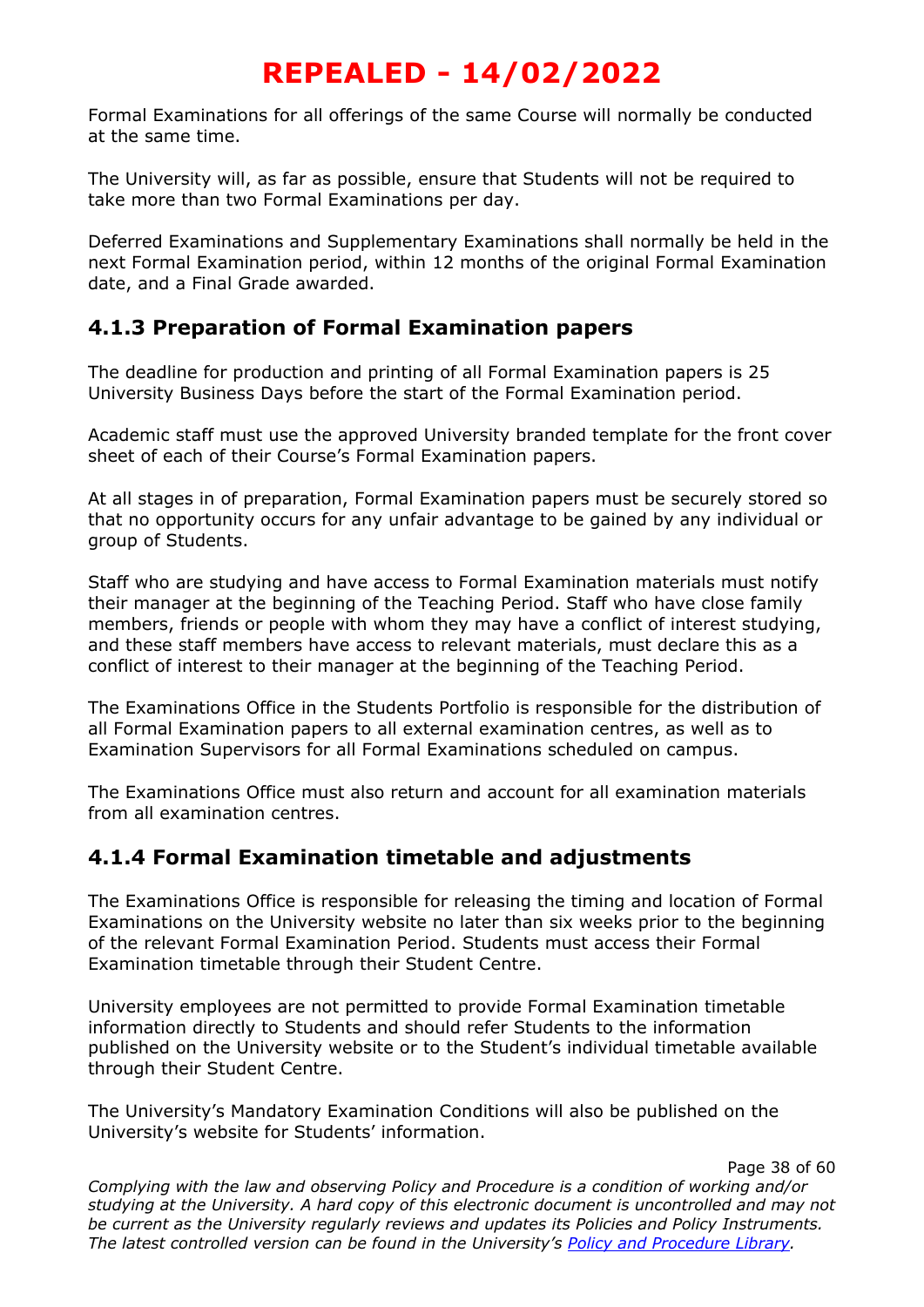# REPEALED - 14/02/2022

Formal Examinations for all offerings of the same Course will normally be conducted at the same time.

The University will, as far as possible, ensure that Students will not be required to take more than two Formal Examinations per day.

Deferred Examinations and Supplementary Examinations shall normally be held in the next Formal Examination period, within 12 months of the original Formal Examination date, and a Final Grade awarded.

## 4.1.3 Preparation of Formal Examination papers

The deadline for production and printing of all Formal Examination papers is 25 University Business Days before the start of the Formal Examination period.

Academic staff must use the approved University branded template for the front cover sheet of each of their Course's Formal Examination papers.

At all stages in of preparation, Formal Examination papers must be securely stored so that no opportunity occurs for any unfair advantage to be gained by any individual or group of Students.

Staff who are studying and have access to Formal Examination materials must notify their manager at the beginning of the Teaching Period. Staff who have close family members, friends or people with whom they may have a conflict of interest studying, and these staff members have access to relevant materials, must declare this as a conflict of interest to their manager at the beginning of the Teaching Period.

The Examinations Office in the Students Portfolio is responsible for the distribution of all Formal Examination papers to all external examination centres, as well as to Examination Supervisors for all Formal Examinations scheduled on campus.

The Examinations Office must also return and account for all examination materials from all examination centres.

## 4.1.4 Formal Examination timetable and adjustments

The Examinations Office is responsible for releasing the timing and location of Formal Examinations on the University website no later than six weeks prior to the beginning of the relevant Formal Examination Period. Students must access their Formal Examination timetable through their Student Centre.

University employees are not permitted to provide Formal Examination timetable information directly to Students and should refer Students to the information published on the University website or to the Student's individual timetable available through their Student Centre.

The University's Mandatory Examination Conditions will also be published on the University's website for Students' information.

*Complying with the law and observing Policy and Procedure is a condition of working and/or studying at the University. A hard copy of this electronic document is uncontrolled and may not be current as the University regularly reviews and updates its Policies and Policy Instruments. The latest controlled version can be found in the University's Policy and Procedure Library.*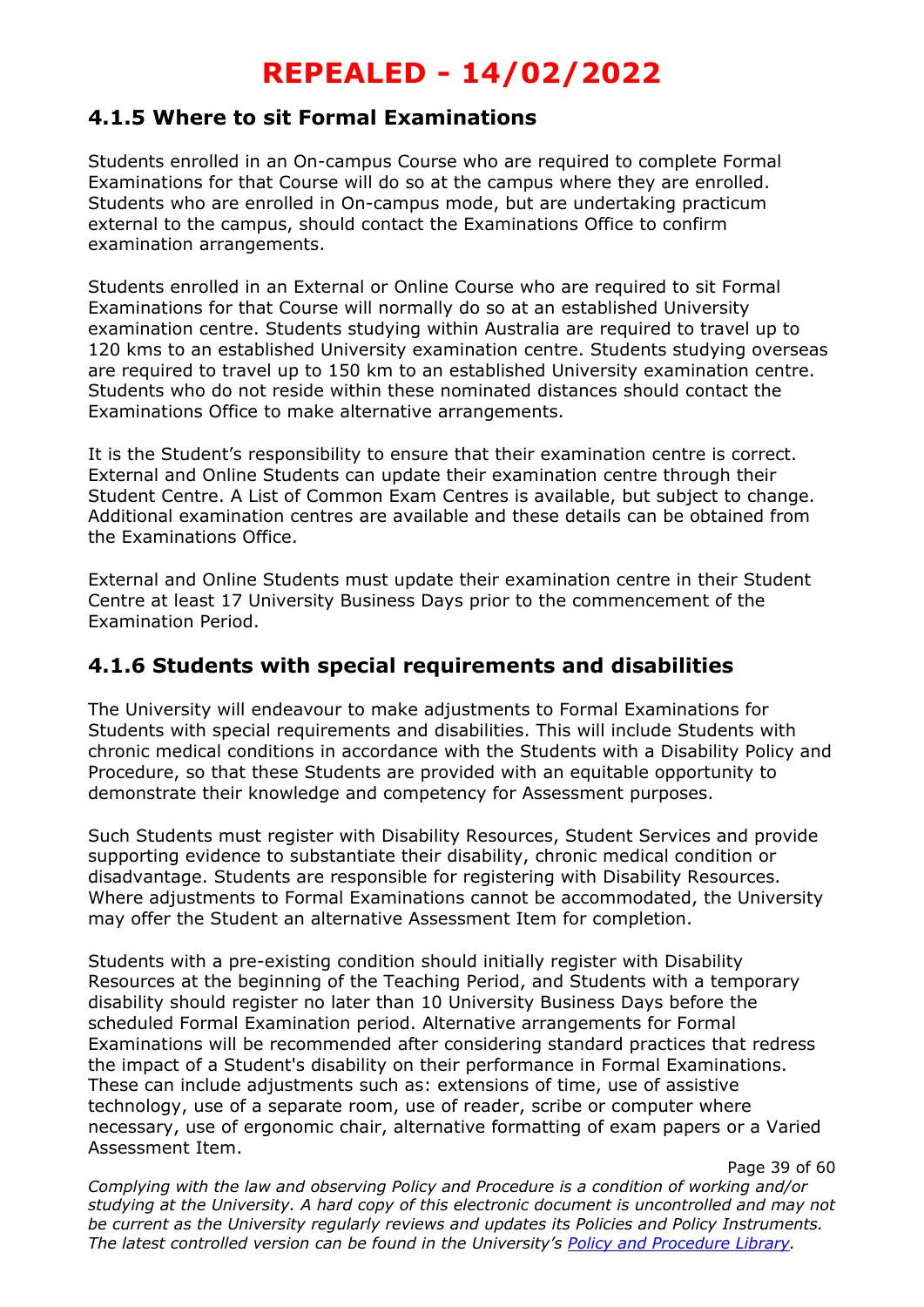### 4.1.5 Where to sit Formal Examinations

Students enrolled in an On-campus Course who are required to complete Formal Examinations for that Course will do so at the campus where they are enrolled. Students who are enrolled in On-campus mode, but are undertaking practicum external to the campus, should contact the Examinations Office to confirm examination arrangements.

Students enrolled in an External or Online Course who are required to sit Formal Examinations for that Course will normally do so at an established University examination centre. Students studying within Australia are required to travel up to 120 kms to an established University examination centre. Students studying overseas are required to travel up to 150 km to an established University examination centre. Students who do not reside within these nominated distances should contact the Examinations Office to make alternative arrangements.

It is the Student's responsibility to ensure that their examination centre is correct. External and Online Students can update their examination centre through their Student Centre. A List of Common Exam Centres is available, but subject to change. Additional examination centres are available and these details can be obtained from the Examinations Office.

External and Online Students must update their examination centre in their Student Centre at least 17 University Business Days prior to the commencement of the Examination Period.

### 4.1.6 Students with special requirements and disabilities

The University will endeavour to make adjustments to Formal Examinations for Students with special requirements and disabilities. This will include Students with chronic medical conditions in accordance with the Students with a Disability Policy and Procedure, so that these Students are provided with an equitable opportunity to demonstrate their knowledge and competency for Assessment purposes.

Such Students must register with Disability Resources, Student Services and provide supporting evidence to substantiate their disability, chronic medical condition or disadvantage. Students are responsible for registering with Disability Resources. Where adjustments to Formal Examinations cannot be accommodated, the University may offer the Student an alternative Assessment Item for completion.

Students with a pre-existing condition should initially register with Disability Resources at the beginning of the Teaching Period, and Students with a temporary disability should register no later than 10 University Business Days before the scheduled Formal Examination period. Alternative arrangements for Formal Examinations will be recommended after considering standard practices that redress the impact of a Student's disability on their performance in Formal Examinations. These can include adjustments such as: extensions of time, use of assistive technology, use of a separate room, use of reader, scribe or computer where necessary, use of ergonomic chair, alternative formatting of exam papers or a Varied Assessment Item.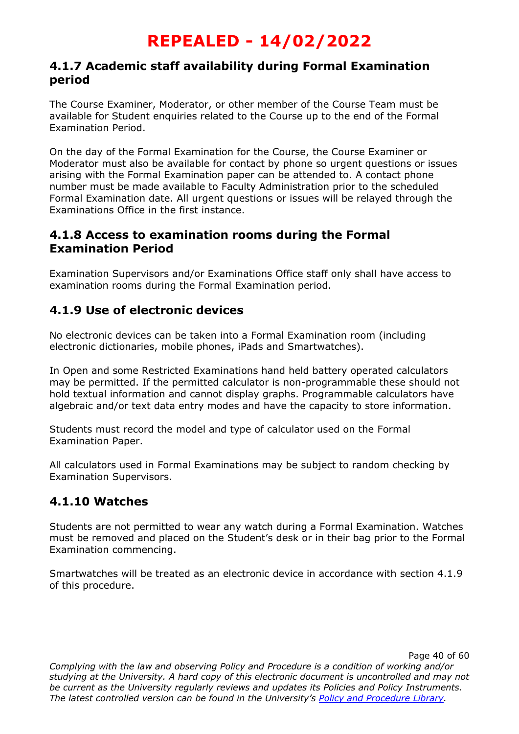# REPEALED - 14/02/2022

### 4.1.7 Academic staff availability during Formal Examination period

The Course Examiner, Moderator, or other member of the Course Team must be available for Student enquiries related to the Course up to the end of the Formal Examination Period.

On the day of the Formal Examination for the Course, the Course Examiner or Moderator must also be available for contact by phone so urgent questions or issues arising with the Formal Examination paper can be attended to. A contact phone number must be made available to Faculty Administration prior to the scheduled Formal Examination date. All urgent questions or issues will be relayed through the Examinations Office in the first instance.

### 4.1.8 Access to examination rooms during the Formal Examination Period

Examination Supervisors and/or Examinations Office staff only shall have access to examination rooms during the Formal Examination period.

### 4.1.9 Use of electronic devices

No electronic devices can be taken into a Formal Examination room (including electronic dictionaries, mobile phones, iPads and Smartwatches).

In Open and some Restricted Examinations hand held battery operated calculators may be permitted. If the permitted calculator is non-programmable these should not hold textual information and cannot display graphs. Programmable calculators have algebraic and/or text data entry modes and have the capacity to store information.

Students must record the model and type of calculator used on the Formal Examination Paper.

All calculators used in Formal Examinations may be subject to random checking by Examination Supervisors.

### 4.1.10 Watches

Students are not permitted to wear any watch during a Formal Examination. Watches must be removed and placed on the Student's desk or in their bag prior to the Formal Examination commencing.

Smartwatches will be treated as an electronic device in accordance with section 4.1.9 of this procedure.

*Complying with the law and observing Policy and Procedure is a condition of working and/or studying at the University. A hard copy of this electronic document is uncontrolled and may not be current as the University regularly reviews and updates its Policies and Policy Instruments. The latest controlled version can be found in the University's Policy and Procedure Library.*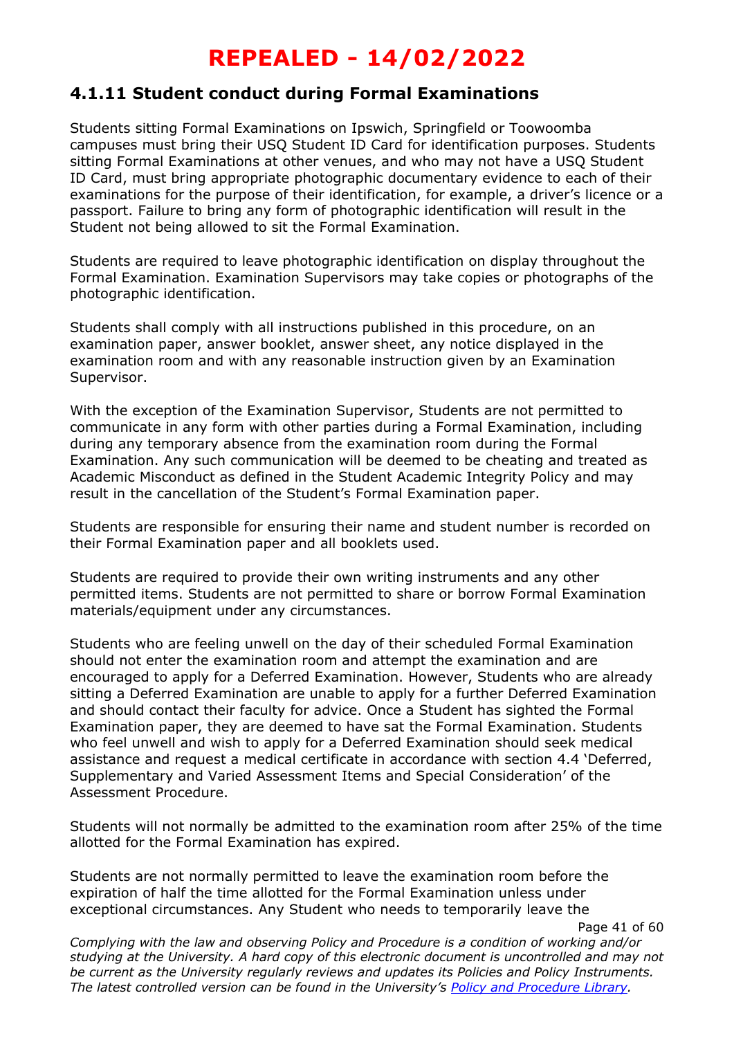# REPEALED - 14/02/2022

### 4.1.11 Student conduct during Formal Examinations

Students sitting Formal Examinations on Ipswich, Springfield or Toowoomba campuses must bring their USQ Student ID Card for identification purposes. Students sitting Formal Examinations at other venues, and who may not have a USQ Student ID Card, must bring appropriate photographic documentary evidence to each of their examinations for the purpose of their identification, for example, a driver's licence or a passport. Failure to bring any form of photographic identification will result in the Student not being allowed to sit the Formal Examination.

Students are required to leave photographic identification on display throughout the Formal Examination. Examination Supervisors may take copies or photographs of the photographic identification.

Students shall comply with all instructions published in this procedure, on an examination paper, answer booklet, answer sheet, any notice displayed in the examination room and with any reasonable instruction given by an Examination Supervisor.

With the exception of the Examination Supervisor, Students are not permitted to communicate in any form with other parties during a Formal Examination, including during any temporary absence from the examination room during the Formal Examination. Any such communication will be deemed to be cheating and treated as Academic Misconduct as defined in the Student Academic Integrity Policy and may result in the cancellation of the Student's Formal Examination paper.

Students are responsible for ensuring their name and student number is recorded on their Formal Examination paper and all booklets used.

Students are required to provide their own writing instruments and any other permitted items. Students are not permitted to share or borrow Formal Examination materials/equipment under any circumstances.

Students who are feeling unwell on the day of their scheduled Formal Examination should not enter the examination room and attempt the examination and are encouraged to apply for a Deferred Examination. However, Students who are already sitting a Deferred Examination are unable to apply for a further Deferred Examination and should contact their faculty for advice. Once a Student has sighted the Formal Examination paper, they are deemed to have sat the Formal Examination. Students who feel unwell and wish to apply for a Deferred Examination should seek medical assistance and request a medical certificate in accordance with section 4.4 'Deferred, Supplementary and Varied Assessment Items and Special Consideration' of the Assessment Procedure.

Students will not normally be admitted to the examination room after 25% of the time allotted for the Formal Examination has expired.

Students are not normally permitted to leave the examination room before the expiration of half the time allotted for the Formal Examination unless under exceptional circumstances. Any Student who needs to temporarily leave the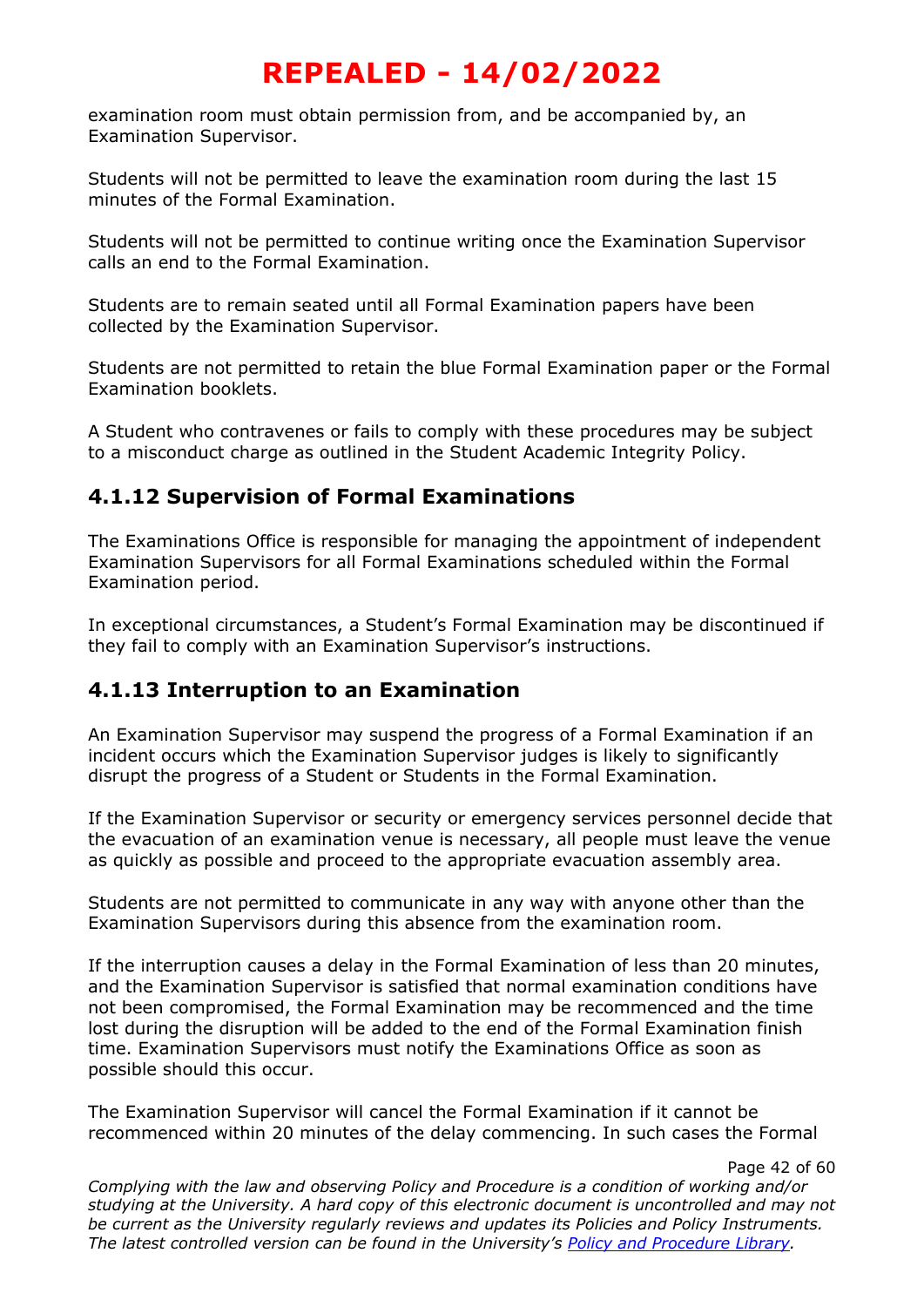# REPEALED - 14/02/2022

examination room must obtain permission from, and be accompanied by, an Examination Supervisor.

Students will not be permitted to leave the examination room during the last 15 minutes of the Formal Examination.

Students will not be permitted to continue writing once the Examination Supervisor calls an end to the Formal Examination.

Students are to remain seated until all Formal Examination papers have been collected by the Examination Supervisor.

Students are not permitted to retain the blue Formal Examination paper or the Formal Examination booklets.

A Student who contravenes or fails to comply with these procedures may be subject to a misconduct charge as outlined in the Student Academic Integrity Policy.

### 4.1.12 Supervision of Formal Examinations

The Examinations Office is responsible for managing the appointment of independent Examination Supervisors for all Formal Examinations scheduled within the Formal Examination period.

In exceptional circumstances, a Student's Formal Examination may be discontinued if they fail to comply with an Examination Supervisor's instructions.

### 4.1.13 Interruption to an Examination

An Examination Supervisor may suspend the progress of a Formal Examination if an incident occurs which the Examination Supervisor judges is likely to significantly disrupt the progress of a Student or Students in the Formal Examination.

If the Examination Supervisor or security or emergency services personnel decide that the evacuation of an examination venue is necessary, all people must leave the venue as quickly as possible and proceed to the appropriate evacuation assembly area.

Students are not permitted to communicate in any way with anyone other than the Examination Supervisors during this absence from the examination room.

If the interruption causes a delay in the Formal Examination of less than 20 minutes, and the Examination Supervisor is satisfied that normal examination conditions have not been compromised, the Formal Examination may be recommenced and the time lost during the disruption will be added to the end of the Formal Examination finish time. Examination Supervisors must notify the Examinations Office as soon as possible should this occur.

The Examination Supervisor will cancel the Formal Examination if it cannot be recommenced within 20 minutes of the delay commencing. In such cases the Formal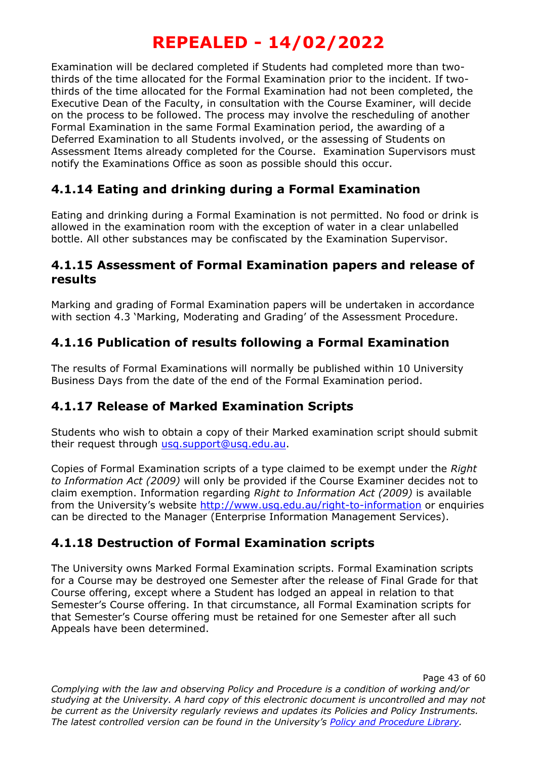# REPEALED - 14/02/2022

Examination will be declared completed if Students had completed more than two-thirds of the time allocated for the Formal Examination prior to the incident. If two-thirds of the time allocated for the Formal Examination had not been completed, the Executive Dean of the Faculty, in consultation with the Course Examiner, will decide on the process to be followed. The process may involve the rescheduling of another Formal Examination in the same Formal Examination period, the awarding of a Deferred Examination to all Students involved, or the assessing of Students on Assessment Items already completed for the Course. Examination Supervisors must notify the Examinations Office as soon as possible should this occur.

### 4.1.14 Eating and drinking during a Formal Examination

Eating and drinking during a Formal Examination is not permitted. No food or drink is allowed in the examination room with the exception of water in a clear unlabelled bottle. All other substances may be confiscated by the Examination Supervisor.

### 4.1.15 Assessment of Formal Examination papers and release of results

Marking and grading of Formal Examination papers will be undertaken in accordance with section 4.3 'Marking, Moderating and Grading' of the Assessment Procedure.

### 4.1.16 Publication of results following a Formal Examination

The results of Formal Examinations will normally be published within 10 University Business Days from the date of the end of the Formal Examination period.

### 4.1.17 Release of Marked Examination Scripts

Students who wish to obtain a copy of their Marked examination script should submit their request through [usq.support@usq.edu.au](mailto:usq.support@usq.edu.au).

Copies of Formal Examination scripts of a type claimed to be exempt under the *Right to Information Act (2009)* will only be provided if the Course Examiner decides not to claim exemption. Information regarding *Right to Information Act (2009)* is available from the University's website [http://www.usq.edu.au/right-to-information](http://www.usq.edu.au/right-to-information) or enquiries can be directed to the Manager (Enterprise Information Management Services).

### 4.1.18 Destruction of Formal Examination scripts

The University owns Marked Formal Examination scripts. Formal Examination scripts for a Course may be destroyed one Semester after the release of Final Grade for that Course offering, except where a Student has lodged an appeal in relation to that Semester's Course offering. In that circumstance, all Formal Examination scripts for that Semester's Course offering must be retained for one Semester after all such Appeals have been determined.

*Complying with the law and observing Policy and Procedure is a condition of working and/or studying at the University. A hard copy of this electronic document is uncontrolled and may not be current as the University regularly reviews and updates its Policies and Policy Instruments. The latest controlled version can be found in the University's [Policy and Procedure Library](#).*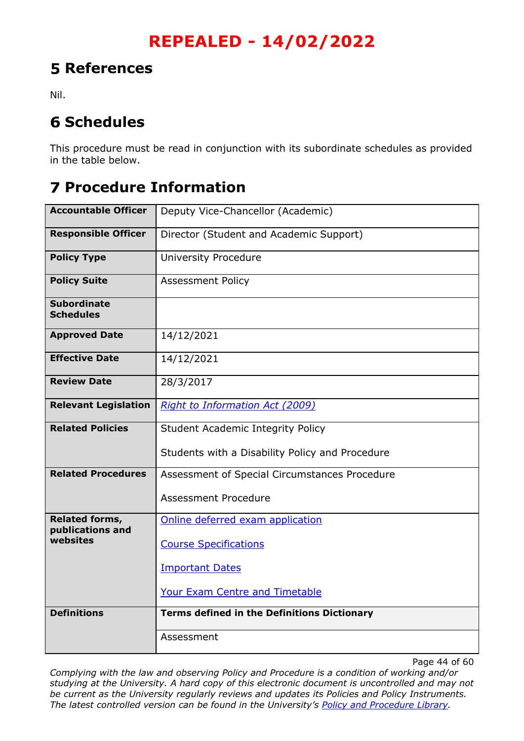# REPEALED - 14/02/2022

## 5 References

Nil.

## 6 Schedules

This procedure must be read in conjunction with its subordinate schedules as provided in the table below.

## 7 Procedure Information

| | |
|---|---|
| **Accountable Officer** | Deputy Vice-Chancellor (Academic) |
| **Responsible Officer** | Director (Student and Academic Support) |
| **Policy Type** | University Procedure |
| **Policy Suite** | Assessment Policy |
| **Subordinate Schedules** | |
| **Approved Date** | 14/12/2021 |
| **Effective Date** | 14/12/2021 |
| **Review Date** | 28/3/2017 |
| **Relevant Legislation** | *Right to Information Act (2009)* |
| **Related Policies** | Student Academic Integrity Policy<br><br>Students with a Disability Policy and Procedure |
| **Related Procedures** | Assessment of Special Circumstances Procedure<br><br>Assessment Procedure |
| **Related forms, publications and websites** | Online deferred exam application<br><br>Course Specifications<br><br>Important Dates<br><br>Your Exam Centre and Timetable |
| **Definitions** | **Terms defined in the Definitions Dictionary** |
| | Assessment |

*Complying with the law and observing Policy and Procedure is a condition of working and/or studying at the University. A hard copy of this electronic document is uncontrolled and may not be current as the University regularly reviews and updates its Policies and Policy Instruments. The latest controlled version can be found in the University's Policy and Procedure Library.*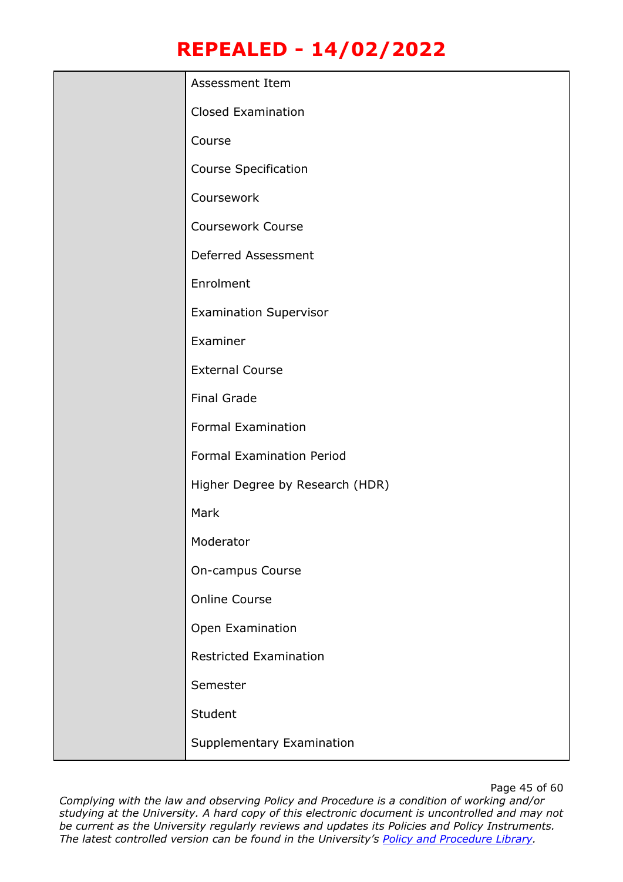# REPEALED - 14/02/2022

| | |
|---|---|
| | Assessment Item<br><br>Closed Examination<br><br>Course<br><br>Course Specification<br><br>Coursework<br><br>Coursework Course<br><br>Deferred Assessment<br><br>Enrolment<br><br>Examination Supervisor<br><br>Examiner<br><br>External Course<br><br>Final Grade<br><br>Formal Examination<br><br>Formal Examination Period<br><br>Higher Degree by Research (HDR)<br><br>Mark<br><br>Moderator<br><br>On-campus Course<br><br>Online Course<br><br>Open Examination<br><br>Restricted Examination<br><br>Semester<br><br>Student<br><br>Supplementary Examination |

*Complying with the law and observing Policy and Procedure is a condition of working and/or studying at the University. A hard copy of this electronic document is uncontrolled and may not be current as the University regularly reviews and updates its Policies and Policy Instruments. The latest controlled version can be found in the University's Policy and Procedure Library.*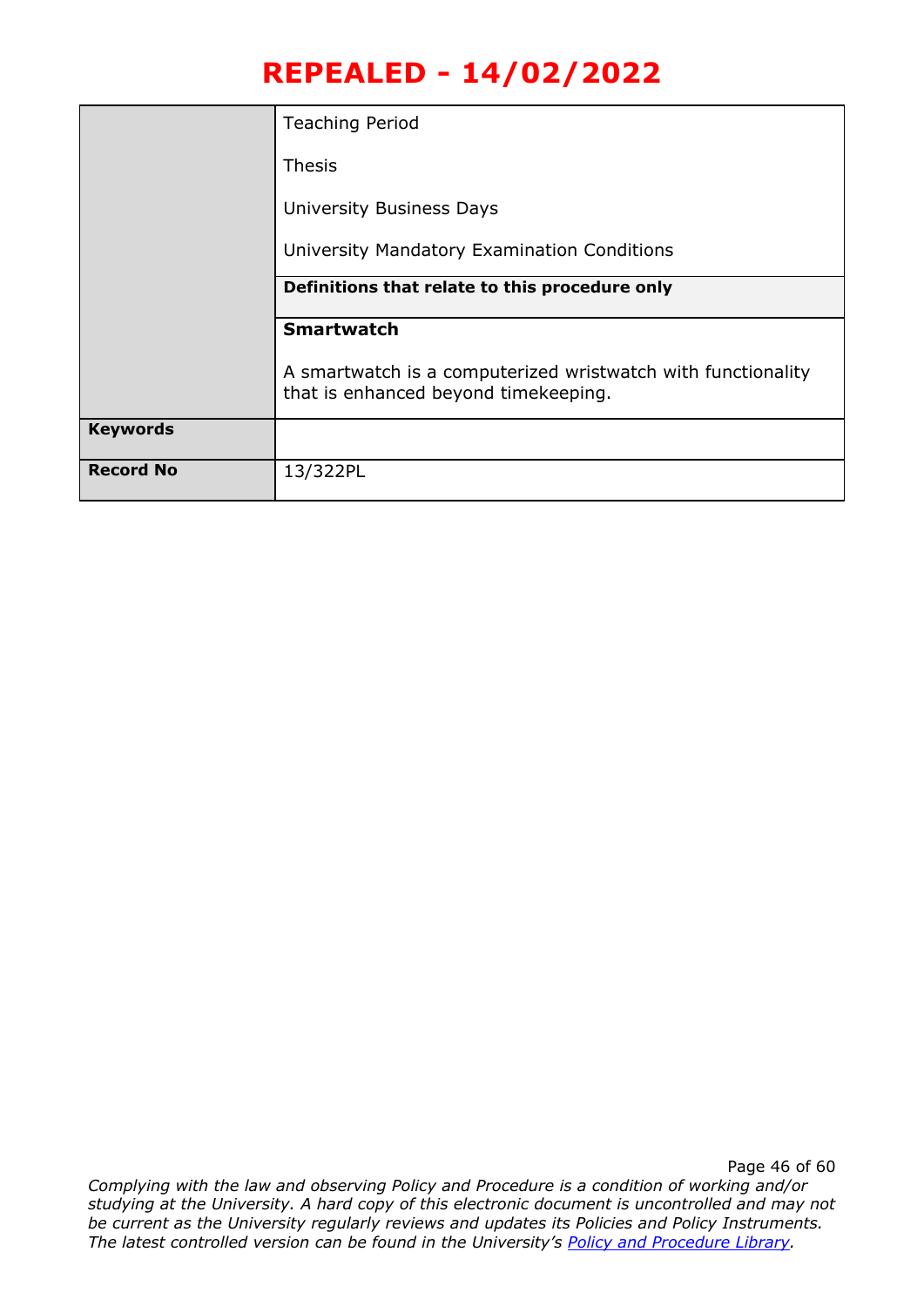# REPEALED - 14/02/2022

| | |
|---|---|
| | Teaching Period<br><br>Thesis<br><br>University Business Days<br><br>University Mandatory Examination Conditions |
| | **Definitions that relate to this procedure only** |
| | **Smartwatch**<br><br>A smartwatch is a computerized wristwatch with functionality that is enhanced beyond timekeeping. |
| **Keywords** | |
| **Record No** | 13/322PL |

*Complying with the law and observing Policy and Procedure is a condition of working and/or studying at the University. A hard copy of this electronic document is uncontrolled and may not be current as the University regularly reviews and updates its Policies and Policy Instruments. The latest controlled version can be found in the University's Policy and Procedure Library.*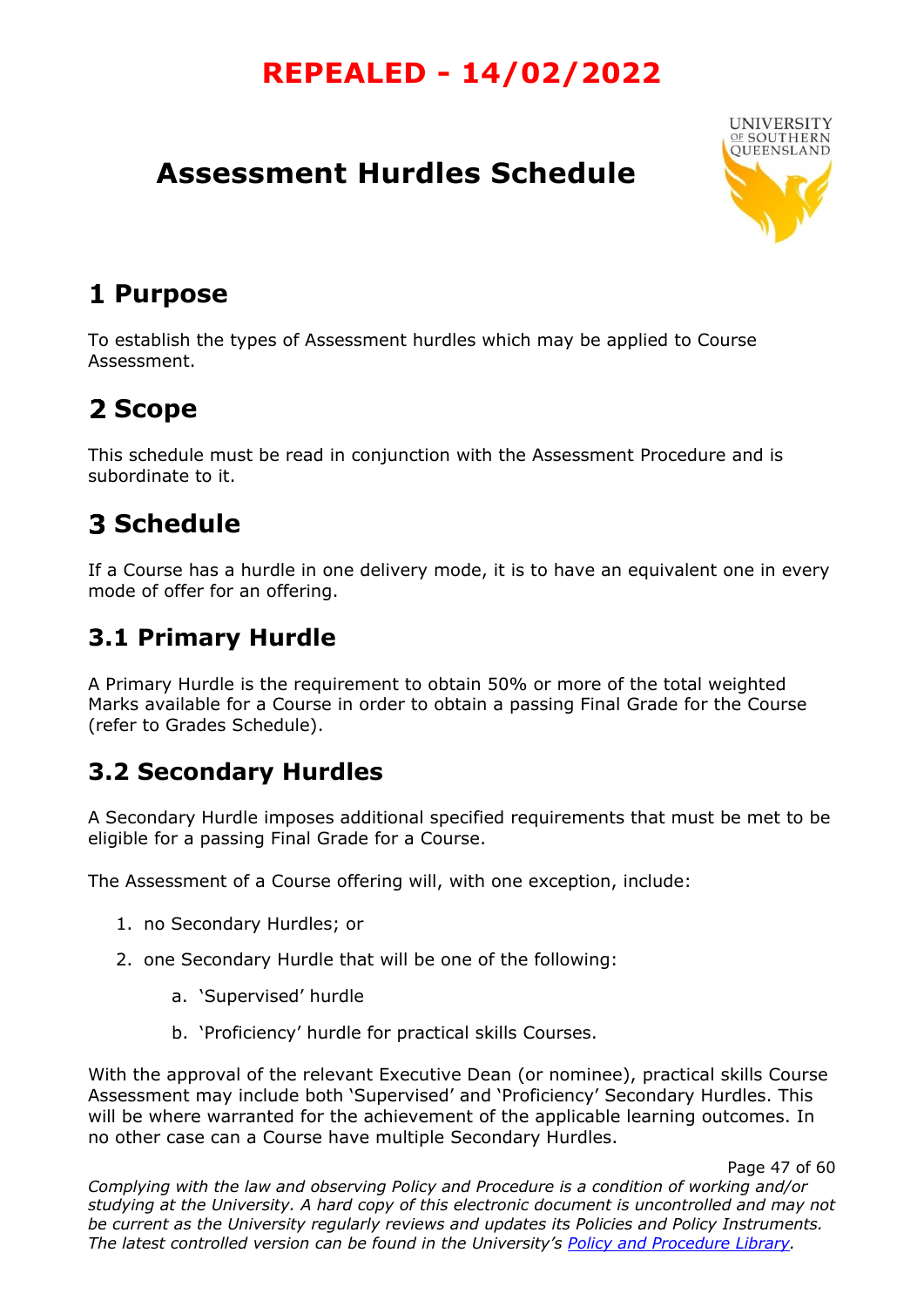**REPEALED - 14/02/2022**

# Assessment Hurdles Schedule

## 1 Purpose

To establish the types of Assessment hurdles which may be applied to Course Assessment.

## 2 Scope

This schedule must be read in conjunction with the Assessment Procedure and is subordinate to it.

## 3 Schedule

If a Course has a hurdle in one delivery mode, it is to have an equivalent one in every mode of offer for an offering.

### 3.1 Primary Hurdle

A Primary Hurdle is the requirement to obtain 50% or more of the total weighted Marks available for a Course in order to obtain a passing Final Grade for the Course (refer to Grades Schedule).

### 3.2 Secondary Hurdles

A Secondary Hurdle imposes additional specified requirements that must be met to be eligible for a passing Final Grade for a Course.

The Assessment of a Course offering will, with one exception, include:

1. no Secondary Hurdles; or
2. one Secondary Hurdle that will be one of the following:
    a. 'Supervised' hurdle
    b. 'Proficiency' hurdle for practical skills Courses.

With the approval of the relevant Executive Dean (or nominee), practical skills Course Assessment may include both 'Supervised' and 'Proficiency' Secondary Hurdles. This will be where warranted for the achievement of the applicable learning outcomes. In no other case can a Course have multiple Secondary Hurdles.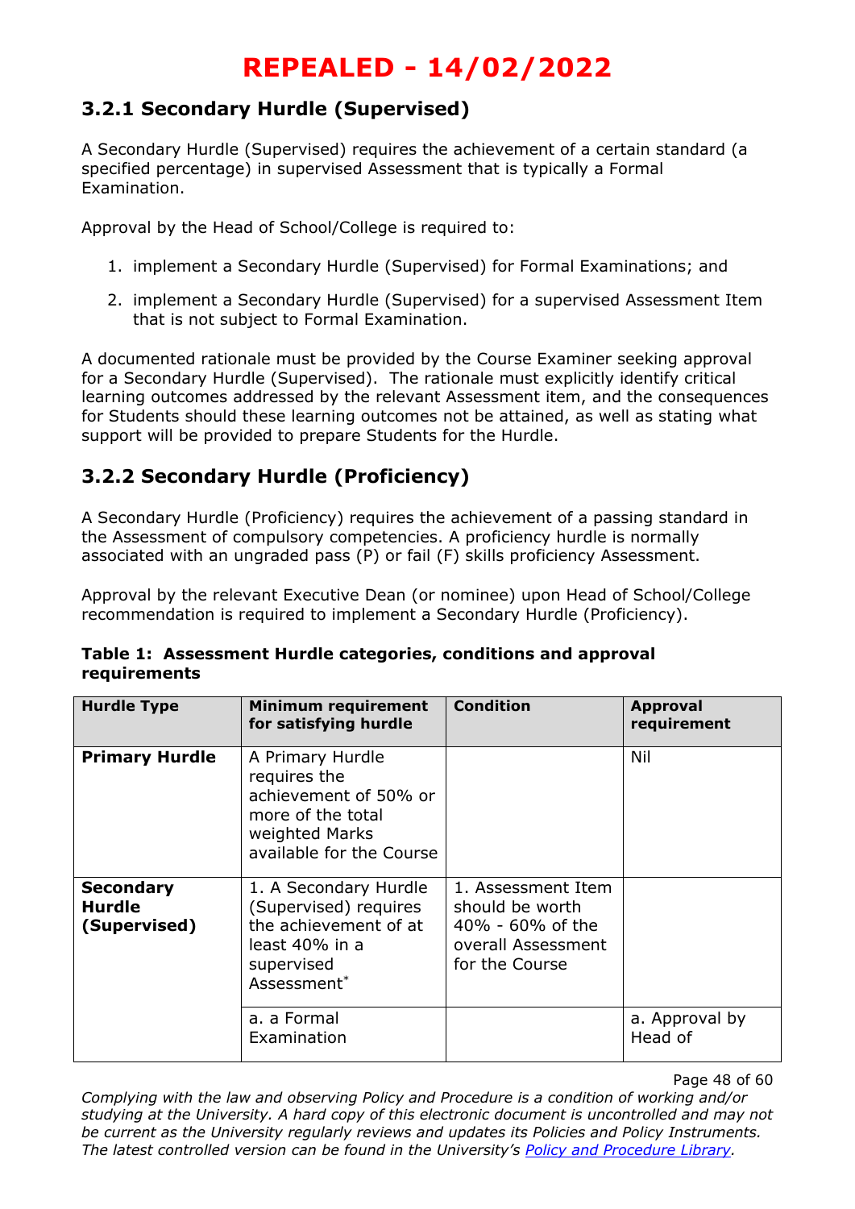# REPEALED - 14/02/2022

### 3.2.1 Secondary Hurdle (Supervised)

A Secondary Hurdle (Supervised) requires the achievement of a certain standard (a specified percentage) in supervised Assessment that is typically a Formal Examination.

Approval by the Head of School/College is required to:

1. implement a Secondary Hurdle (Supervised) for Formal Examinations; and
2. implement a Secondary Hurdle (Supervised) for a supervised Assessment Item that is not subject to Formal Examination.

A documented rationale must be provided by the Course Examiner seeking approval for a Secondary Hurdle (Supervised). The rationale must explicitly identify critical learning outcomes addressed by the relevant Assessment item, and the consequences for Students should these learning outcomes not be attained, as well as stating what support will be provided to prepare Students for the Hurdle.

### 3.2.2 Secondary Hurdle (Proficiency)

A Secondary Hurdle (Proficiency) requires the achievement of a passing standard in the Assessment of compulsory competencies. A proficiency hurdle is normally associated with an ungraded pass (P) or fail (F) skills proficiency Assessment.

Approval by the relevant Executive Dean (or nominee) upon Head of School/College recommendation is required to implement a Secondary Hurdle (Proficiency).

**Table 1: Assessment Hurdle categories, conditions and approval requirements**

| Hurdle Type | Minimum requirement for satisfying hurdle | Condition | Approval requirement |
|---|---|---|---|
| **Primary Hurdle** | A Primary Hurdle requires the achievement of 50% or more of the total weighted Marks available for the Course | | Nil |
| **Secondary Hurdle (Supervised)** | 1. A Secondary Hurdle (Supervised) requires the achievement of at least 40% in a supervised Assessment* | 1. Assessment Item should be worth 40% - 60% of the overall Assessment for the Course | |
| | a. a Formal Examination | | a. Approval by Head of |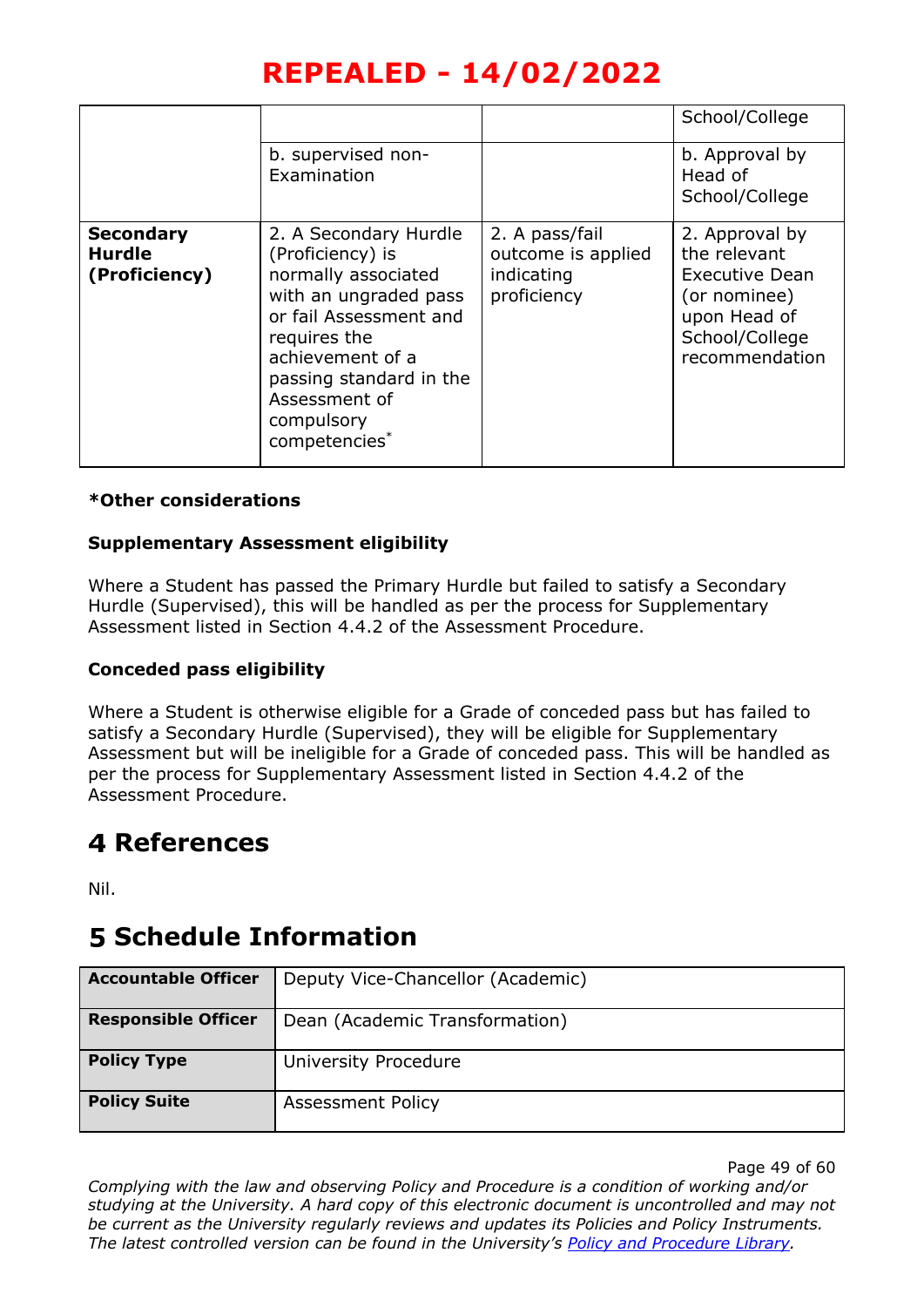# REPEALED - 14/02/2022

| | | | |
|---|---|---|---|
| | | | School/College |
| | b. supervised non-Examination | | b. Approval by Head of School/College |
| **Secondary Hurdle (Proficiency)** | 2. A Secondary Hurdle (Proficiency) is normally associated with an ungraded pass or fail Assessment and requires the achievement of a passing standard in the Assessment of compulsory competencies* | 2. A pass/fail outcome is applied indicating proficiency | 2. Approval by the relevant Executive Dean (or nominee) upon Head of School/College recommendation |

**\*Other considerations**

**Supplementary Assessment eligibility**

Where a Student has passed the Primary Hurdle but failed to satisfy a Secondary Hurdle (Supervised), this will be handled as per the process for Supplementary Assessment listed in Section 4.4.2 of the Assessment Procedure.

**Conceded pass eligibility**

Where a Student is otherwise eligible for a Grade of conceded pass but has failed to satisfy a Secondary Hurdle (Supervised), they will be eligible for Supplementary Assessment but will be ineligible for a Grade of conceded pass. This will be handled as per the process for Supplementary Assessment listed in Section 4.4.2 of the Assessment Procedure.

# 4 References

Nil.

# 5 Schedule Information

| | |
|---|---|
| **Accountable Officer** | Deputy Vice-Chancellor (Academic) |
| **Responsible Officer** | Dean (Academic Transformation) |
| **Policy Type** | University Procedure |
| **Policy Suite** | Assessment Policy |

*Complying with the law and observing Policy and Procedure is a condition of working and/or studying at the University. A hard copy of this electronic document is uncontrolled and may not be current as the University regularly reviews and updates its Policies and Policy Instruments. The latest controlled version can be found in the University's Policy and Procedure Library.*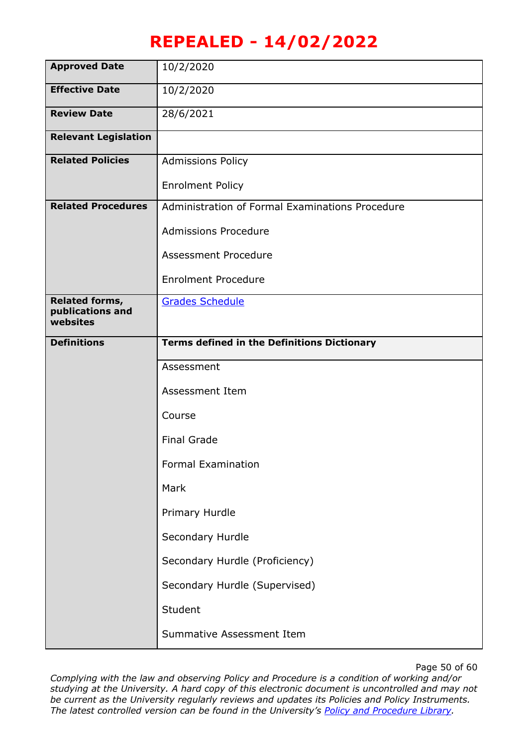# REPEALED - 14/02/2022

| | |
|---|---|
| **Approved Date** | 10/2/2020 |
| **Effective Date** | 10/2/2020 |
| **Review Date** | 28/6/2021 |
| **Relevant Legislation** | |
| **Related Policies** | Admissions Policy<br><br>Enrolment Policy |
| **Related Procedures** | Administration of Formal Examinations Procedure<br><br>Admissions Procedure<br><br>Assessment Procedure<br><br>Enrolment Procedure |
| **Related forms, publications and websites** | Grades Schedule |
| **Definitions** | **Terms defined in the Definitions Dictionary** |
| | Assessment<br><br>Assessment Item<br><br>Course<br><br>Final Grade<br><br>Formal Examination<br><br>Mark<br><br>Primary Hurdle<br><br>Secondary Hurdle<br><br>Secondary Hurdle (Proficiency)<br><br>Secondary Hurdle (Supervised)<br><br>Student<br><br>Summative Assessment Item |

*Complying with the law and observing Policy and Procedure is a condition of working and/or studying at the University. A hard copy of this electronic document is uncontrolled and may not be current as the University regularly reviews and updates its Policies and Policy Instruments. The latest controlled version can be found in the University's Policy and Procedure Library.*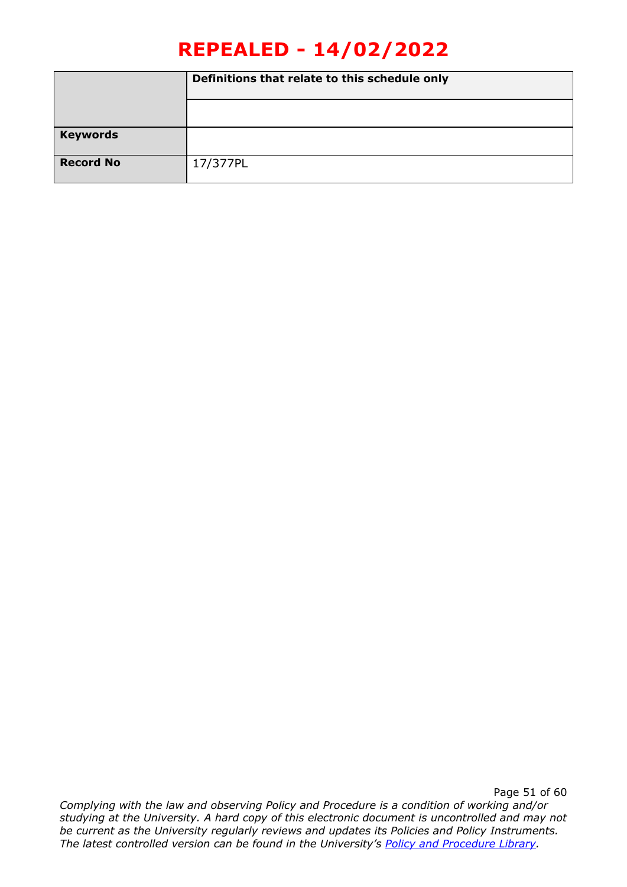# REPEALED - 14/02/2022

| | |
|---|---|
| | **Definitions that relate to this schedule only** |
| | |
| **Keywords** | |
| **Record No** | 17/377PL |

*Complying with the law and observing Policy and Procedure is a condition of working and/or studying at the University. A hard copy of this electronic document is uncontrolled and may not be current as the University regularly reviews and updates its Policies and Policy Instruments. The latest controlled version can be found in the University's Policy and Procedure Library.*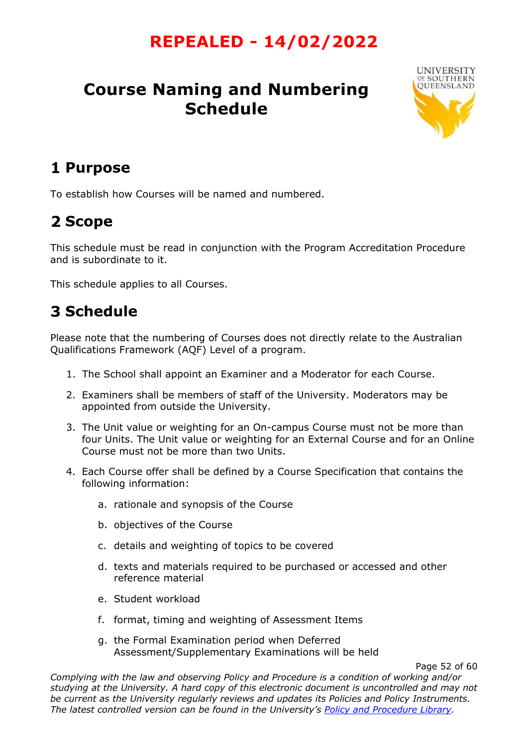# REPEALED - 14/02/2022

# Course Naming and Numbering Schedule

## 1 Purpose

To establish how Courses will be named and numbered.

## 2 Scope

This schedule must be read in conjunction with the Program Accreditation Procedure and is subordinate to it.

This schedule applies to all Courses.

## 3 Schedule

Please note that the numbering of Courses does not directly relate to the Australian Qualifications Framework (AQF) Level of a program.

1. The School shall appoint an Examiner and a Moderator for each Course.
2. Examiners shall be members of staff of the University. Moderators may be appointed from outside the University.
3. The Unit value or weighting for an On-campus Course must not be more than four Units. The Unit value or weighting for an External Course and for an Online Course must not be more than two Units.
4. Each Course offer shall be defined by a Course Specification that contains the following information:
    a. rationale and synopsis of the Course
    b. objectives of the Course
    c. details and weighting of topics to be covered
    d. texts and materials required to be purchased or accessed and other reference material
    e. Student workload
    f. format, timing and weighting of Assessment Items
    g. the Formal Examination period when Deferred Assessment/Supplementary Examinations will be held

*Complying with the law and observing Policy and Procedure is a condition of working and/or studying at the University. A hard copy of this electronic document is uncontrolled and may not be current as the University regularly reviews and updates its Policies and Policy Instruments. The latest controlled version can be found in the University's [Policy and Procedure Library](#).*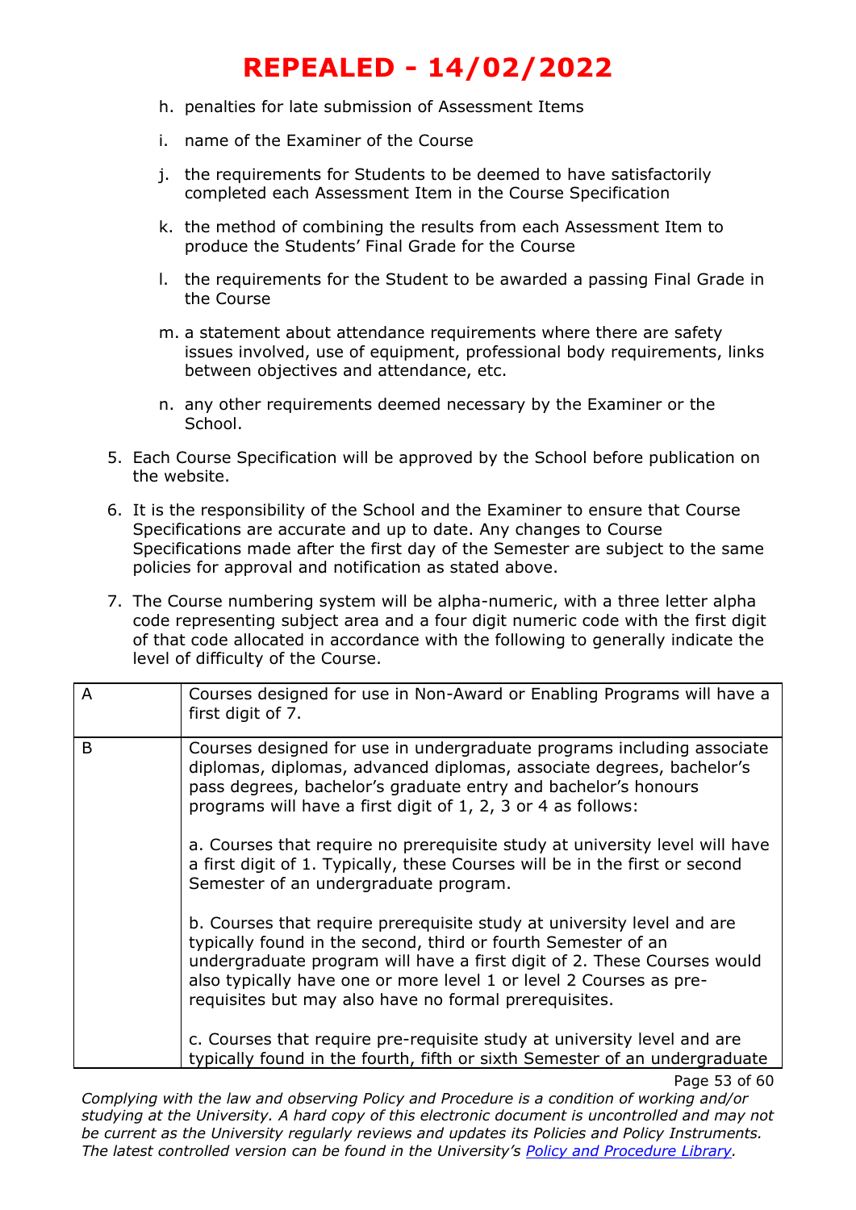# REPEALED - 14/02/2022

h. penalties for late submission of Assessment Items

i. name of the Examiner of the Course

j. the requirements for Students to be deemed to have satisfactorily completed each Assessment Item in the Course Specification

k. the method of combining the results from each Assessment Item to produce the Students' Final Grade for the Course

l. the requirements for the Student to be awarded a passing Final Grade in the Course

m. a statement about attendance requirements where there are safety issues involved, use of equipment, professional body requirements, links between objectives and attendance, etc.

n. any other requirements deemed necessary by the Examiner or the School.

5. Each Course Specification will be approved by the School before publication on the website.

6. It is the responsibility of the School and the Examiner to ensure that Course Specifications are accurate and up to date. Any changes to Course Specifications made after the first day of the Semester are subject to the same policies for approval and notification as stated above.

7. The Course numbering system will be alpha-numeric, with a three letter alpha code representing subject area and a four digit numeric code with the first digit of that code allocated in accordance with the following to generally indicate the level of difficulty of the Course.

| | |
|---|---|
| A | Courses designed for use in Non-Award or Enabling Programs will have a first digit of 7. |
| B | Courses designed for use in undergraduate programs including associate diplomas, diplomas, advanced diplomas, associate degrees, bachelor's pass degrees, bachelor's graduate entry and bachelor's honours programs will have a first digit of 1, 2, 3 or 4 as follows:<br><br>a. Courses that require no prerequisite study at university level will have a first digit of 1. Typically, these Courses will be in the first or second Semester of an undergraduate program.<br><br>b. Courses that require prerequisite study at university level and are typically found in the second, third or fourth Semester of an undergraduate program will have a first digit of 2. These Courses would also typically have one or more level 1 or level 2 Courses as pre-requisites but may also have no formal prerequisites.<br><br>c. Courses that require pre-requisite study at university level and are typically found in the fourth, fifth or sixth Semester of an undergraduate |

*Complying with the law and observing Policy and Procedure is a condition of working and/or studying at the University. A hard copy of this electronic document is uncontrolled and may not be current as the University regularly reviews and updates its Policies and Policy Instruments. The latest controlled version can be found in the University's Policy and Procedure Library.*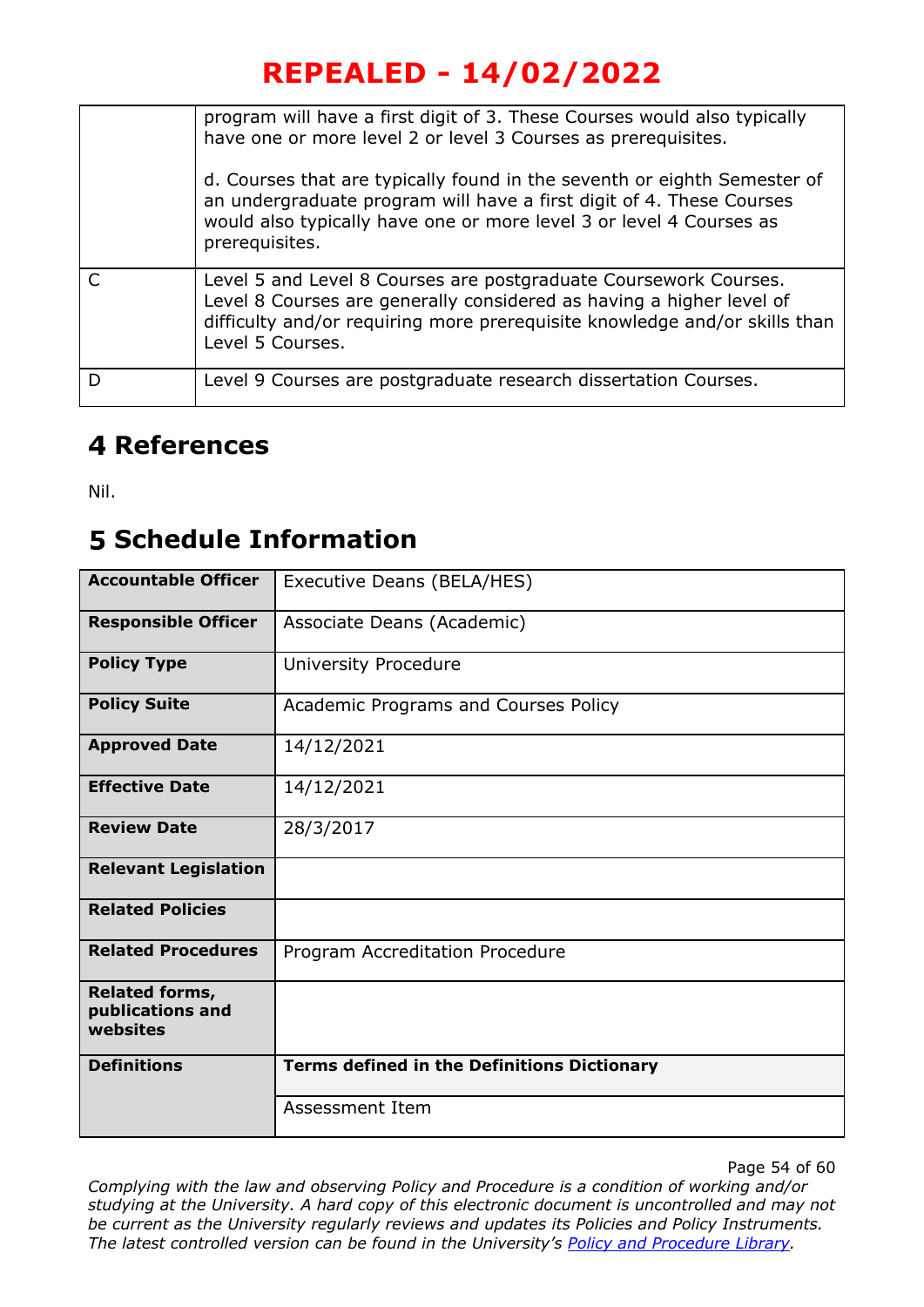# REPEALED - 14/02/2022

| | |
|---|---|
| | program will have a first digit of 3. These Courses would also typically have one or more level 2 or level 3 Courses as prerequisites.<br><br>d. Courses that are typically found in the seventh or eighth Semester of an undergraduate program will have a first digit of 4. These Courses would also typically have one or more level 3 or level 4 Courses as prerequisites. |
| C | Level 5 and Level 8 Courses are postgraduate Coursework Courses. Level 8 Courses are generally considered as having a higher level of difficulty and/or requiring more prerequisite knowledge and/or skills than Level 5 Courses. |
| D | Level 9 Courses are postgraduate research dissertation Courses. |

## 4 References

Nil.

## 5 Schedule Information

| | |
|---|---|
| **Accountable Officer** | Executive Deans (BELA/HES) |
| **Responsible Officer** | Associate Deans (Academic) |
| **Policy Type** | University Procedure |
| **Policy Suite** | Academic Programs and Courses Policy |
| **Approved Date** | 14/12/2021 |
| **Effective Date** | 14/12/2021 |
| **Review Date** | 28/3/2017 |
| **Relevant Legislation** | |
| **Related Policies** | |
| **Related Procedures** | Program Accreditation Procedure |
| **Related forms, publications and websites** | |
| **Definitions** | **Terms defined in the Definitions Dictionary** |
| | Assessment Item |

*Complying with the law and observing Policy and Procedure is a condition of working and/or studying at the University. A hard copy of this electronic document is uncontrolled and may not be current as the University regularly reviews and updates its Policies and Policy Instruments. The latest controlled version can be found in the University's Policy and Procedure Library.*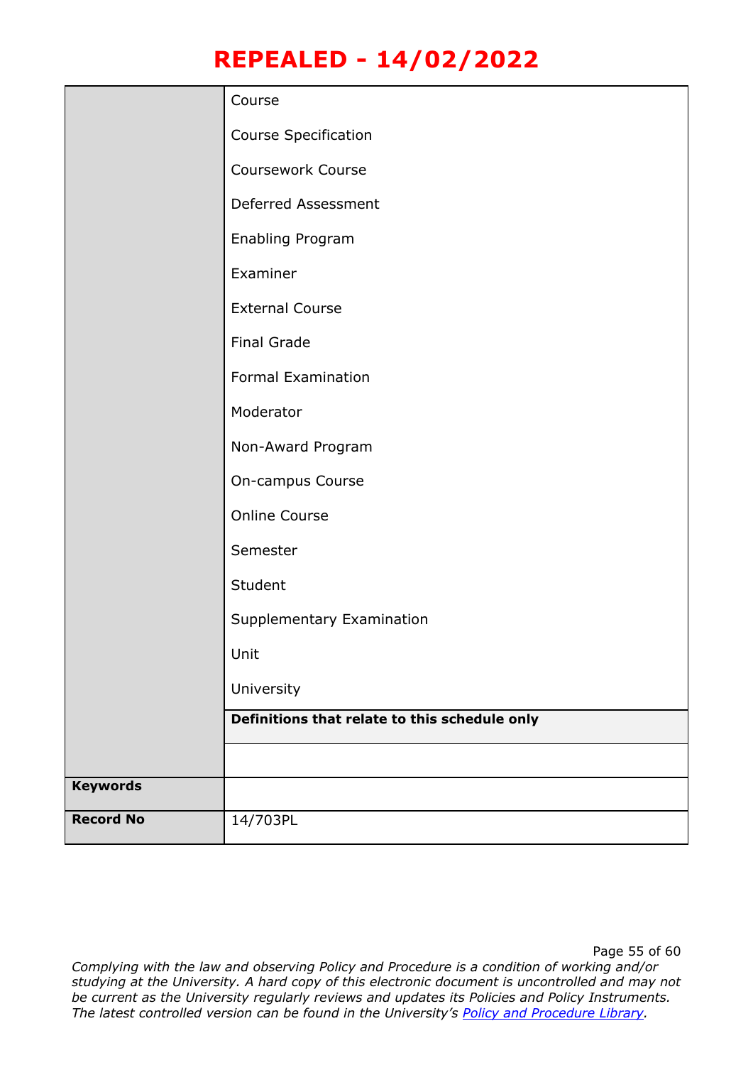# REPEALED - 14/02/2022

| | |
|---|---|
| | Course<br><br>Course Specification<br><br>Coursework Course<br><br>Deferred Assessment<br><br>Enabling Program<br><br>Examiner<br><br>External Course<br><br>Final Grade<br><br>Formal Examination<br><br>Moderator<br><br>Non-Award Program<br><br>On-campus Course<br><br>Online Course<br><br>Semester<br><br>Student<br><br>Supplementary Examination<br><br>Unit<br><br>University |
| | **Definitions that relate to this schedule only** |
| | |
| **Keywords** | |
| **Record No** | 14/703PL |

*Complying with the law and observing Policy and Procedure is a condition of working and/or studying at the University. A hard copy of this electronic document is uncontrolled and may not be current as the University regularly reviews and updates its Policies and Policy Instruments. The latest controlled version can be found in the University's Policy and Procedure Library.*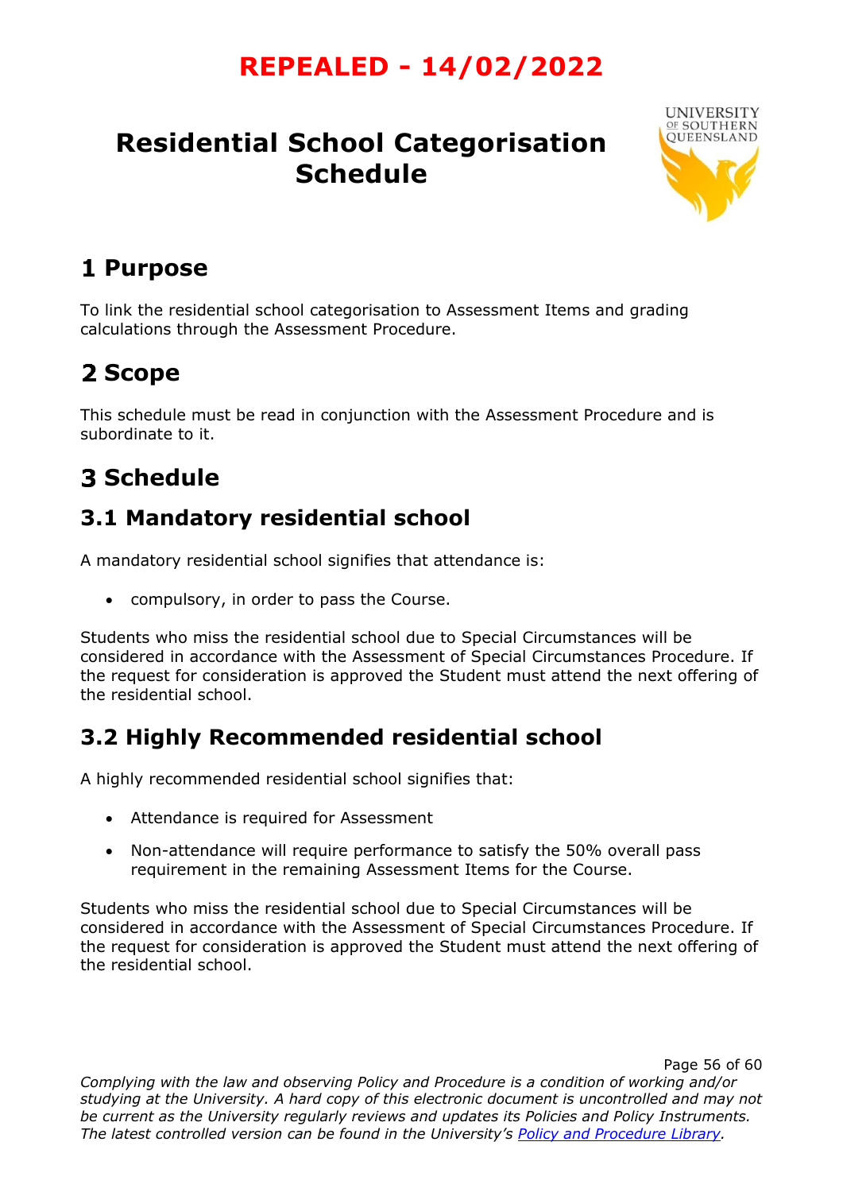# REPEALED - 14/02/2022

# Residential School Categorisation Schedule

## 1 Purpose

To link the residential school categorisation to Assessment Items and grading calculations through the Assessment Procedure.

## 2 Scope

This schedule must be read in conjunction with the Assessment Procedure and is subordinate to it.

## 3 Schedule

### 3.1 Mandatory residential school

A mandatory residential school signifies that attendance is:

- compulsory, in order to pass the Course.

Students who miss the residential school due to Special Circumstances will be considered in accordance with the Assessment of Special Circumstances Procedure. If the request for consideration is approved the Student must attend the next offering of the residential school.

### 3.2 Highly Recommended residential school

A highly recommended residential school signifies that:

- Attendance is required for Assessment
- Non-attendance will require performance to satisfy the 50% overall pass requirement in the remaining Assessment Items for the Course.

Students who miss the residential school due to Special Circumstances will be considered in accordance with the Assessment of Special Circumstances Procedure. If the request for consideration is approved the Student must attend the next offering of the residential school.

*Complying with the law and observing Policy and Procedure is a condition of working and/or studying at the University. A hard copy of this electronic document is uncontrolled and may not be current as the University regularly reviews and updates its Policies and Policy Instruments. The latest controlled version can be found in the University's Policy and Procedure Library.*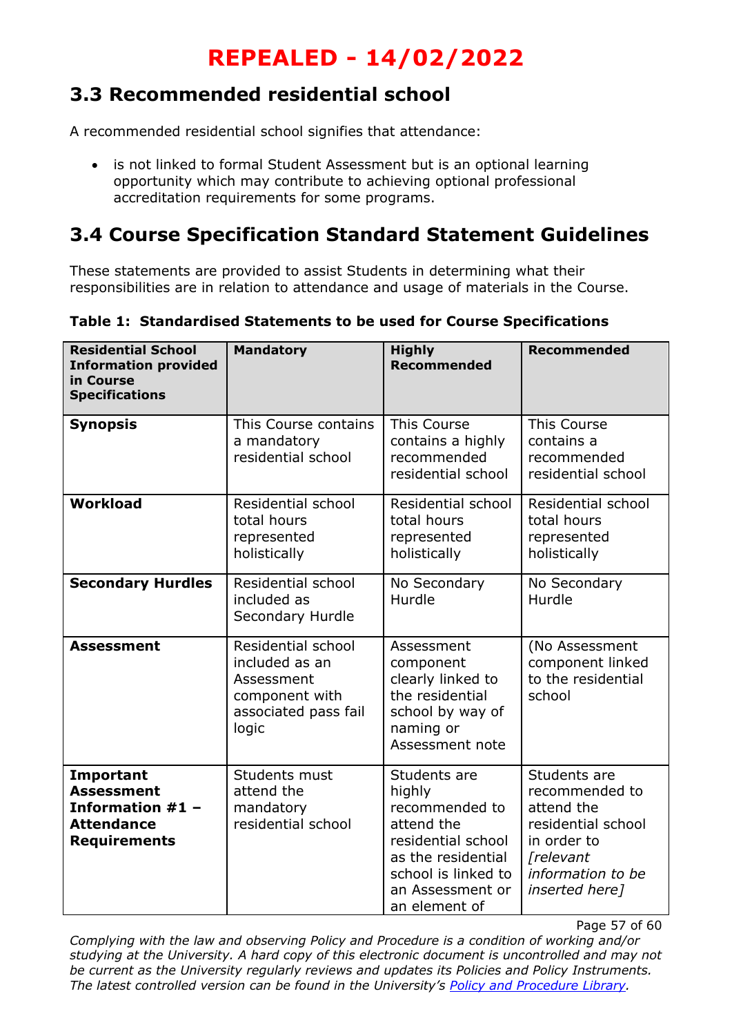# REPEALED - 14/02/2022

## 3.3 Recommended residential school

A recommended residential school signifies that attendance:

- is not linked to formal Student Assessment but is an optional learning opportunity which may contribute to achieving optional professional accreditation requirements for some programs.

## 3.4 Course Specification Standard Statement Guidelines

These statements are provided to assist Students in determining what their responsibilities are in relation to attendance and usage of materials in the Course.

**Table 1: Standardised Statements to be used for Course Specifications**

| Residential School Information provided in Course Specifications | Mandatory | Highly Recommended | Recommended |
|---|---|---|---|
| **Synopsis** | This Course contains a mandatory residential school | This Course contains a highly recommended residential school | This Course contains a recommended residential school |
| **Workload** | Residential school total hours represented holistically | Residential school total hours represented holistically | Residential school total hours represented holistically |
| **Secondary Hurdles** | Residential school included as Secondary Hurdle | No Secondary Hurdle | No Secondary Hurdle |
| **Assessment** | Residential school included as an Assessment component with associated pass fail logic | Assessment component clearly linked to the residential school by way of naming or Assessment note | (No Assessment component linked to the residential school |
| **Important Assessment Information #1 – Attendance Requirements** | Students must attend the mandatory residential school | Students are highly recommended to attend the residential school as the residential school is linked to an Assessment or an element of | Students are recommended to attend the residential school in order to *[relevant information to be inserted here]* |

*Complying with the law and observing Policy and Procedure is a condition of working and/or studying at the University. A hard copy of this electronic document is uncontrolled and may not be current as the University regularly reviews and updates its Policies and Policy Instruments. The latest controlled version can be found in the University's Policy and Procedure Library.*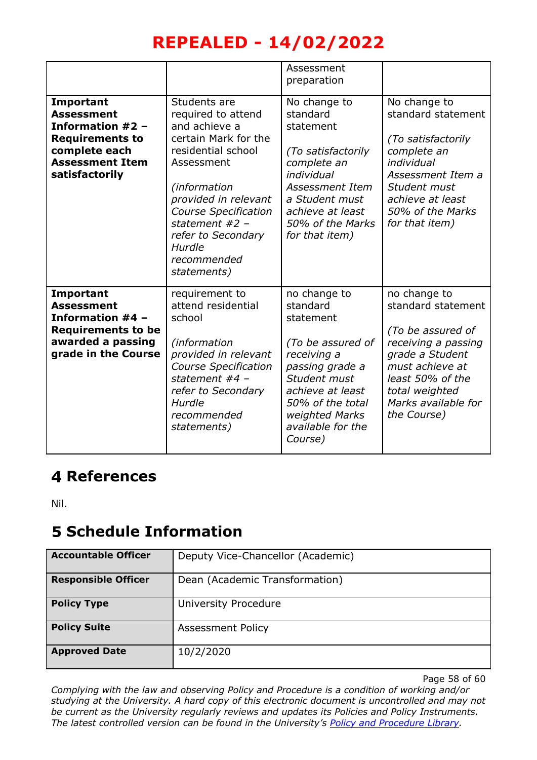# REPEALED - 14/02/2022

| | | | |
|---|---|---|---|
| | | Assessment preparation | |
| **Important Assessment Information #2 – Requirements to complete each Assessment Item satisfactorily** | Students are required to attend and achieve a certain Mark for the residential school Assessment<br><br>*(information provided in relevant Course Specification statement #2 – refer to Secondary Hurdle recommended statements)* | No change to standard statement<br><br>*(To satisfactorily complete an individual Assessment Item a Student must achieve at least 50% of the Marks for that item)* | No change to standard statement<br><br>*(To satisfactorily complete an individual Assessment Item a Student must achieve at least 50% of the Marks for that item)* |
| **Important Assessment Information #4 – Requirements to be awarded a passing grade in the Course** | requirement to attend residential school<br><br>*(information provided in relevant Course Specification statement #4 – refer to Secondary Hurdle recommended statements)* | no change to standard statement<br><br>*(To be assured of receiving a passing grade a Student must achieve at least 50% of the total weighted Marks available for the Course)* | no change to standard statement<br><br>*(To be assured of receiving a passing grade a Student must achieve at least 50% of the total weighted Marks available for the Course)* |

## 4 References

Nil.

## 5 Schedule Information

| | |
|---|---|
| **Accountable Officer** | Deputy Vice-Chancellor (Academic) |
| **Responsible Officer** | Dean (Academic Transformation) |
| **Policy Type** | University Procedure |
| **Policy Suite** | Assessment Policy |
| **Approved Date** | 10/2/2020 |

*Complying with the law and observing Policy and Procedure is a condition of working and/or studying at the University. A hard copy of this electronic document is uncontrolled and may not be current as the University regularly reviews and updates its Policies and Policy Instruments. The latest controlled version can be found in the University's Policy and Procedure Library.*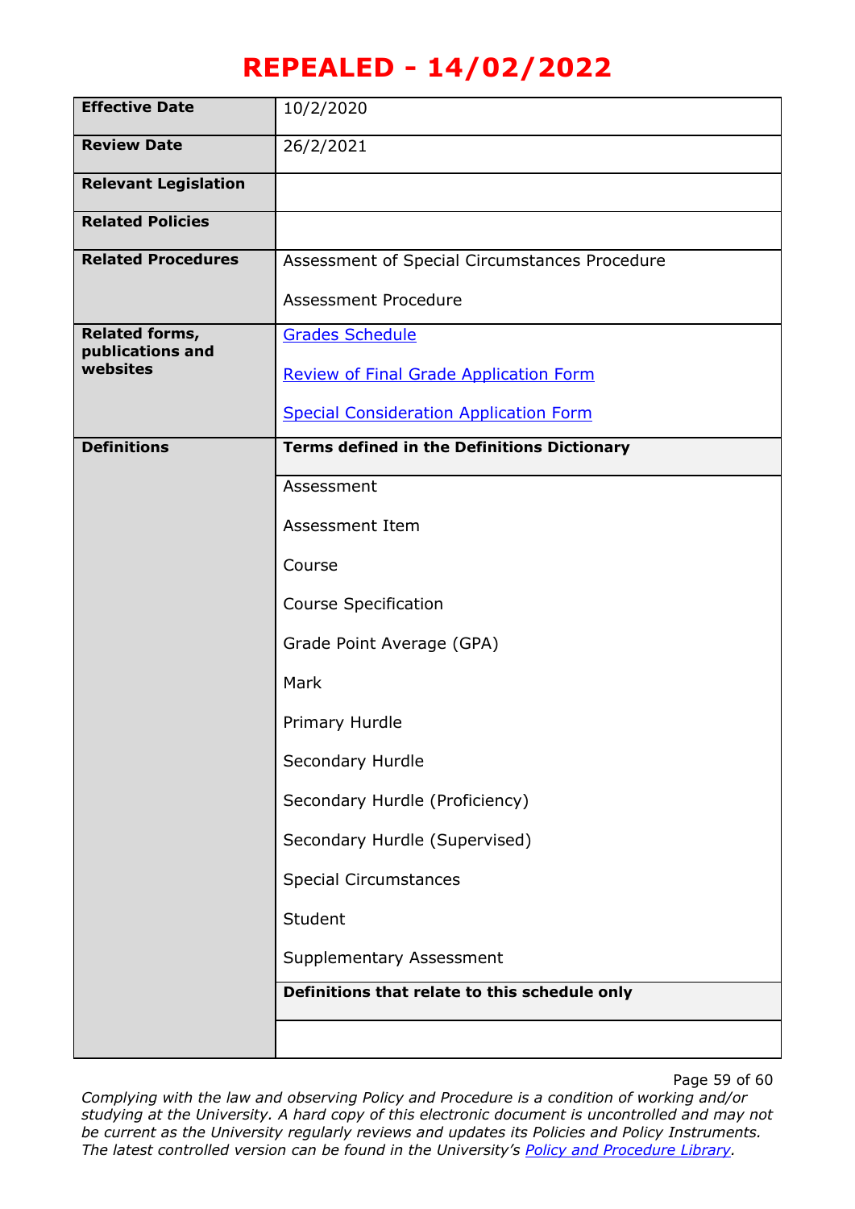# REPEALED - 14/02/2022

| | |
|---|---|
| **Effective Date** | 10/2/2020 |
| **Review Date** | 26/2/2021 |
| **Relevant Legislation** | |
| **Related Policies** | |
| **Related Procedures** | Assessment of Special Circumstances Procedure<br><br>Assessment Procedure |
| **Related forms, publications and websites** | Grades Schedule<br><br>Review of Final Grade Application Form<br><br>Special Consideration Application Form |
| **Definitions** | **Terms defined in the Definitions Dictionary** |
| | Assessment<br><br>Assessment Item<br><br>Course<br><br>Course Specification<br><br>Grade Point Average (GPA)<br><br>Mark<br><br>Primary Hurdle<br><br>Secondary Hurdle<br><br>Secondary Hurdle (Proficiency)<br><br>Secondary Hurdle (Supervised)<br><br>Special Circumstances<br><br>Student<br><br>Supplementary Assessment |
| | **Definitions that relate to this schedule only** |
| | |

*Complying with the law and observing Policy and Procedure is a condition of working and/or studying at the University. A hard copy of this electronic document is uncontrolled and may not be current as the University regularly reviews and updates its Policies and Policy Instruments. The latest controlled version can be found in the University's Policy and Procedure Library.*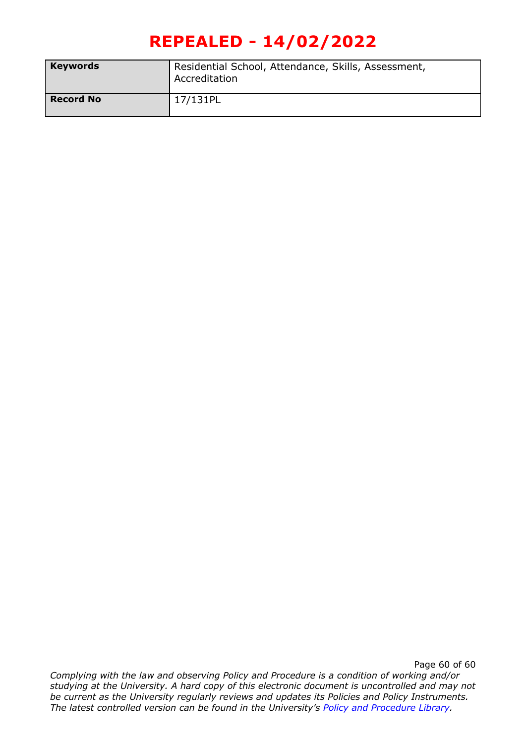# REPEALED - 14/02/2022

| | |
|---|---|
| **Keywords** | Residential School, Attendance, Skills, Assessment, Accreditation |
| **Record No** | 17/131PL |